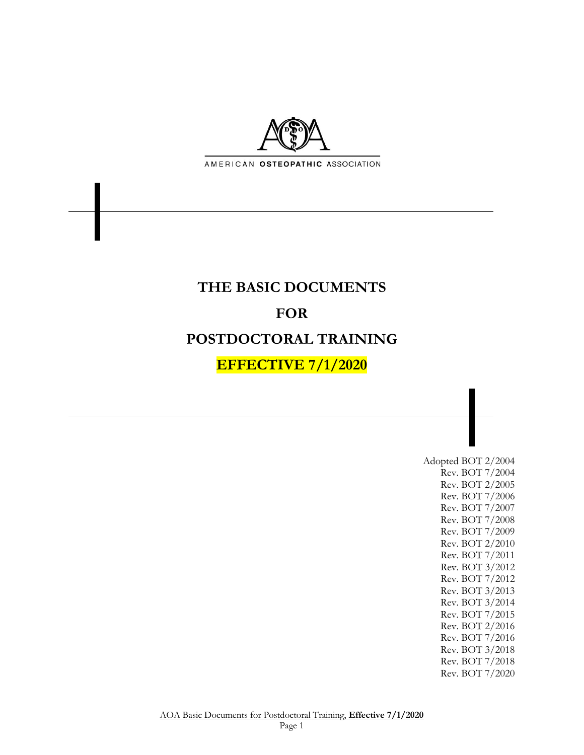AMERICAN **OSTEOPATHIC** ASSOCIATION

# THE BASIC DOCUMENTS

# FOR

# POSTDOCTORAL TRAINING

# EFFECTIVE 7/1/2020

Adopted BOT 2/2004
Rev. BOT 7/2004
Rev. BOT 2/2005
Rev. BOT 7/2006
Rev. BOT 7/2007
Rev. BOT 7/2008
Rev. BOT 7/2009
Rev. BOT 2/2010
Rev. BOT 7/2011
Rev. BOT 3/2012
Rev. BOT 7/2012
Rev. BOT 3/2013
Rev. BOT 3/2014
Rev. BOT 7/2015
Rev. BOT 2/2016
Rev. BOT 7/2016
Rev. BOT 3/2018
Rev. BOT 7/2018
Rev. BOT 7/2020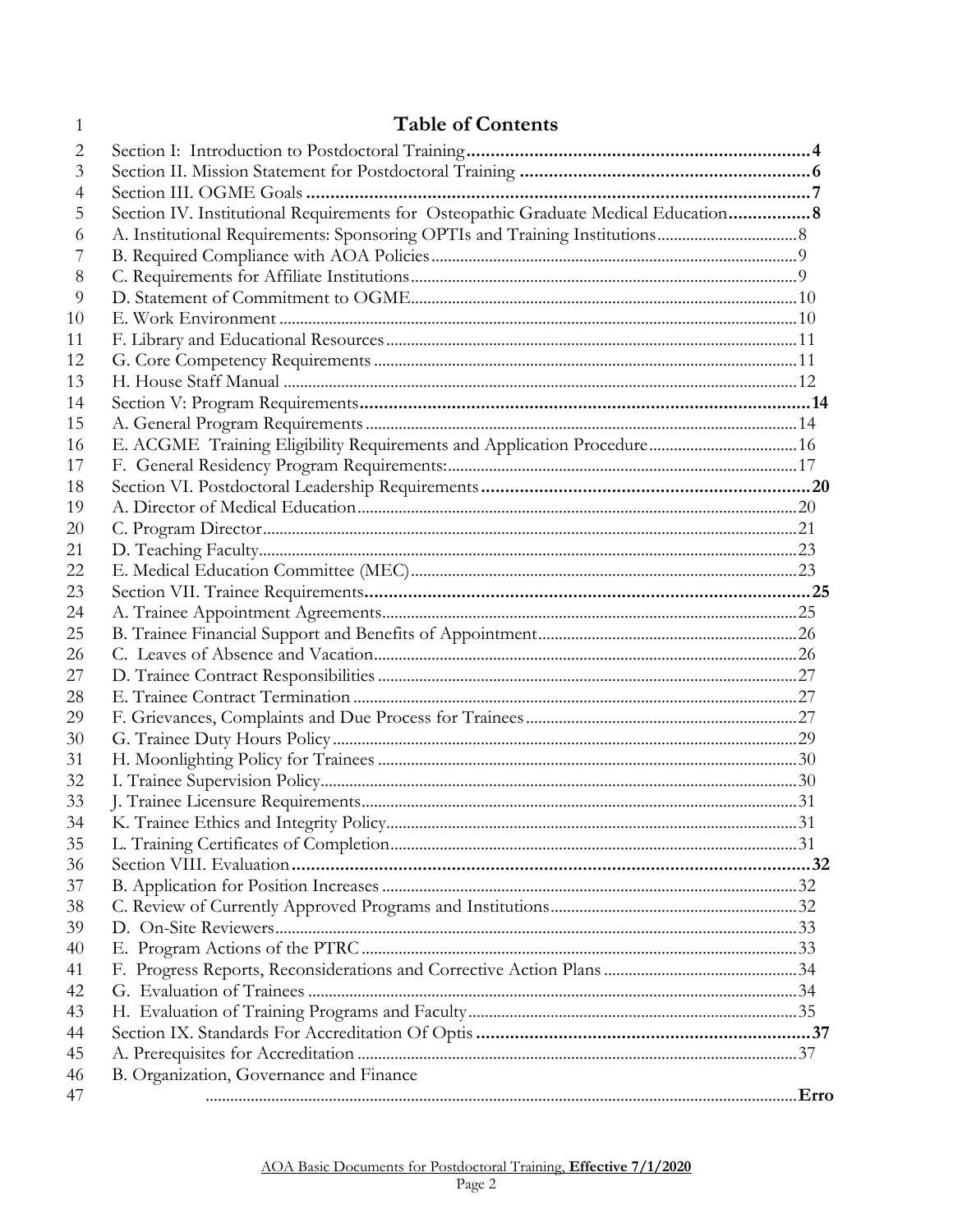# Table of Contents

Section I: Introduction to Postdoctoral Training ...... 4
Section II. Mission Statement for Postdoctoral Training ...... 6
Section III. OGME Goals ...... 7
Section IV. Institutional Requirements for Osteopathic Graduate Medical Education ...... 8
A. Institutional Requirements: Sponsoring OPTIs and Training Institutions ...... 8
B. Required Compliance with AOA Policies ...... 9
C. Requirements for Affiliate Institutions ...... 9
D. Statement of Commitment to OGME ...... 10
E. Work Environment ...... 10
F. Library and Educational Resources ...... 11
G. Core Competency Requirements ...... 11
H. House Staff Manual ...... 12
Section V: Program Requirements ...... 14
A. General Program Requirements ...... 14
E. ACGME Training Eligibility Requirements and Application Procedure ...... 16
F. General Residency Program Requirements: ...... 17
Section VI. Postdoctoral Leadership Requirements ...... 20
A. Director of Medical Education ...... 20
C. Program Director ...... 21
D. Teaching Faculty ...... 23
E. Medical Education Committee (MEC) ...... 23
Section VII. Trainee Requirements ...... 25
A. Trainee Appointment Agreements ...... 25
B. Trainee Financial Support and Benefits of Appointment ...... 26
C. Leaves of Absence and Vacation ...... 26
D. Trainee Contract Responsibilities ...... 27
E. Trainee Contract Termination ...... 27
F. Grievances, Complaints and Due Process for Trainees ...... 27
G. Trainee Duty Hours Policy ...... 29
H. Moonlighting Policy for Trainees ...... 30
I. Trainee Supervision Policy ...... 30
J. Trainee Licensure Requirements ...... 31
K. Trainee Ethics and Integrity Policy ...... 31
L. Training Certificates of Completion ...... 31
Section VIII. Evaluation ...... 32
B. Application for Position Increases ...... 32
C. Review of Currently Approved Programs and Institutions ...... 32
D. On-Site Reviewers ...... 33
E. Program Actions of the PTRC ...... 33
F. Progress Reports, Reconsiderations and Corrective Action Plans ...... 34
G. Evaluation of Trainees ...... 34
H. Evaluation of Training Programs and Faculty ...... 35
Section IX. Standards For Accreditation Of Optis ...... 37
A. Prerequisites for Accreditation ...... 37
B. Organization, Governance and Finance ...... Erro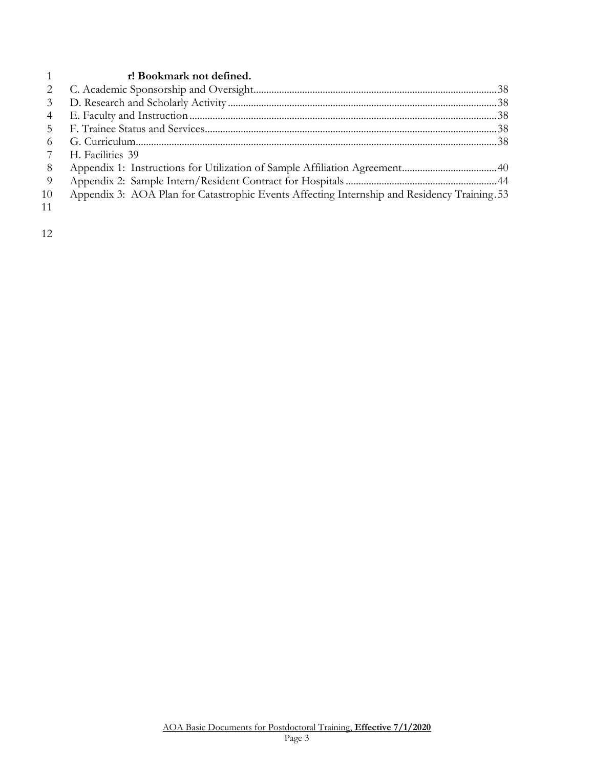**r! Bookmark not defined.**

C. Academic Sponsorship and Oversight....38
D. Research and Scholarly Activity....38
E. Faculty and Instruction....38
F. Trainee Status and Services....38
G. Curriculum....38
H. Facilities 39
Appendix 1: Instructions for Utilization of Sample Affiliation Agreement....40
Appendix 2: Sample Intern/Resident Contract for Hospitals....44
Appendix 3: AOA Plan for Catastrophic Events Affecting Internship and Residency Training.53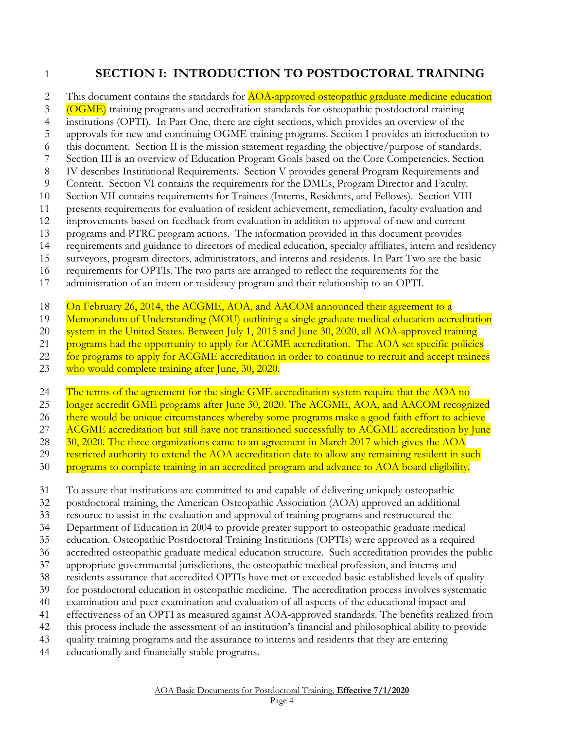# SECTION I: INTRODUCTION TO POSTDOCTORAL TRAINING

This document contains the standards for AOA-approved osteopathic graduate medicine education (OGME) training programs and accreditation standards for osteopathic postdoctoral training institutions (OPTI). In Part One, there are eight sections, which provides an overview of the approvals for new and continuing OGME training programs. Section I provides an introduction to this document. Section II is the mission statement regarding the objective/purpose of standards. Section III is an overview of Education Program Goals based on the Core Competencies. Section IV describes Institutional Requirements. Section V provides general Program Requirements and Content. Section VI contains the requirements for the DMEs, Program Director and Faculty. Section VII contains requirements for Trainees (Interns, Residents, and Fellows). Section VIII presents requirements for evaluation of resident achievement, remediation, faculty evaluation and improvements based on feedback from evaluation in addition to approval of new and current programs and PTRC program actions. The information provided in this document provides requirements and guidance to directors of medical education, specialty affiliates, intern and residency surveyors, program directors, administrators, and interns and residents. In Part Two are the basic requirements for OPTIs. The two parts are arranged to reflect the requirements for the administration of an intern or residency program and their relationship to an OPTI.

On February 26, 2014, the ACGME, AOA, and AACOM announced their agreement to a Memorandum of Understanding (MOU) outlining a single graduate medical education accreditation system in the United States. Between July 1, 2015 and June 30, 2020, all AOA-approved training programs had the opportunity to apply for ACGME accreditation. The AOA set specific policies for programs to apply for ACGME accreditation in order to continue to recruit and accept trainees who would complete training after June, 30, 2020.

The terms of the agreement for the single GME accreditation system require that the AOA no longer accredit GME programs after June 30, 2020. The ACGME, AOA, and AACOM recognized there would be unique circumstances whereby some programs make a good faith effort to achieve ACGME accreditation but still have not transitioned successfully to ACGME accreditation by June 30, 2020. The three organizations came to an agreement in March 2017 which gives the AOA restricted authority to extend the AOA accreditation date to allow any remaining resident in such programs to complete training in an accredited program and advance to AOA board eligibility.

To assure that institutions are committed to and capable of delivering uniquely osteopathic postdoctoral training, the American Osteopathic Association (AOA) approved an additional resource to assist in the evaluation and approval of training programs and restructured the Department of Education in 2004 to provide greater support to osteopathic graduate medical education. Osteopathic Postdoctoral Training Institutions (OPTIs) were approved as a required accredited osteopathic graduate medical education structure. Such accreditation provides the public appropriate governmental jurisdictions, the osteopathic medical profession, and interns and residents assurance that accredited OPTIs have met or exceeded basic established levels of quality for postdoctoral education in osteopathic medicine. The accreditation process involves systematic examination and peer examination and evaluation of all aspects of the educational impact and effectiveness of an OPTI as measured against AOA-approved standards. The benefits realized from this process include the assessment of an institution's financial and philosophical ability to provide quality training programs and the assurance to interns and residents that they are entering educationally and financially stable programs.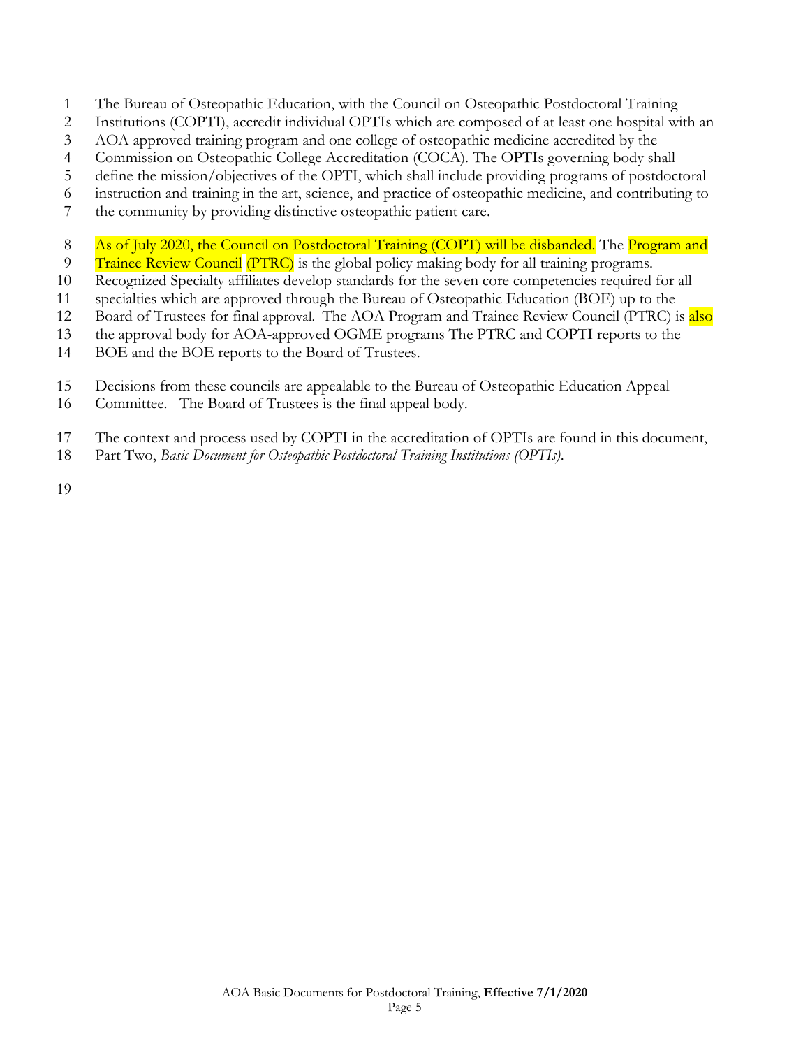The Bureau of Osteopathic Education, with the Council on Osteopathic Postdoctoral Training Institutions (COPTI), accredit individual OPTIs which are composed of at least one hospital with an AOA approved training program and one college of osteopathic medicine accredited by the Commission on Osteopathic College Accreditation (COCA). The OPTIs governing body shall define the mission/objectives of the OPTI, which shall include providing programs of postdoctoral instruction and training in the art, science, and practice of osteopathic medicine, and contributing to the community by providing distinctive osteopathic patient care.

As of July 2020, the Council on Postdoctoral Training (COPT) will be disbanded. The Program and Trainee Review Council (PTRC) is the global policy making body for all training programs. Recognized Specialty affiliates develop standards for the seven core competencies required for all specialties which are approved through the Bureau of Osteopathic Education (BOE) up to the Board of Trustees for final approval. The AOA Program and Trainee Review Council (PTRC) is also the approval body for AOA-approved OGME programs The PTRC and COPTI reports to the BOE and the BOE reports to the Board of Trustees.

Decisions from these councils are appealable to the Bureau of Osteopathic Education Appeal Committee. The Board of Trustees is the final appeal body.

The context and process used by COPTI in the accreditation of OPTIs are found in this document, Part Two, *Basic Document for Osteopathic Postdoctoral Training Institutions (OPTIs)*.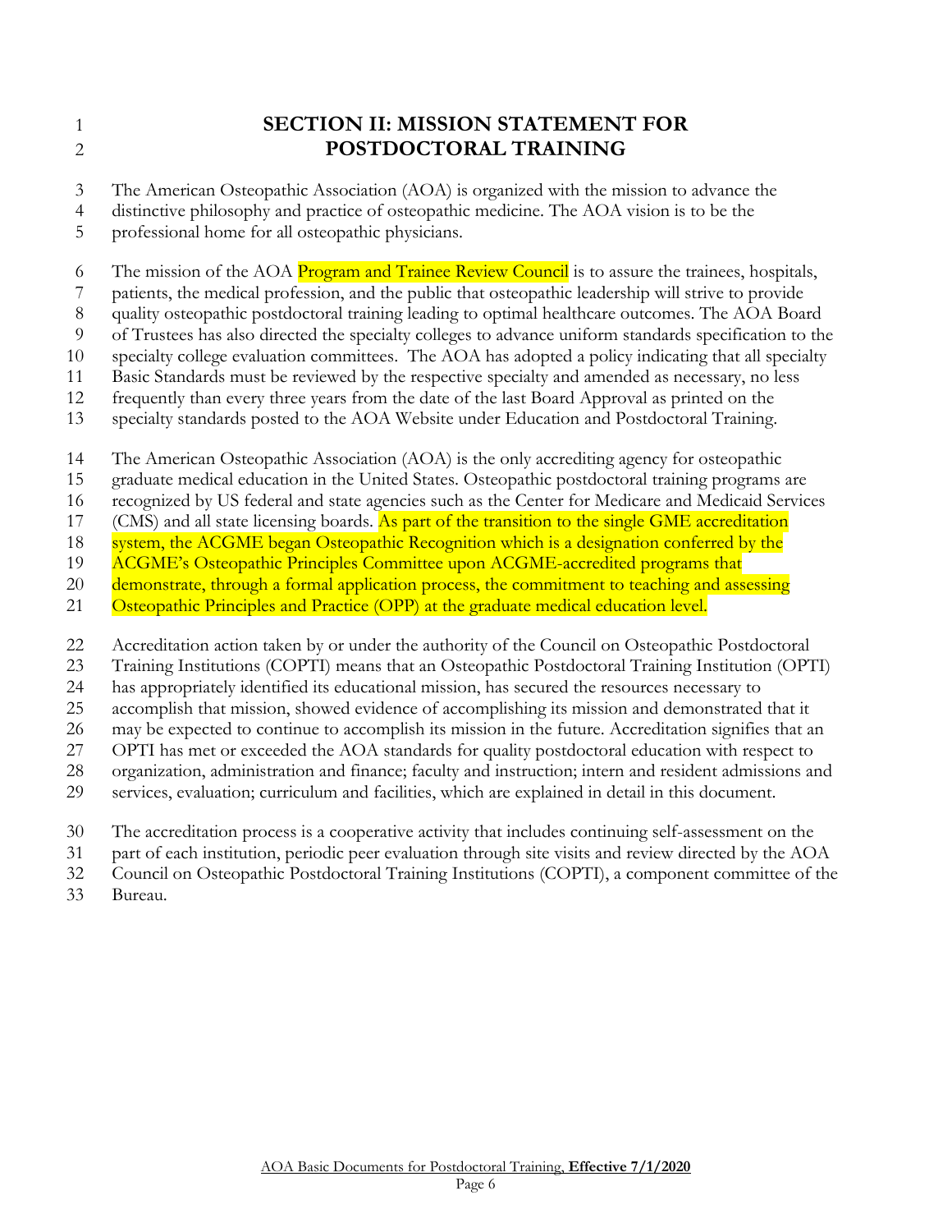# SECTION II: MISSION STATEMENT FOR POSTDOCTORAL TRAINING

The American Osteopathic Association (AOA) is organized with the mission to advance the distinctive philosophy and practice of osteopathic medicine. The AOA vision is to be the professional home for all osteopathic physicians.

The mission of the AOA Program and Trainee Review Council is to assure the trainees, hospitals, patients, the medical profession, and the public that osteopathic leadership will strive to provide quality osteopathic postdoctoral training leading to optimal healthcare outcomes. The AOA Board of Trustees has also directed the specialty colleges to advance uniform standards specification to the specialty college evaluation committees. The AOA has adopted a policy indicating that all specialty Basic Standards must be reviewed by the respective specialty and amended as necessary, no less frequently than every three years from the date of the last Board Approval as printed on the specialty standards posted to the AOA Website under Education and Postdoctoral Training.

The American Osteopathic Association (AOA) is the only accrediting agency for osteopathic graduate medical education in the United States. Osteopathic postdoctoral training programs are recognized by US federal and state agencies such as the Center for Medicare and Medicaid Services (CMS) and all state licensing boards. As part of the transition to the single GME accreditation system, the ACGME began Osteopathic Recognition which is a designation conferred by the ACGME's Osteopathic Principles Committee upon ACGME-accredited programs that demonstrate, through a formal application process, the commitment to teaching and assessing Osteopathic Principles and Practice (OPP) at the graduate medical education level.

Accreditation action taken by or under the authority of the Council on Osteopathic Postdoctoral Training Institutions (COPTI) means that an Osteopathic Postdoctoral Training Institution (OPTI) has appropriately identified its educational mission, has secured the resources necessary to accomplish that mission, showed evidence of accomplishing its mission and demonstrated that it may be expected to continue to accomplish its mission in the future. Accreditation signifies that an OPTI has met or exceeded the AOA standards for quality postdoctoral education with respect to organization, administration and finance; faculty and instruction; intern and resident admissions and services, evaluation; curriculum and facilities, which are explained in detail in this document.

The accreditation process is a cooperative activity that includes continuing self-assessment on the part of each institution, periodic peer evaluation through site visits and review directed by the AOA Council on Osteopathic Postdoctoral Training Institutions (COPTI), a component committee of the Bureau.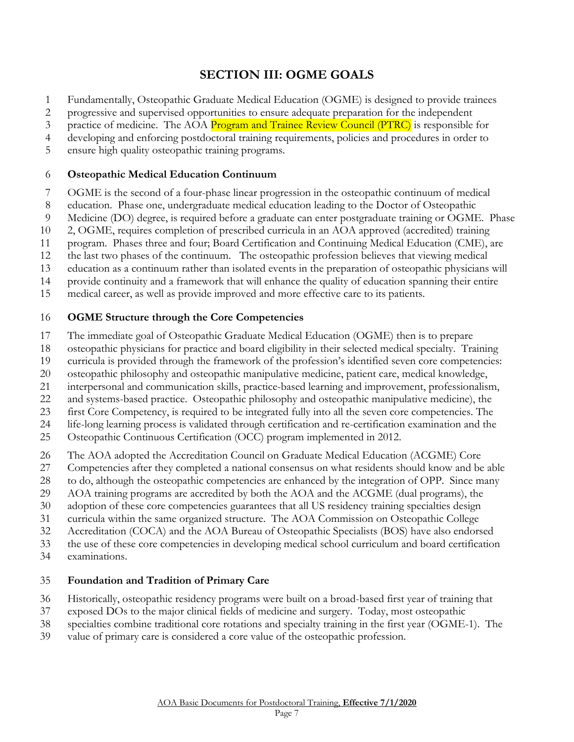# SECTION III: OGME GOALS

Fundamentally, Osteopathic Graduate Medical Education (OGME) is designed to provide trainees progressive and supervised opportunities to ensure adequate preparation for the independent practice of medicine. The AOA Program and Trainee Review Council (PTRC) is responsible for developing and enforcing postdoctoral training requirements, policies and procedures in order to ensure high quality osteopathic training programs.

## Osteopathic Medical Education Continuum

OGME is the second of a four-phase linear progression in the osteopathic continuum of medical education. Phase one, undergraduate medical education leading to the Doctor of Osteopathic Medicine (DO) degree, is required before a graduate can enter postgraduate training or OGME. Phase 2, OGME, requires completion of prescribed curricula in an AOA approved (accredited) training program. Phases three and four; Board Certification and Continuing Medical Education (CME), are the last two phases of the continuum. The osteopathic profession believes that viewing medical education as a continuum rather than isolated events in the preparation of osteopathic physicians will provide continuity and a framework that will enhance the quality of education spanning their entire medical career, as well as provide improved and more effective care to its patients.

## OGME Structure through the Core Competencies

The immediate goal of Osteopathic Graduate Medical Education (OGME) then is to prepare osteopathic physicians for practice and board eligibility in their selected medical specialty. Training curricula is provided through the framework of the profession's identified seven core competencies: osteopathic philosophy and osteopathic manipulative medicine, patient care, medical knowledge, interpersonal and communication skills, practice-based learning and improvement, professionalism, and systems-based practice. Osteopathic philosophy and osteopathic manipulative medicine), the first Core Competency, is required to be integrated fully into all the seven core competencies. The life-long learning process is validated through certification and re-certification examination and the Osteopathic Continuous Certification (OCC) program implemented in 2012.

The AOA adopted the Accreditation Council on Graduate Medical Education (ACGME) Core Competencies after they completed a national consensus on what residents should know and be able to do, although the osteopathic competencies are enhanced by the integration of OPP. Since many AOA training programs are accredited by both the AOA and the ACGME (dual programs), the adoption of these core competencies guarantees that all US residency training specialties design curricula within the same organized structure. The AOA Commission on Osteopathic College Accreditation (COCA) and the AOA Bureau of Osteopathic Specialists (BOS) have also endorsed the use of these core competencies in developing medical school curriculum and board certification examinations.

## Foundation and Tradition of Primary Care

Historically, osteopathic residency programs were built on a broad-based first year of training that exposed DOs to the major clinical fields of medicine and surgery. Today, most osteopathic specialties combine traditional core rotations and specialty training in the first year (OGME-1). The value of primary care is considered a core value of the osteopathic profession.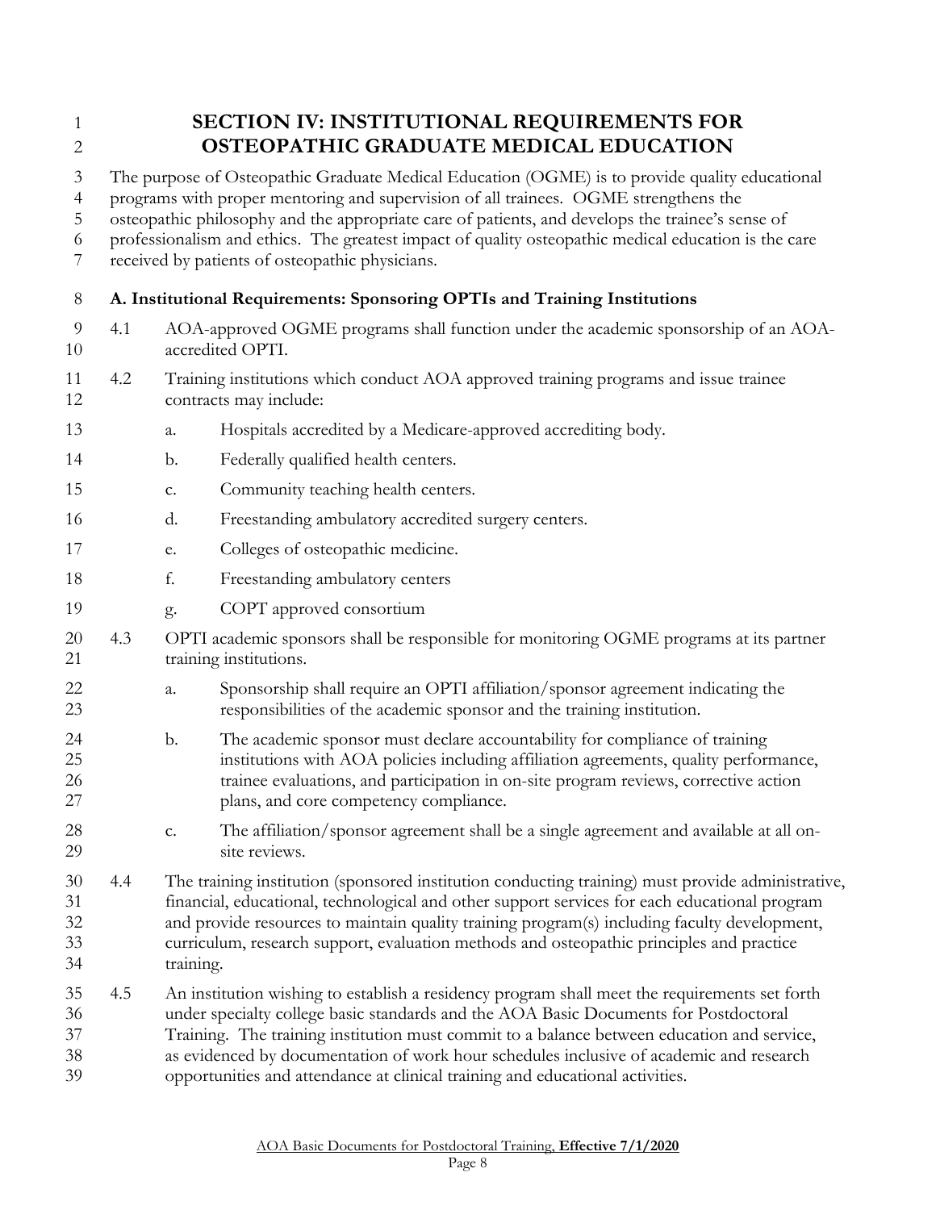# SECTION IV: INSTITUTIONAL REQUIREMENTS FOR OSTEOPATHIC GRADUATE MEDICAL EDUCATION

The purpose of Osteopathic Graduate Medical Education (OGME) is to provide quality educational programs with proper mentoring and supervision of all trainees. OGME strengthens the osteopathic philosophy and the appropriate care of patients, and develops the trainee's sense of professionalism and ethics. The greatest impact of quality osteopathic medical education is the care received by patients of osteopathic physicians.

## A. Institutional Requirements: Sponsoring OPTIs and Training Institutions

4.1 AOA-approved OGME programs shall function under the academic sponsorship of an AOA-accredited OPTI.

4.2 Training institutions which conduct AOA approved training programs and issue trainee contracts may include:

- a. Hospitals accredited by a Medicare-approved accrediting body.
- b. Federally qualified health centers.
- c. Community teaching health centers.
- d. Freestanding ambulatory accredited surgery centers.
- e. Colleges of osteopathic medicine.
- f. Freestanding ambulatory centers
- g. COPT approved consortium

4.3 OPTI academic sponsors shall be responsible for monitoring OGME programs at its partner training institutions.

- a. Sponsorship shall require an OPTI affiliation/sponsor agreement indicating the responsibilities of the academic sponsor and the training institution.
- b. The academic sponsor must declare accountability for compliance of training institutions with AOA policies including affiliation agreements, quality performance, trainee evaluations, and participation in on-site program reviews, corrective action plans, and core competency compliance.
- c. The affiliation/sponsor agreement shall be a single agreement and available at all on-site reviews.

4.4 The training institution (sponsored institution conducting training) must provide administrative, financial, educational, technological and other support services for each educational program and provide resources to maintain quality training program(s) including faculty development, curriculum, research support, evaluation methods and osteopathic principles and practice training.

4.5 An institution wishing to establish a residency program shall meet the requirements set forth under specialty college basic standards and the AOA Basic Documents for Postdoctoral Training. The training institution must commit to a balance between education and service, as evidenced by documentation of work hour schedules inclusive of academic and research opportunities and attendance at clinical training and educational activities.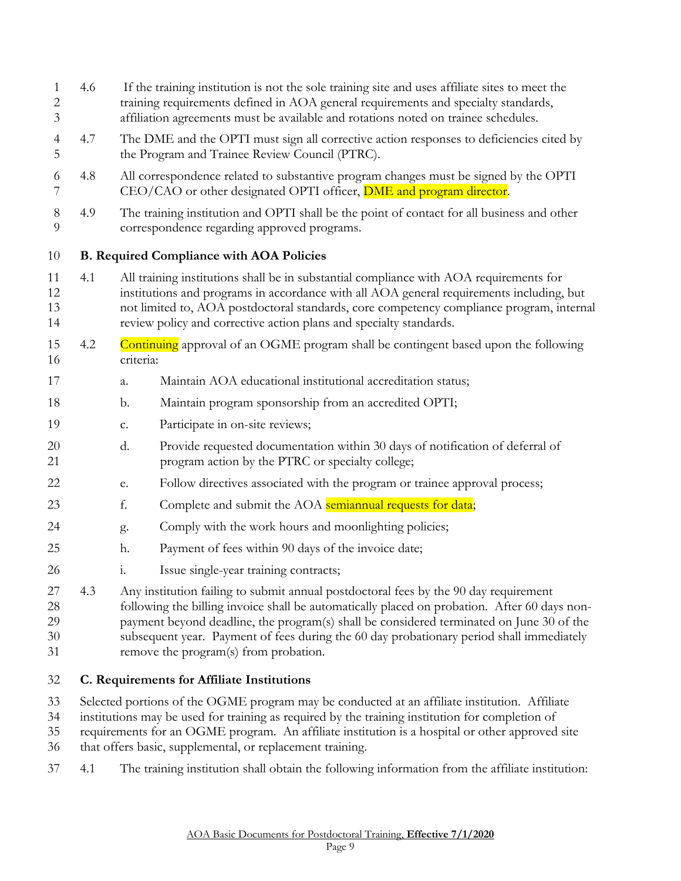4.6 If the training institution is not the sole training site and uses affiliate sites to meet the training requirements defined in AOA general requirements and specialty standards, affiliation agreements must be available and rotations noted on trainee schedules.

4.7 The DME and the OPTI must sign all corrective action responses to deficiencies cited by the Program and Trainee Review Council (PTRC).

4.8 All correspondence related to substantive program changes must be signed by the OPTI CEO/CAO or other designated OPTI officer, DME and program director.

4.9 The training institution and OPTI shall be the point of contact for all business and other correspondence regarding approved programs.

### B. Required Compliance with AOA Policies

4.1 All training institutions shall be in substantial compliance with AOA requirements for institutions and programs in accordance with all AOA general requirements including, but not limited to, AOA postdoctoral standards, core competency compliance program, internal review policy and corrective action plans and specialty standards.

4.2 Continuing approval of an OGME program shall be contingent based upon the following criteria:

a. Maintain AOA educational institutional accreditation status;

b. Maintain program sponsorship from an accredited OPTI;

c. Participate in on-site reviews;

d. Provide requested documentation within 30 days of notification of deferral of program action by the PTRC or specialty college;

e. Follow directives associated with the program or trainee approval process;

f. Complete and submit the AOA semiannual requests for data;

g. Comply with the work hours and moonlighting policies;

h. Payment of fees within 90 days of the invoice date;

i. Issue single-year training contracts;

4.3 Any institution failing to submit annual postdoctoral fees by the 90 day requirement following the billing invoice shall be automatically placed on probation. After 60 days non-payment beyond deadline, the program(s) shall be considered terminated on June 30 of the subsequent year. Payment of fees during the 60 day probationary period shall immediately remove the program(s) from probation.

### C. Requirements for Affiliate Institutions

Selected portions of the OGME program may be conducted at an affiliate institution. Affiliate institutions may be used for training as required by the training institution for completion of requirements for an OGME program. An affiliate institution is a hospital or other approved site that offers basic, supplemental, or replacement training.

4.1 The training institution shall obtain the following information from the affiliate institution: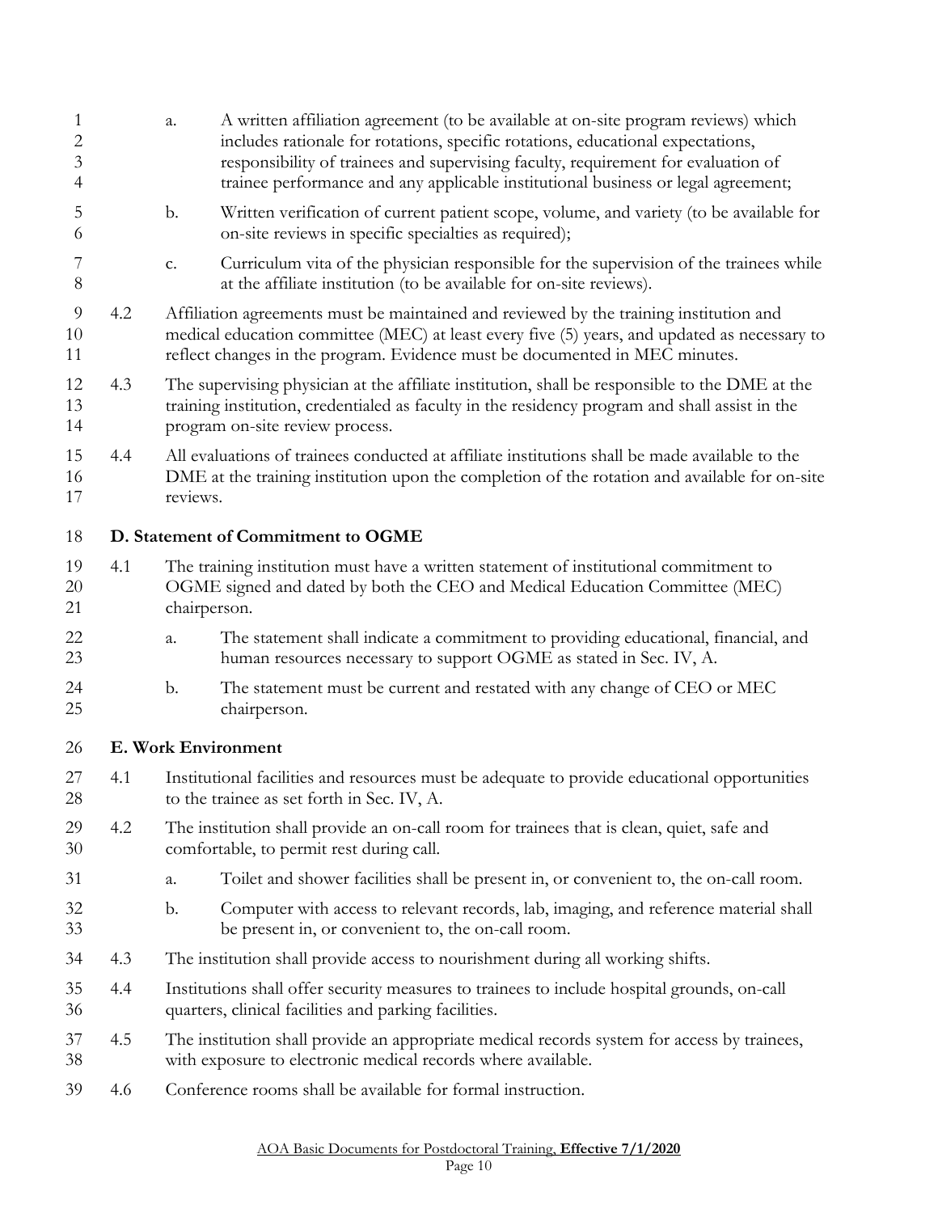a. A written affiliation agreement (to be available at on-site program reviews) which includes rationale for rotations, specific rotations, educational expectations, responsibility of trainees and supervising faculty, requirement for evaluation of trainee performance and any applicable institutional business or legal agreement;

b. Written verification of current patient scope, volume, and variety (to be available for on-site reviews in specific specialties as required);

c. Curriculum vita of the physician responsible for the supervision of the trainees while at the affiliate institution (to be available for on-site reviews).

4.2 Affiliation agreements must be maintained and reviewed by the training institution and medical education committee (MEC) at least every five (5) years, and updated as necessary to reflect changes in the program. Evidence must be documented in MEC minutes.

4.3 The supervising physician at the affiliate institution, shall be responsible to the DME at the training institution, credentialed as faculty in the residency program and shall assist in the program on-site review process.

4.4 All evaluations of trainees conducted at affiliate institutions shall be made available to the DME at the training institution upon the completion of the rotation and available for on-site reviews.

**D. Statement of Commitment to OGME**

4.1 The training institution must have a written statement of institutional commitment to OGME signed and dated by both the CEO and Medical Education Committee (MEC) chairperson.

a. The statement shall indicate a commitment to providing educational, financial, and human resources necessary to support OGME as stated in Sec. IV, A.

b. The statement must be current and restated with any change of CEO or MEC chairperson.

**E. Work Environment**

4.1 Institutional facilities and resources must be adequate to provide educational opportunities to the trainee as set forth in Sec. IV, A.

4.2 The institution shall provide an on-call room for trainees that is clean, quiet, safe and comfortable, to permit rest during call.

a. Toilet and shower facilities shall be present in, or convenient to, the on-call room.

b. Computer with access to relevant records, lab, imaging, and reference material shall be present in, or convenient to, the on-call room.

4.3 The institution shall provide access to nourishment during all working shifts.

4.4 Institutions shall offer security measures to trainees to include hospital grounds, on-call quarters, clinical facilities and parking facilities.

4.5 The institution shall provide an appropriate medical records system for access by trainees, with exposure to electronic medical records where available.

4.6 Conference rooms shall be available for formal instruction.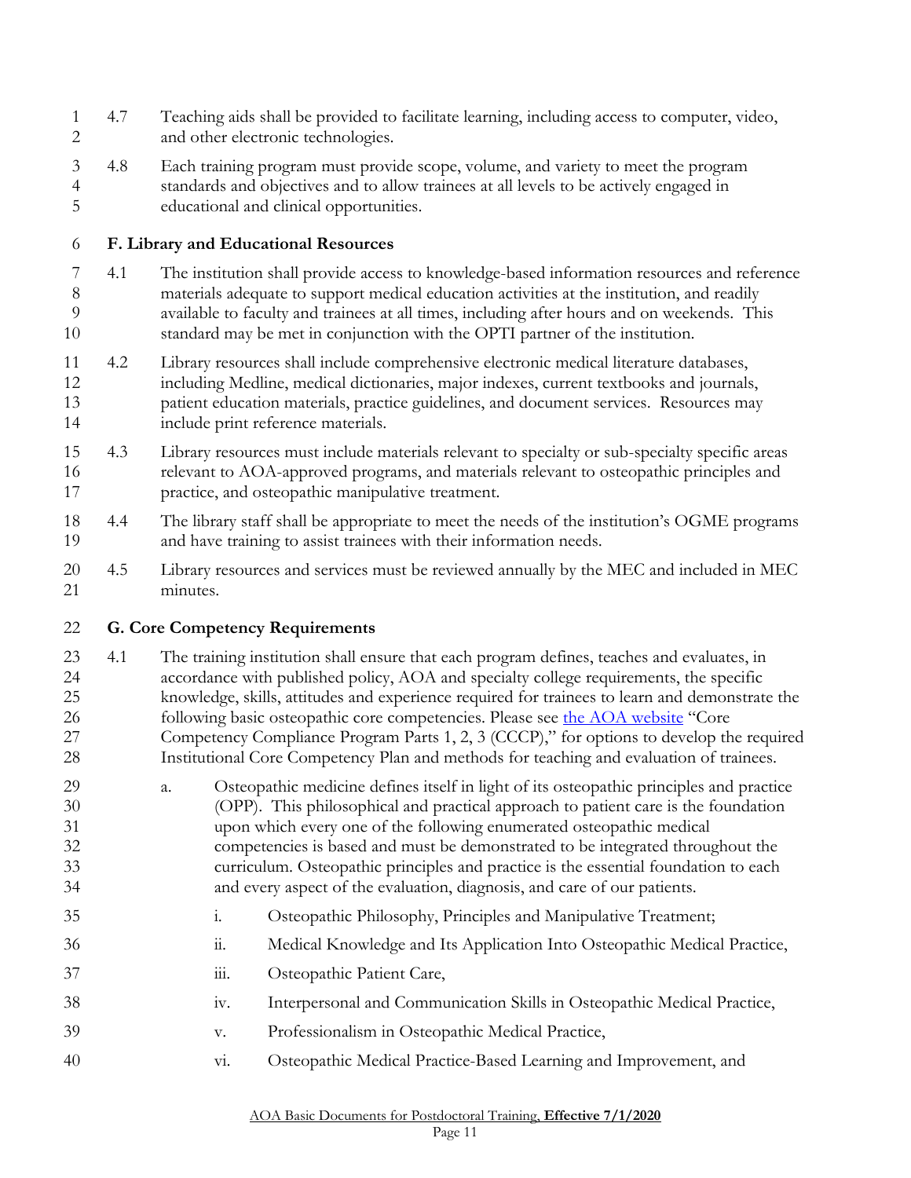4.7 Teaching aids shall be provided to facilitate learning, including access to computer, video, and other electronic technologies.

4.8 Each training program must provide scope, volume, and variety to meet the program standards and objectives and to allow trainees at all levels to be actively engaged in educational and clinical opportunities.

### F. Library and Educational Resources

4.1 The institution shall provide access to knowledge-based information resources and reference materials adequate to support medical education activities at the institution, and readily available to faculty and trainees at all times, including after hours and on weekends. This standard may be met in conjunction with the OPTI partner of the institution.

4.2 Library resources shall include comprehensive electronic medical literature databases, including Medline, medical dictionaries, major indexes, current textbooks and journals, patient education materials, practice guidelines, and document services. Resources may include print reference materials.

4.3 Library resources must include materials relevant to specialty or sub-specialty specific areas relevant to AOA-approved programs, and materials relevant to osteopathic principles and practice, and osteopathic manipulative treatment.

4.4 The library staff shall be appropriate to meet the needs of the institution's OGME programs and have training to assist trainees with their information needs.

4.5 Library resources and services must be reviewed annually by the MEC and included in MEC minutes.

### G. Core Competency Requirements

4.1 The training institution shall ensure that each program defines, teaches and evaluates, in accordance with published policy, AOA and specialty college requirements, the specific knowledge, skills, attitudes and experience required for trainees to learn and demonstrate the following basic osteopathic core competencies. Please see the AOA website "Core Competency Compliance Program Parts 1, 2, 3 (CCCP)," for options to develop the required Institutional Core Competency Plan and methods for teaching and evaluation of trainees.

a. Osteopathic medicine defines itself in light of its osteopathic principles and practice (OPP). This philosophical and practical approach to patient care is the foundation upon which every one of the following enumerated osteopathic medical competencies is based and must be demonstrated to be integrated throughout the curriculum. Osteopathic principles and practice is the essential foundation to each and every aspect of the evaluation, diagnosis, and care of our patients.

i. Osteopathic Philosophy, Principles and Manipulative Treatment;

ii. Medical Knowledge and Its Application Into Osteopathic Medical Practice,

iii. Osteopathic Patient Care,

iv. Interpersonal and Communication Skills in Osteopathic Medical Practice,

v. Professionalism in Osteopathic Medical Practice,

vi. Osteopathic Medical Practice-Based Learning and Improvement, and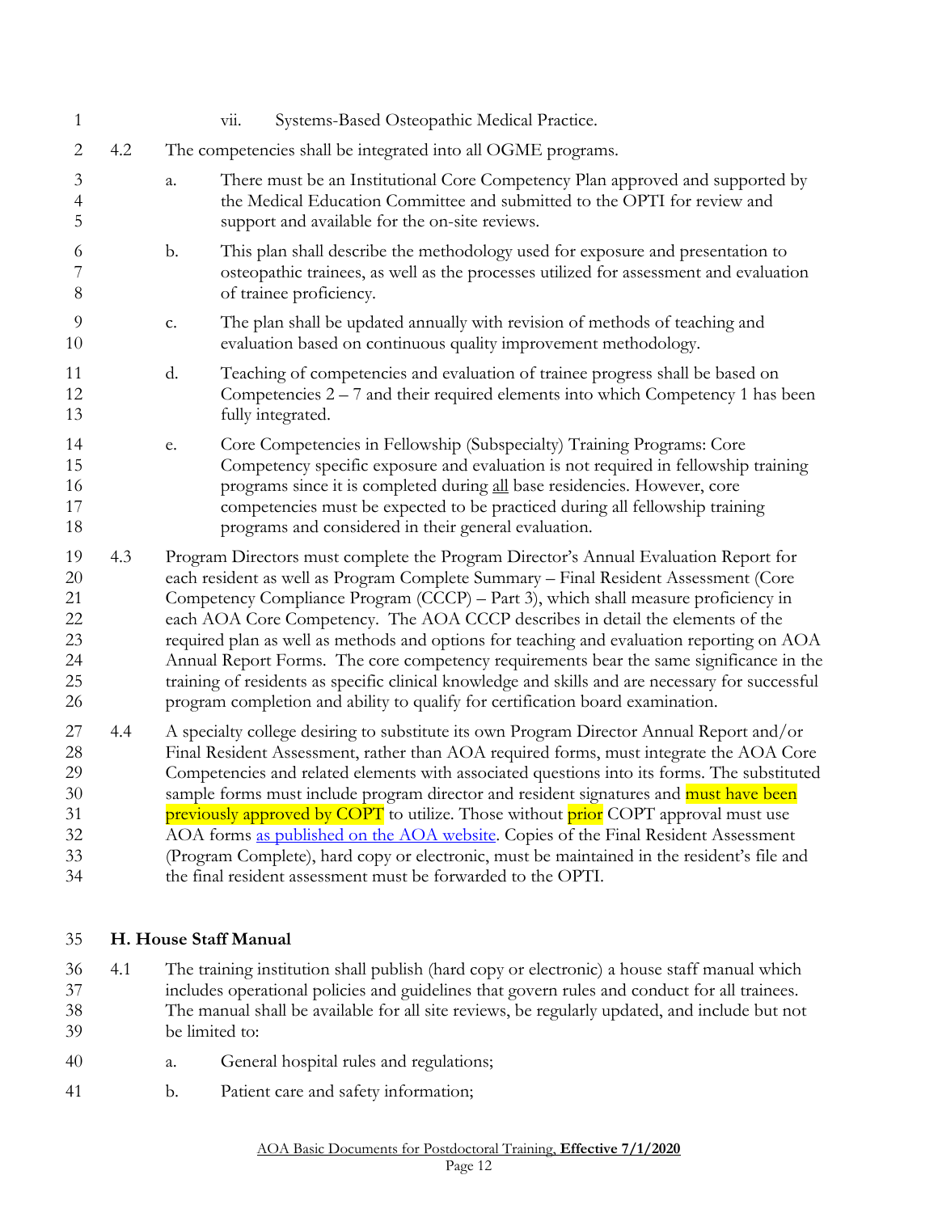vii. Systems-Based Osteopathic Medical Practice.

4.2 The competencies shall be integrated into all OGME programs.

a. There must be an Institutional Core Competency Plan approved and supported by the Medical Education Committee and submitted to the OPTI for review and support and available for the on-site reviews.

b. This plan shall describe the methodology used for exposure and presentation to osteopathic trainees, as well as the processes utilized for assessment and evaluation of trainee proficiency.

c. The plan shall be updated annually with revision of methods of teaching and evaluation based on continuous quality improvement methodology.

d. Teaching of competencies and evaluation of trainee progress shall be based on Competencies 2 – 7 and their required elements into which Competency 1 has been fully integrated.

e. Core Competencies in Fellowship (Subspecialty) Training Programs: Core Competency specific exposure and evaluation is not required in fellowship training programs since it is completed during all base residencies. However, core competencies must be expected to be practiced during all fellowship training programs and considered in their general evaluation.

4.3 Program Directors must complete the Program Director's Annual Evaluation Report for each resident as well as Program Complete Summary – Final Resident Assessment (Core Competency Compliance Program (CCCP) – Part 3), which shall measure proficiency in each AOA Core Competency. The AOA CCCP describes in detail the elements of the required plan as well as methods and options for teaching and evaluation reporting on AOA Annual Report Forms. The core competency requirements bear the same significance in the training of residents as specific clinical knowledge and skills and are necessary for successful program completion and ability to qualify for certification board examination.

4.4 A specialty college desiring to substitute its own Program Director Annual Report and/or Final Resident Assessment, rather than AOA required forms, must integrate the AOA Core Competencies and related elements with associated questions into its forms. The substituted sample forms must include program director and resident signatures and must have been previously approved by COPT to utilize. Those without prior COPT approval must use AOA forms as published on the AOA website. Copies of the Final Resident Assessment (Program Complete), hard copy or electronic, must be maintained in the resident's file and the final resident assessment must be forwarded to the OPTI.

## H. House Staff Manual

4.1 The training institution shall publish (hard copy or electronic) a house staff manual which includes operational policies and guidelines that govern rules and conduct for all trainees. The manual shall be available for all site reviews, be regularly updated, and include but not be limited to:

a. General hospital rules and regulations;

b. Patient care and safety information;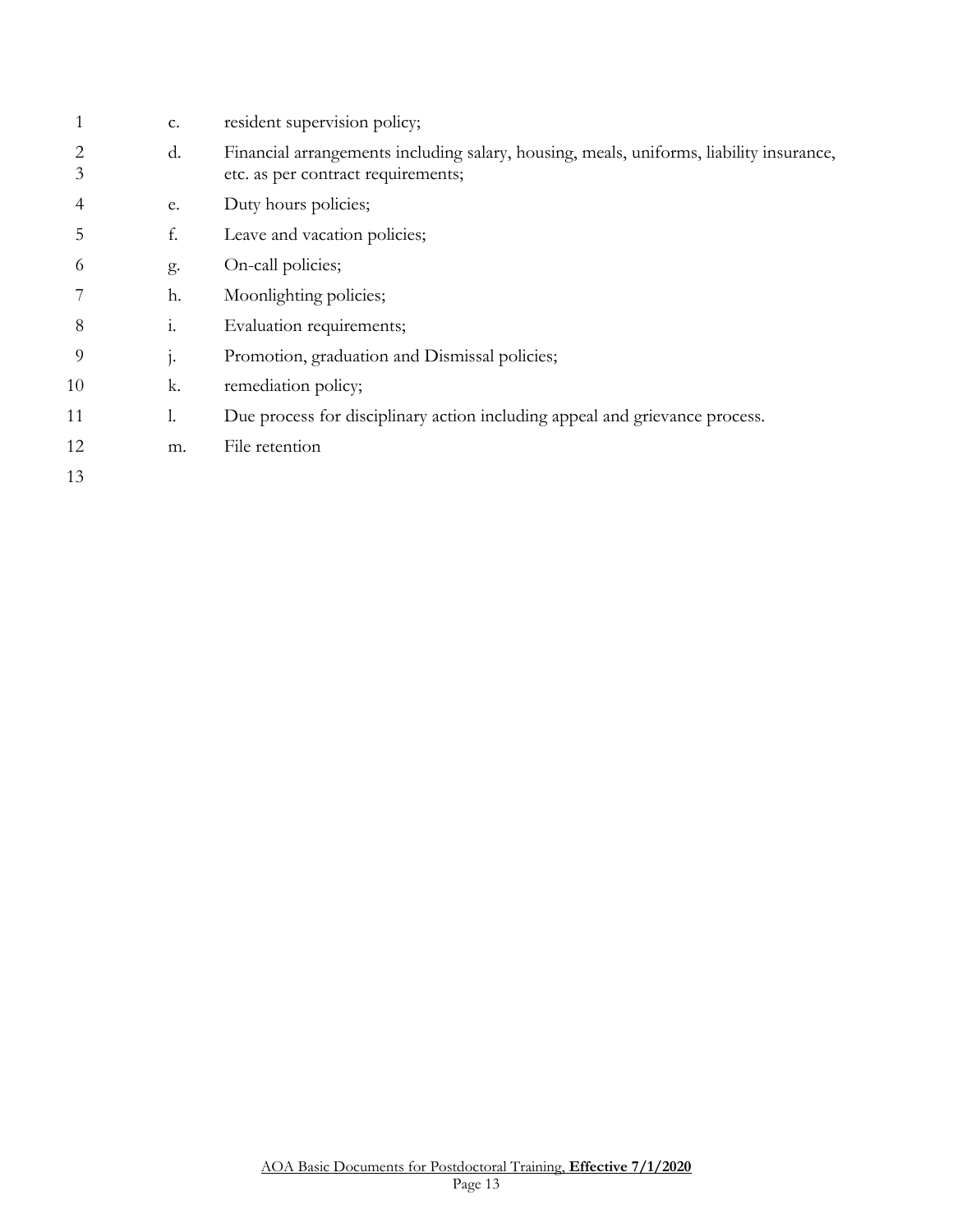c. resident supervision policy;

d. Financial arrangements including salary, housing, meals, uniforms, liability insurance, etc. as per contract requirements;

e. Duty hours policies;

f. Leave and vacation policies;

g. On-call policies;

h. Moonlighting policies;

i. Evaluation requirements;

j. Promotion, graduation and Dismissal policies;

k. remediation policy;

l. Due process for disciplinary action including appeal and grievance process.

m. File retention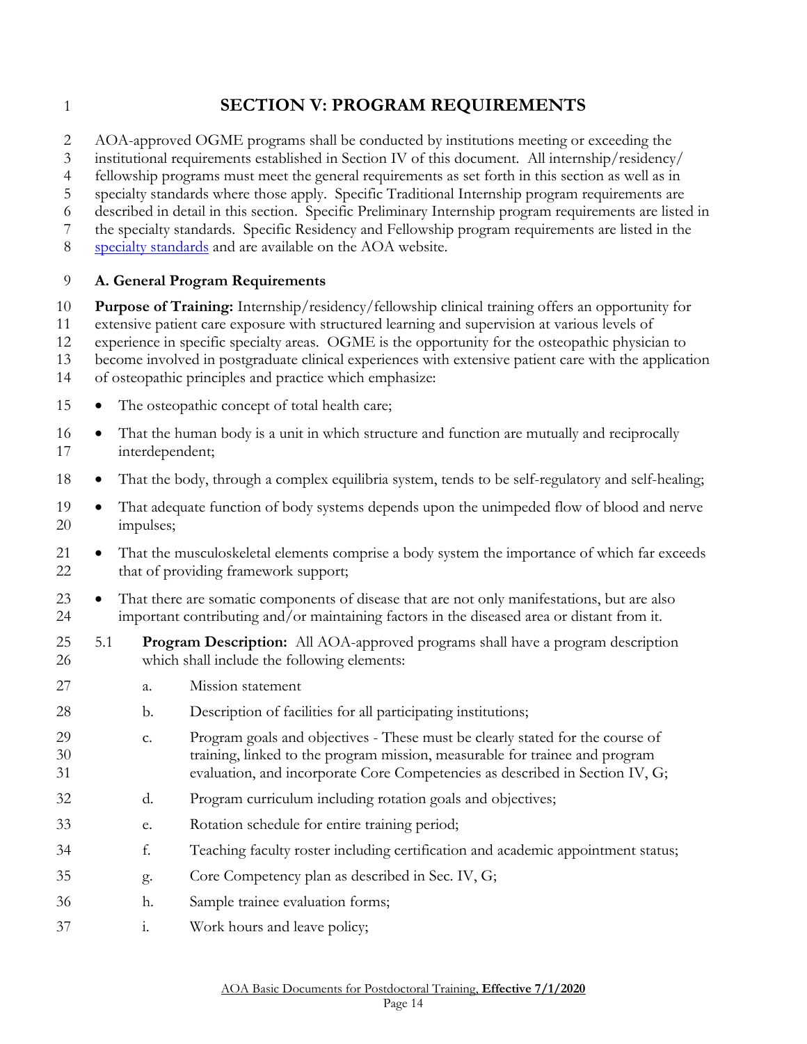# SECTION V: PROGRAM REQUIREMENTS

AOA-approved OGME programs shall be conducted by institutions meeting or exceeding the institutional requirements established in Section IV of this document. All internship/residency/fellowship programs must meet the general requirements as set forth in this section as well as in specialty standards where those apply. Specific Traditional Internship program requirements are described in detail in this section. Specific Preliminary Internship program requirements are listed in the specialty standards. Specific Residency and Fellowship program requirements are listed in the specialty standards and are available on the AOA website.

**A. General Program Requirements**

**Purpose of Training:** Internship/residency/fellowship clinical training offers an opportunity for extensive patient care exposure with structured learning and supervision at various levels of experience in specific specialty areas. OGME is the opportunity for the osteopathic physician to become involved in postgraduate clinical experiences with extensive patient care with the application of osteopathic principles and practice which emphasize:

- The osteopathic concept of total health care;
- That the human body is a unit in which structure and function are mutually and reciprocally interdependent;
- That the body, through a complex equilibria system, tends to be self-regulatory and self-healing;
- That adequate function of body systems depends upon the unimpeded flow of blood and nerve impulses;
- That the musculoskeletal elements comprise a body system the importance of which far exceeds that of providing framework support;
- That there are somatic components of disease that are not only manifestations, but are also important contributing and/or maintaining factors in the diseased area or distant from it.

5.1 **Program Description:** All AOA-approved programs shall have a program description which shall include the following elements:

   a. Mission statement

   b. Description of facilities for all participating institutions;

   c. Program goals and objectives - These must be clearly stated for the course of training, linked to the program mission, measurable for trainee and program evaluation, and incorporate Core Competencies as described in Section IV, G;

   d. Program curriculum including rotation goals and objectives;

   e. Rotation schedule for entire training period;

   f. Teaching faculty roster including certification and academic appointment status;

   g. Core Competency plan as described in Sec. IV, G;

   h. Sample trainee evaluation forms;

   i. Work hours and leave policy;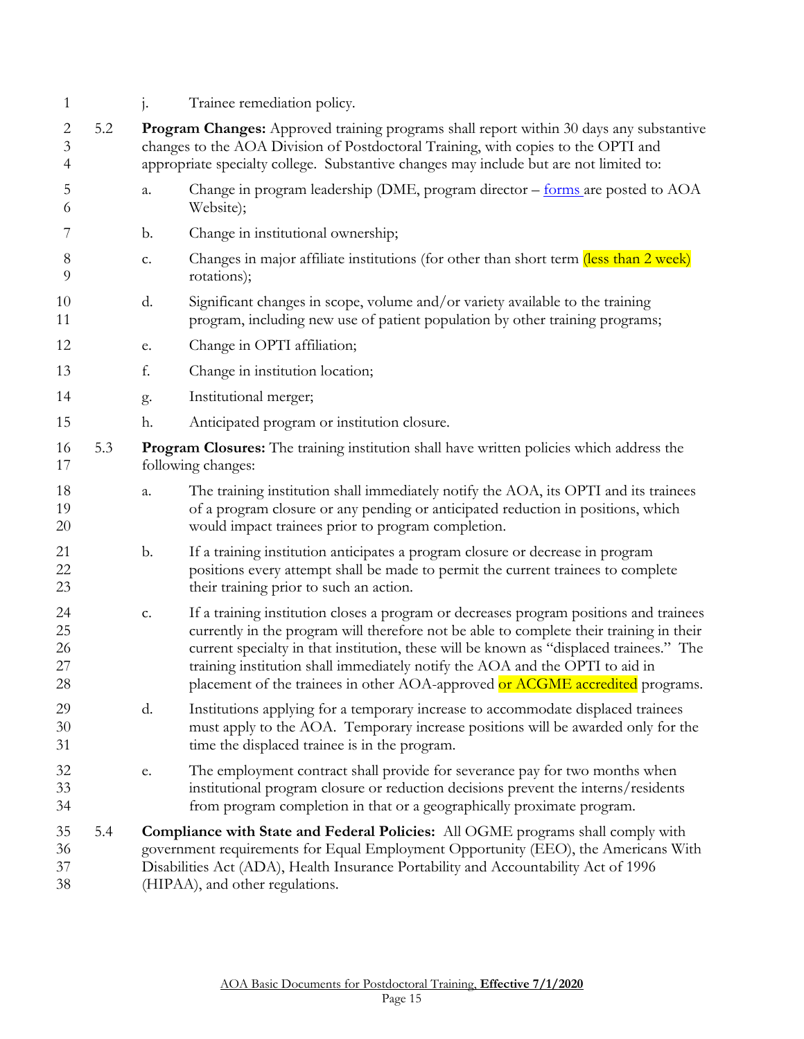j. Trainee remediation policy.

5.2 **Program Changes:** Approved training programs shall report within 30 days any substantive changes to the AOA Division of Postdoctoral Training, with copies to the OPTI and appropriate specialty college. Substantive changes may include but are not limited to:

a. Change in program leadership (DME, program director – forms are posted to AOA Website);

b. Change in institutional ownership;

c. Changes in major affiliate institutions (for other than short term (less than 2 week) rotations);

d. Significant changes in scope, volume and/or variety available to the training program, including new use of patient population by other training programs;

e. Change in OPTI affiliation;

f. Change in institution location;

g. Institutional merger;

h. Anticipated program or institution closure.

5.3 **Program Closures:** The training institution shall have written policies which address the following changes:

a. The training institution shall immediately notify the AOA, its OPTI and its trainees of a program closure or any pending or anticipated reduction in positions, which would impact trainees prior to program completion.

b. If a training institution anticipates a program closure or decrease in program positions every attempt shall be made to permit the current trainees to complete their training prior to such an action.

c. If a training institution closes a program or decreases program positions and trainees currently in the program will therefore not be able to complete their training in their current specialty in that institution, these will be known as "displaced trainees." The training institution shall immediately notify the AOA and the OPTI to aid in placement of the trainees in other AOA-approved or ACGME accredited programs.

d. Institutions applying for a temporary increase to accommodate displaced trainees must apply to the AOA. Temporary increase positions will be awarded only for the time the displaced trainee is in the program.

e. The employment contract shall provide for severance pay for two months when institutional program closure or reduction decisions prevent the interns/residents from program completion in that or a geographically proximate program.

5.4 **Compliance with State and Federal Policies:** All OGME programs shall comply with government requirements for Equal Employment Opportunity (EEO), the Americans With Disabilities Act (ADA), Health Insurance Portability and Accountability Act of 1996 (HIPAA), and other regulations.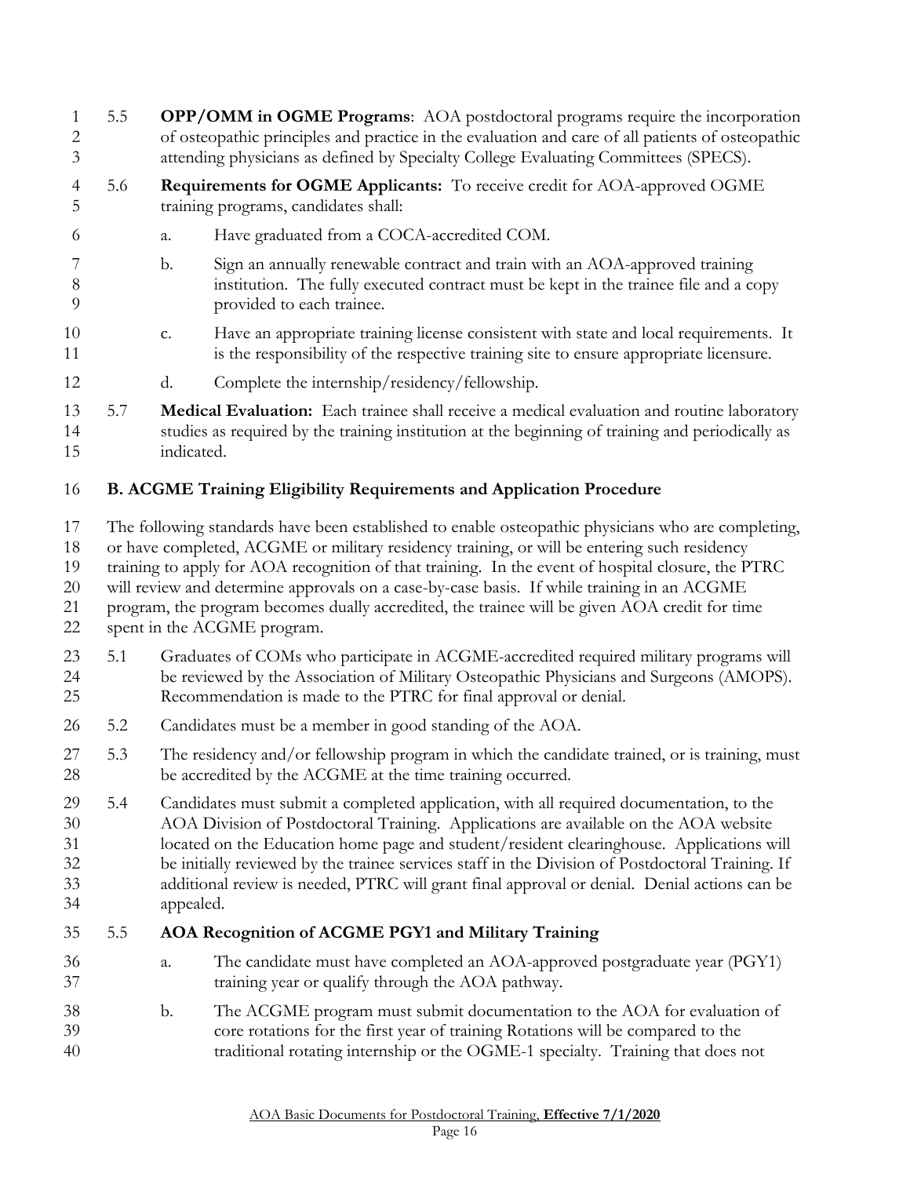5.5 **OPP/OMM in OGME Programs**: AOA postdoctoral programs require the incorporation of osteopathic principles and practice in the evaluation and care of all patients of osteopathic attending physicians as defined by Specialty College Evaluating Committees (SPECS).

5.6 **Requirements for OGME Applicants:** To receive credit for AOA-approved OGME training programs, candidates shall:

a. Have graduated from a COCA-accredited COM.

b. Sign an annually renewable contract and train with an AOA-approved training institution. The fully executed contract must be kept in the trainee file and a copy provided to each trainee.

c. Have an appropriate training license consistent with state and local requirements. It is the responsibility of the respective training site to ensure appropriate licensure.

d. Complete the internship/residency/fellowship.

5.7 **Medical Evaluation:** Each trainee shall receive a medical evaluation and routine laboratory studies as required by the training institution at the beginning of training and periodically as indicated.

## B. ACGME Training Eligibility Requirements and Application Procedure

The following standards have been established to enable osteopathic physicians who are completing, or have completed, ACGME or military residency training, or will be entering such residency training to apply for AOA recognition of that training. In the event of hospital closure, the PTRC will review and determine approvals on a case-by-case basis. If while training in an ACGME program, the program becomes dually accredited, the trainee will be given AOA credit for time spent in the ACGME program.

5.1 Graduates of COMs who participate in ACGME-accredited required military programs will be reviewed by the Association of Military Osteopathic Physicians and Surgeons (AMOPS). Recommendation is made to the PTRC for final approval or denial.

5.2 Candidates must be a member in good standing of the AOA.

5.3 The residency and/or fellowship program in which the candidate trained, or is training, must be accredited by the ACGME at the time training occurred.

5.4 Candidates must submit a completed application, with all required documentation, to the AOA Division of Postdoctoral Training. Applications are available on the AOA website located on the Education home page and student/resident clearinghouse. Applications will be initially reviewed by the trainee services staff in the Division of Postdoctoral Training. If additional review is needed, PTRC will grant final approval or denial. Denial actions can be appealed.

5.5 **AOA Recognition of ACGME PGY1 and Military Training**

a. The candidate must have completed an AOA-approved postgraduate year (PGY1) training year or qualify through the AOA pathway.

b. The ACGME program must submit documentation to the AOA for evaluation of core rotations for the first year of training Rotations will be compared to the traditional rotating internship or the OGME-1 specialty. Training that does not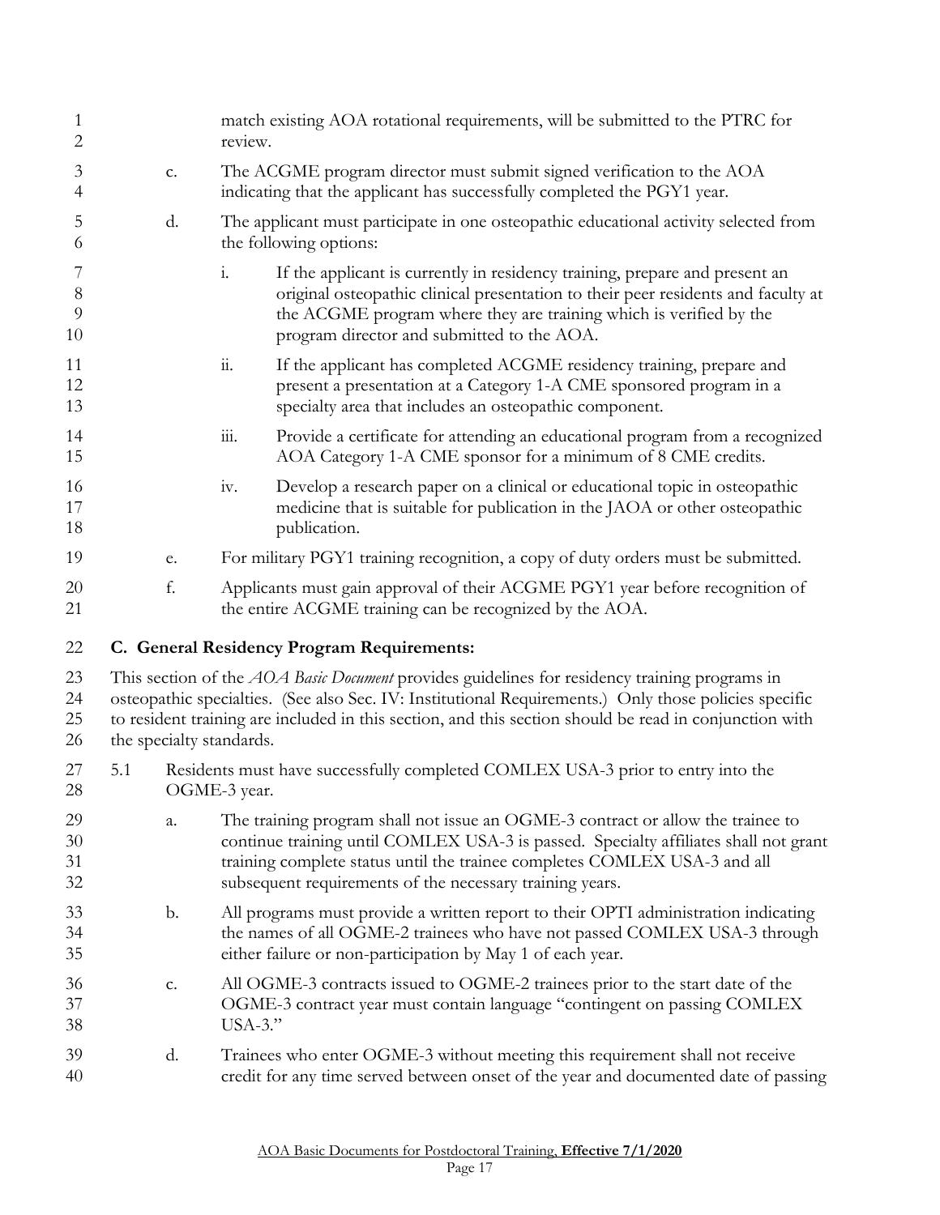match existing AOA rotational requirements, will be submitted to the PTRC for review.

c. The ACGME program director must submit signed verification to the AOA indicating that the applicant has successfully completed the PGY1 year.

d. The applicant must participate in one osteopathic educational activity selected from the following options:

   i. If the applicant is currently in residency training, prepare and present an original osteopathic clinical presentation to their peer residents and faculty at the ACGME program where they are training which is verified by the program director and submitted to the AOA.

   ii. If the applicant has completed ACGME residency training, prepare and present a presentation at a Category 1-A CME sponsored program in a specialty area that includes an osteopathic component.

   iii. Provide a certificate for attending an educational program from a recognized AOA Category 1-A CME sponsor for a minimum of 8 CME credits.

   iv. Develop a research paper on a clinical or educational topic in osteopathic medicine that is suitable for publication in the JAOA or other osteopathic publication.

e. For military PGY1 training recognition, a copy of duty orders must be submitted.

f. Applicants must gain approval of their ACGME PGY1 year before recognition of the entire ACGME training can be recognized by the AOA.

## C. General Residency Program Requirements:

This section of the *AOA Basic Document* provides guidelines for residency training programs in osteopathic specialties. (See also Sec. IV: Institutional Requirements.) Only those policies specific to resident training are included in this section, and this section should be read in conjunction with the specialty standards.

5.1 Residents must have successfully completed COMLEX USA-3 prior to entry into the OGME-3 year.

a. The training program shall not issue an OGME-3 contract or allow the trainee to continue training until COMLEX USA-3 is passed. Specialty affiliates shall not grant training complete status until the trainee completes COMLEX USA-3 and all subsequent requirements of the necessary training years.

b. All programs must provide a written report to their OPTI administration indicating the names of all OGME-2 trainees who have not passed COMLEX USA-3 through either failure or non-participation by May 1 of each year.

c. All OGME-3 contracts issued to OGME-2 trainees prior to the start date of the OGME-3 contract year must contain language "contingent on passing COMLEX USA-3."

d. Trainees who enter OGME-3 without meeting this requirement shall not receive credit for any time served between onset of the year and documented date of passing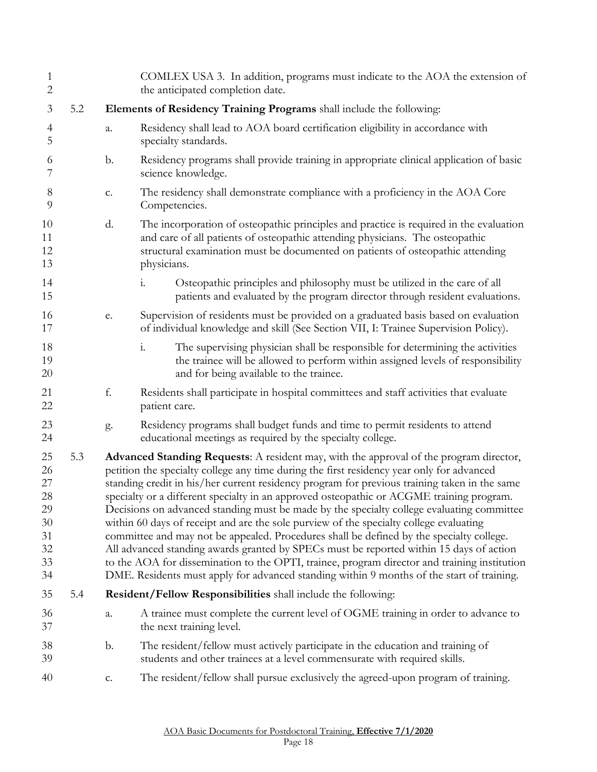COMLEX USA 3. In addition, programs must indicate to the AOA the extension of the anticipated completion date.

5.2 **Elements of Residency Training Programs** shall include the following:

a. Residency shall lead to AOA board certification eligibility in accordance with specialty standards.

b. Residency programs shall provide training in appropriate clinical application of basic science knowledge.

c. The residency shall demonstrate compliance with a proficiency in the AOA Core Competencies.

d. The incorporation of osteopathic principles and practice is required in the evaluation and care of all patients of osteopathic attending physicians. The osteopathic structural examination must be documented on patients of osteopathic attending physicians.

  i. Osteopathic principles and philosophy must be utilized in the care of all patients and evaluated by the program director through resident evaluations.

e. Supervision of residents must be provided on a graduated basis based on evaluation of individual knowledge and skill (See Section VII, I: Trainee Supervision Policy).

  i. The supervising physician shall be responsible for determining the activities the trainee will be allowed to perform within assigned levels of responsibility and for being available to the trainee.

f. Residents shall participate in hospital committees and staff activities that evaluate patient care.

g. Residency programs shall budget funds and time to permit residents to attend educational meetings as required by the specialty college.

5.3 **Advanced Standing Requests**: A resident may, with the approval of the program director, petition the specialty college any time during the first residency year only for advanced standing credit in his/her current residency program for previous training taken in the same specialty or a different specialty in an approved osteopathic or ACGME training program. Decisions on advanced standing must be made by the specialty college evaluating committee within 60 days of receipt and are the sole purview of the specialty college evaluating committee and may not be appealed. Procedures shall be defined by the specialty college. All advanced standing awards granted by SPECs must be reported within 15 days of action to the AOA for dissemination to the OPTI, trainee, program director and training institution DME. Residents must apply for advanced standing within 9 months of the start of training.

5.4 **Resident/Fellow Responsibilities** shall include the following:

a. A trainee must complete the current level of OGME training in order to advance to the next training level.

b. The resident/fellow must actively participate in the education and training of students and other trainees at a level commensurate with required skills.

c. The resident/fellow shall pursue exclusively the agreed-upon program of training.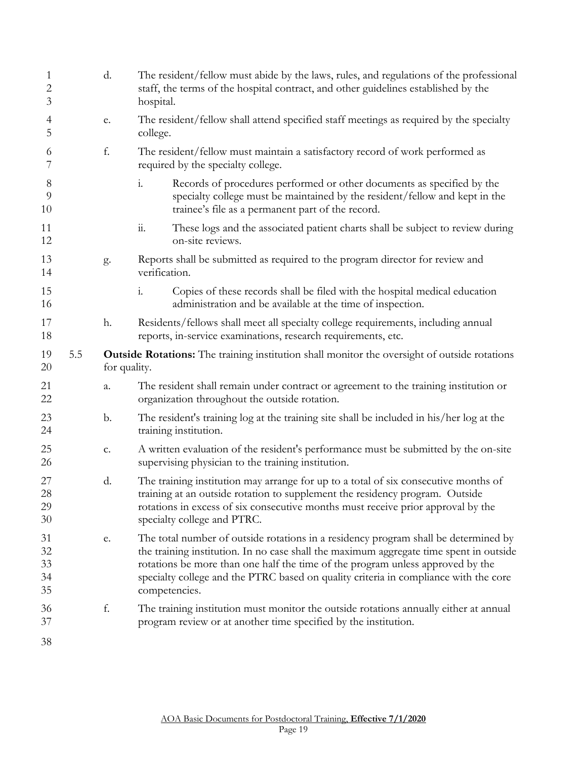d. The resident/fellow must abide by the laws, rules, and regulations of the professional staff, the terms of the hospital contract, and other guidelines established by the hospital.

e. The resident/fellow shall attend specified staff meetings as required by the specialty college.

f. The resident/fellow must maintain a satisfactory record of work performed as required by the specialty college.

   i. Records of procedures performed or other documents as specified by the specialty college must be maintained by the resident/fellow and kept in the trainee's file as a permanent part of the record.

   ii. These logs and the associated patient charts shall be subject to review during on-site reviews.

g. Reports shall be submitted as required to the program director for review and verification.

   i. Copies of these records shall be filed with the hospital medical education administration and be available at the time of inspection.

h. Residents/fellows shall meet all specialty college requirements, including annual reports, in-service examinations, research requirements, etc.

5.5 **Outside Rotations:** The training institution shall monitor the oversight of outside rotations for quality.

a. The resident shall remain under contract or agreement to the training institution or organization throughout the outside rotation.

b. The resident's training log at the training site shall be included in his/her log at the training institution.

c. A written evaluation of the resident's performance must be submitted by the on-site supervising physician to the training institution.

d. The training institution may arrange for up to a total of six consecutive months of training at an outside rotation to supplement the residency program. Outside rotations in excess of six consecutive months must receive prior approval by the specialty college and PTRC.

e. The total number of outside rotations in a residency program shall be determined by the training institution. In no case shall the maximum aggregate time spent in outside rotations be more than one half the time of the program unless approved by the specialty college and the PTRC based on quality criteria in compliance with the core competencies.

f. The training institution must monitor the outside rotations annually either at annual program review or at another time specified by the institution.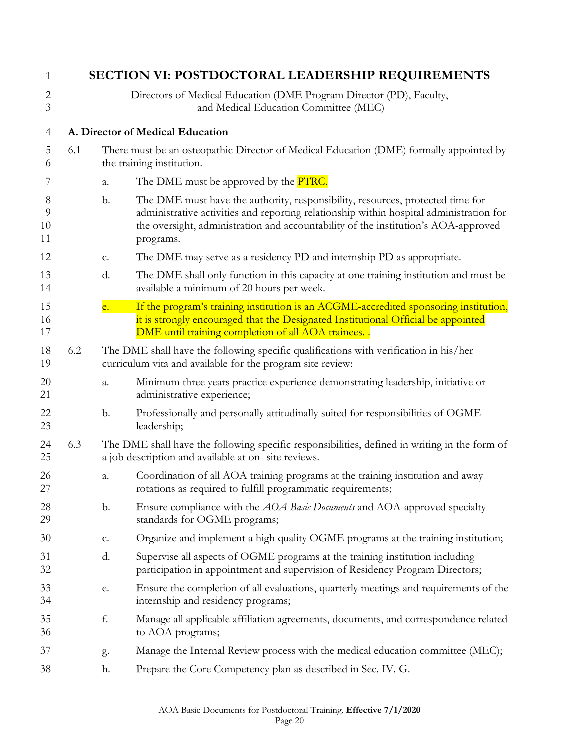# SECTION VI: POSTDOCTORAL LEADERSHIP REQUIREMENTS

Directors of Medical Education (DME Program Director (PD), Faculty, and Medical Education Committee (MEC)

## A. Director of Medical Education

6.1 There must be an osteopathic Director of Medical Education (DME) formally appointed by the training institution.

a. The DME must be approved by the PTRC.

b. The DME must have the authority, responsibility, resources, protected time for administrative activities and reporting relationship within hospital administration for the oversight, administration and accountability of the institution's AOA-approved programs.

c. The DME may serve as a residency PD and internship PD as appropriate.

d. The DME shall only function in this capacity at one training institution and must be available a minimum of 20 hours per week.

e. If the program's training institution is an ACGME-accredited sponsoring institution, it is strongly encouraged that the Designated Institutional Official be appointed DME until training completion of all AOA trainees. .

6.2 The DME shall have the following specific qualifications with verification in his/her curriculum vita and available for the program site review:

a. Minimum three years practice experience demonstrating leadership, initiative or administrative experience;

b. Professionally and personally attitudinally suited for responsibilities of OGME leadership;

6.3 The DME shall have the following specific responsibilities, defined in writing in the form of a job description and available at on- site reviews.

a. Coordination of all AOA training programs at the training institution and away rotations as required to fulfill programmatic requirements;

b. Ensure compliance with the *AOA Basic Documents* and AOA-approved specialty standards for OGME programs;

c. Organize and implement a high quality OGME programs at the training institution;

d. Supervise all aspects of OGME programs at the training institution including participation in appointment and supervision of Residency Program Directors;

e. Ensure the completion of all evaluations, quarterly meetings and requirements of the internship and residency programs;

f. Manage all applicable affiliation agreements, documents, and correspondence related to AOA programs;

g. Manage the Internal Review process with the medical education committee (MEC);

h. Prepare the Core Competency plan as described in Sec. IV. G.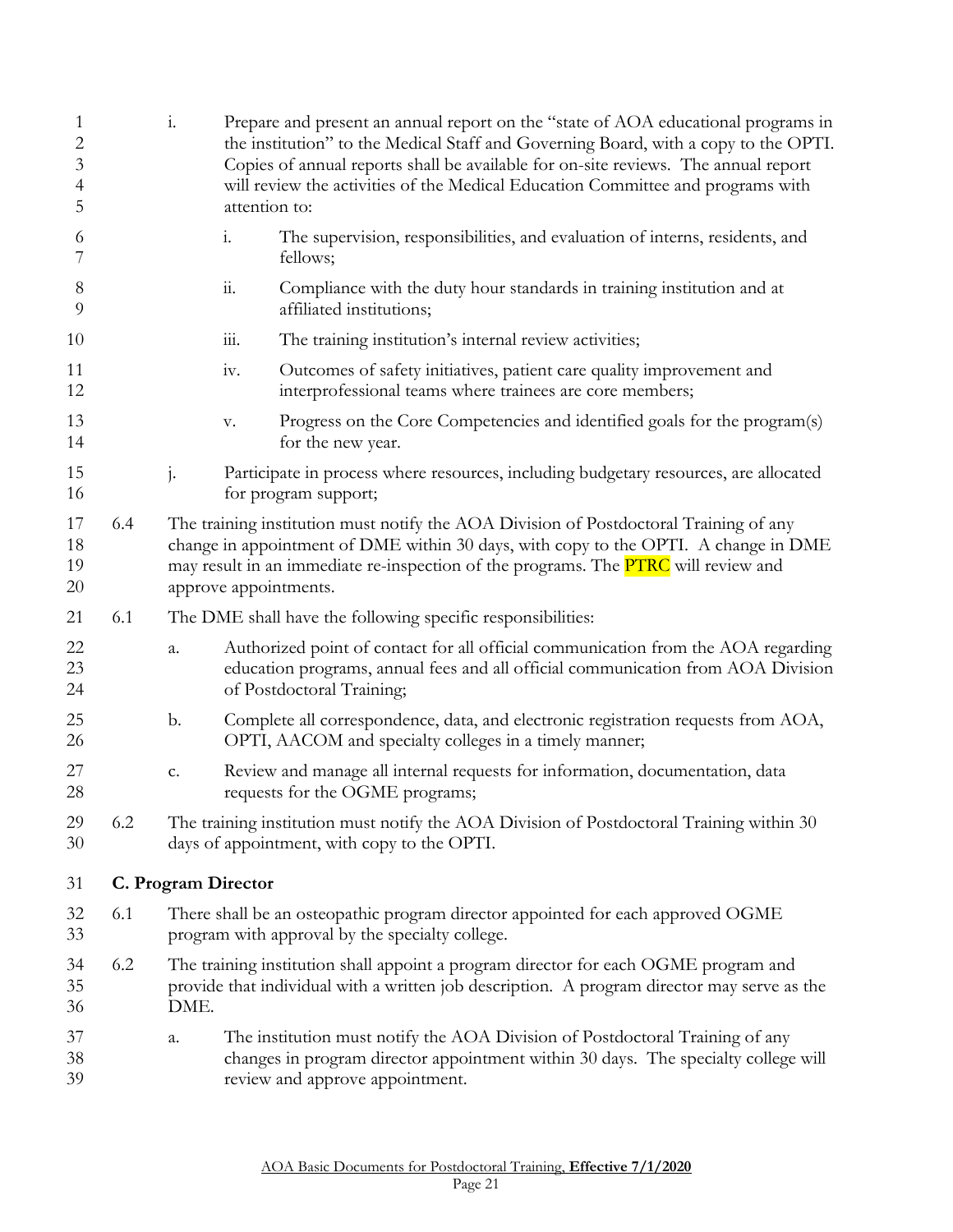i. Prepare and present an annual report on the "state of AOA educational programs in the institution" to the Medical Staff and Governing Board, with a copy to the OPTI. Copies of annual reports shall be available for on-site reviews. The annual report will review the activities of the Medical Education Committee and programs with attention to:

   i. The supervision, responsibilities, and evaluation of interns, residents, and fellows;

   ii. Compliance with the duty hour standards in training institution and at affiliated institutions;

   iii. The training institution's internal review activities;

   iv. Outcomes of safety initiatives, patient care quality improvement and interprofessional teams where trainees are core members;

   v. Progress on the Core Competencies and identified goals for the program(s) for the new year.

j. Participate in process where resources, including budgetary resources, are allocated for program support;

6.4 The training institution must notify the AOA Division of Postdoctoral Training of any change in appointment of DME within 30 days, with copy to the OPTI. A change in DME may result in an immediate re-inspection of the programs. The PTRC will review and approve appointments.

6.1 The DME shall have the following specific responsibilities:

a. Authorized point of contact for all official communication from the AOA regarding education programs, annual fees and all official communication from AOA Division of Postdoctoral Training;

b. Complete all correspondence, data, and electronic registration requests from AOA, OPTI, AACOM and specialty colleges in a timely manner;

c. Review and manage all internal requests for information, documentation, data requests for the OGME programs;

6.2 The training institution must notify the AOA Division of Postdoctoral Training within 30 days of appointment, with copy to the OPTI.

**C. Program Director**

6.1 There shall be an osteopathic program director appointed for each approved OGME program with approval by the specialty college.

6.2 The training institution shall appoint a program director for each OGME program and provide that individual with a written job description. A program director may serve as the DME.

a. The institution must notify the AOA Division of Postdoctoral Training of any changes in program director appointment within 30 days. The specialty college will review and approve appointment.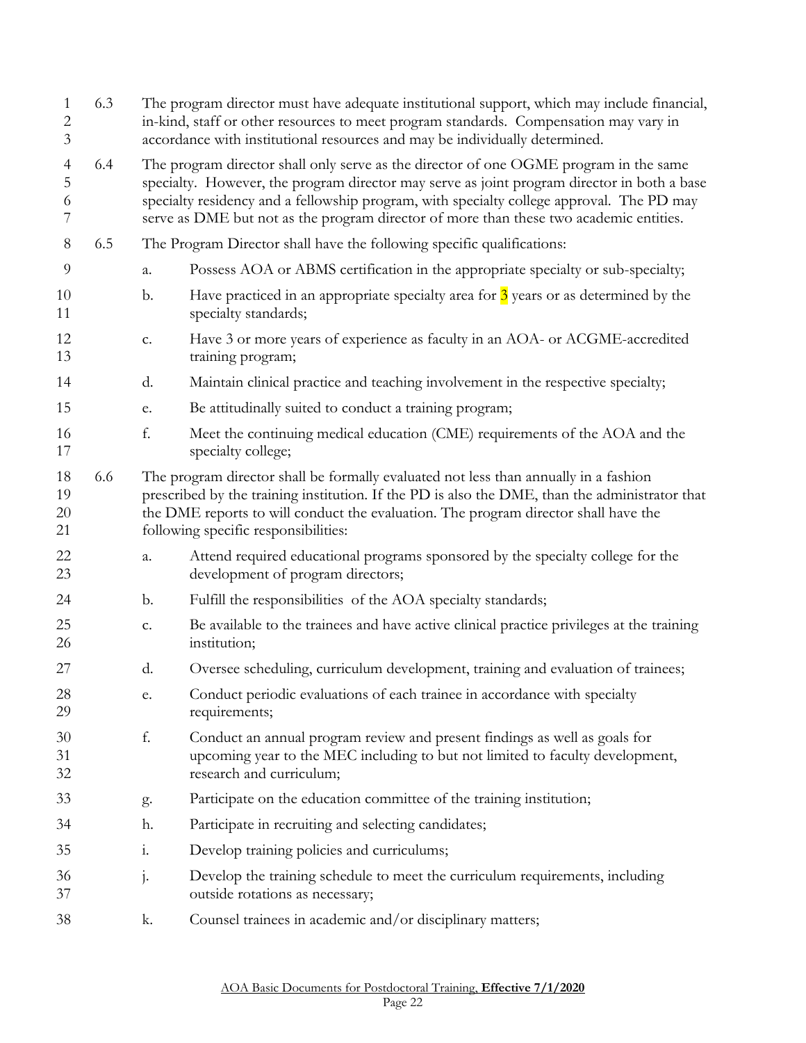6.3 The program director must have adequate institutional support, which may include financial, in-kind, staff or other resources to meet program standards. Compensation may vary in accordance with institutional resources and may be individually determined.

6.4 The program director shall only serve as the director of one OGME program in the same specialty. However, the program director may serve as joint program director in both a base specialty residency and a fellowship program, with specialty college approval. The PD may serve as DME but not as the program director of more than these two academic entities.

6.5 The Program Director shall have the following specific qualifications:

a. Possess AOA or ABMS certification in the appropriate specialty or sub-specialty;

b. Have practiced in an appropriate specialty area for 3 years or as determined by the specialty standards;

c. Have 3 or more years of experience as faculty in an AOA- or ACGME-accredited training program;

d. Maintain clinical practice and teaching involvement in the respective specialty;

e. Be attitudinally suited to conduct a training program;

f. Meet the continuing medical education (CME) requirements of the AOA and the specialty college;

6.6 The program director shall be formally evaluated not less than annually in a fashion prescribed by the training institution. If the PD is also the DME, than the administrator that the DME reports to will conduct the evaluation. The program director shall have the following specific responsibilities:

a. Attend required educational programs sponsored by the specialty college for the development of program directors;

b. Fulfill the responsibilities of the AOA specialty standards;

c. Be available to the trainees and have active clinical practice privileges at the training institution;

d. Oversee scheduling, curriculum development, training and evaluation of trainees;

e. Conduct periodic evaluations of each trainee in accordance with specialty requirements;

f. Conduct an annual program review and present findings as well as goals for upcoming year to the MEC including to but not limited to faculty development, research and curriculum;

g. Participate on the education committee of the training institution;

h. Participate in recruiting and selecting candidates;

i. Develop training policies and curriculums;

j. Develop the training schedule to meet the curriculum requirements, including outside rotations as necessary;

k. Counsel trainees in academic and/or disciplinary matters;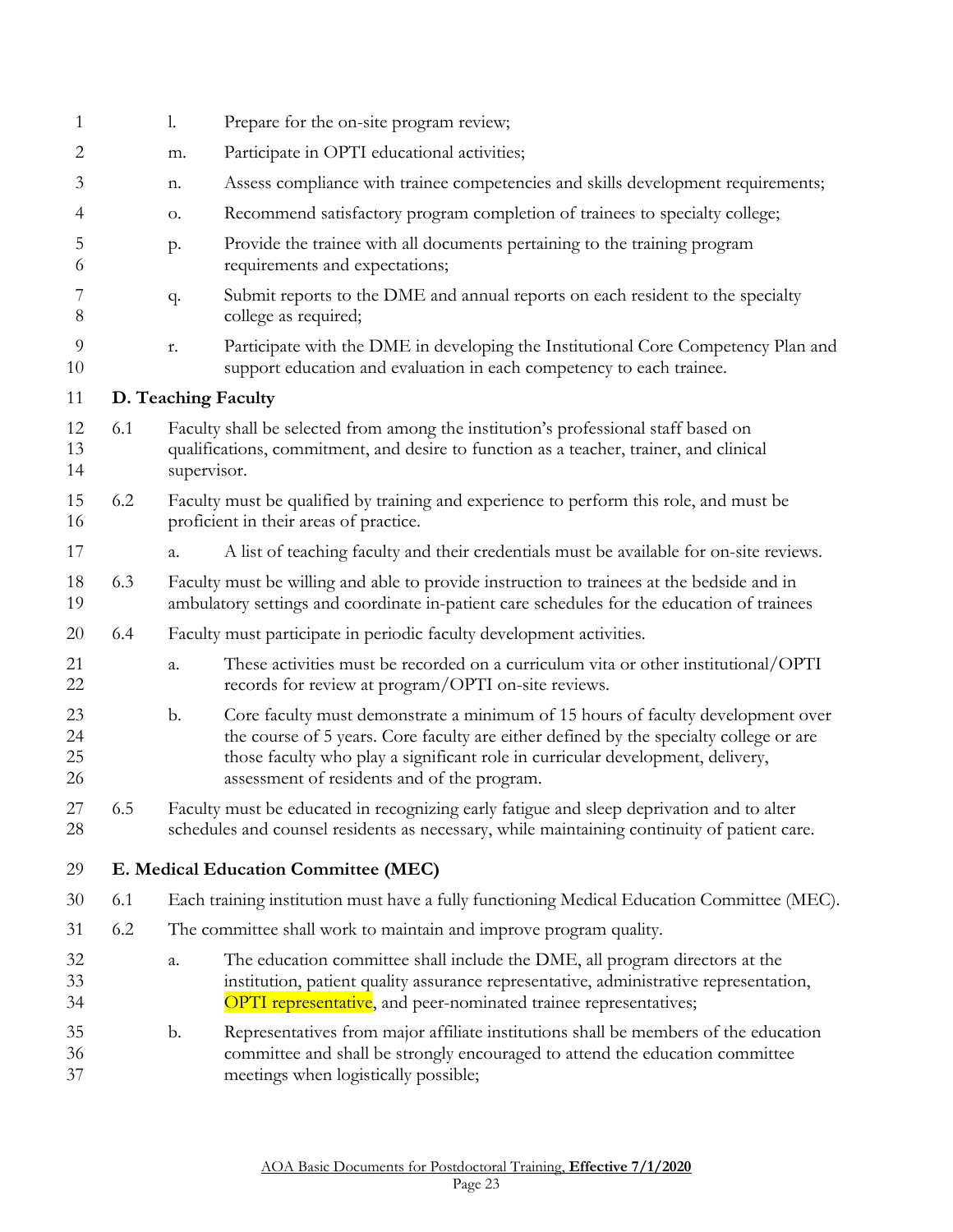l. Prepare for the on-site program review;

m. Participate in OPTI educational activities;

n. Assess compliance with trainee competencies and skills development requirements;

o. Recommend satisfactory program completion of trainees to specialty college;

p. Provide the trainee with all documents pertaining to the training program requirements and expectations;

q. Submit reports to the DME and annual reports on each resident to the specialty college as required;

r. Participate with the DME in developing the Institutional Core Competency Plan and support education and evaluation in each competency to each trainee.

**D. Teaching Faculty**

6.1 Faculty shall be selected from among the institution's professional staff based on qualifications, commitment, and desire to function as a teacher, trainer, and clinical supervisor.

6.2 Faculty must be qualified by training and experience to perform this role, and must be proficient in their areas of practice.

a. A list of teaching faculty and their credentials must be available for on-site reviews.

6.3 Faculty must be willing and able to provide instruction to trainees at the bedside and in ambulatory settings and coordinate in-patient care schedules for the education of trainees

6.4 Faculty must participate in periodic faculty development activities.

a. These activities must be recorded on a curriculum vita or other institutional/OPTI records for review at program/OPTI on-site reviews.

b. Core faculty must demonstrate a minimum of 15 hours of faculty development over the course of 5 years. Core faculty are either defined by the specialty college or are those faculty who play a significant role in curricular development, delivery, assessment of residents and of the program.

6.5 Faculty must be educated in recognizing early fatigue and sleep deprivation and to alter schedules and counsel residents as necessary, while maintaining continuity of patient care.

**E. Medical Education Committee (MEC)**

6.1 Each training institution must have a fully functioning Medical Education Committee (MEC).

6.2 The committee shall work to maintain and improve program quality.

a. The education committee shall include the DME, all program directors at the institution, patient quality assurance representative, administrative representation, OPTI representative, and peer-nominated trainee representatives;

b. Representatives from major affiliate institutions shall be members of the education committee and shall be strongly encouraged to attend the education committee meetings when logistically possible;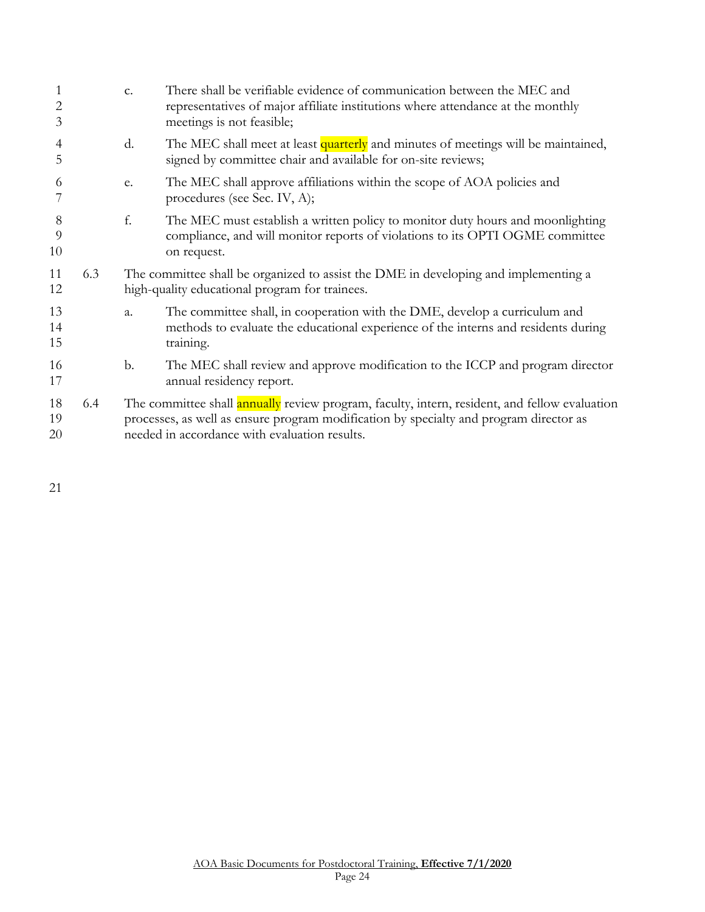c. There shall be verifiable evidence of communication between the MEC and representatives of major affiliate institutions where attendance at the monthly meetings is not feasible;

d. The MEC shall meet at least quarterly and minutes of meetings will be maintained, signed by committee chair and available for on-site reviews;

e. The MEC shall approve affiliations within the scope of AOA policies and procedures (see Sec. IV, A);

f. The MEC must establish a written policy to monitor duty hours and moonlighting compliance, and will monitor reports of violations to its OPTI OGME committee on request.

6.3 The committee shall be organized to assist the DME in developing and implementing a high-quality educational program for trainees.

a. The committee shall, in cooperation with the DME, develop a curriculum and methods to evaluate the educational experience of the interns and residents during training.

b. The MEC shall review and approve modification to the ICCP and program director annual residency report.

6.4 The committee shall annually review program, faculty, intern, resident, and fellow evaluation processes, as well as ensure program modification by specialty and program director as needed in accordance with evaluation results.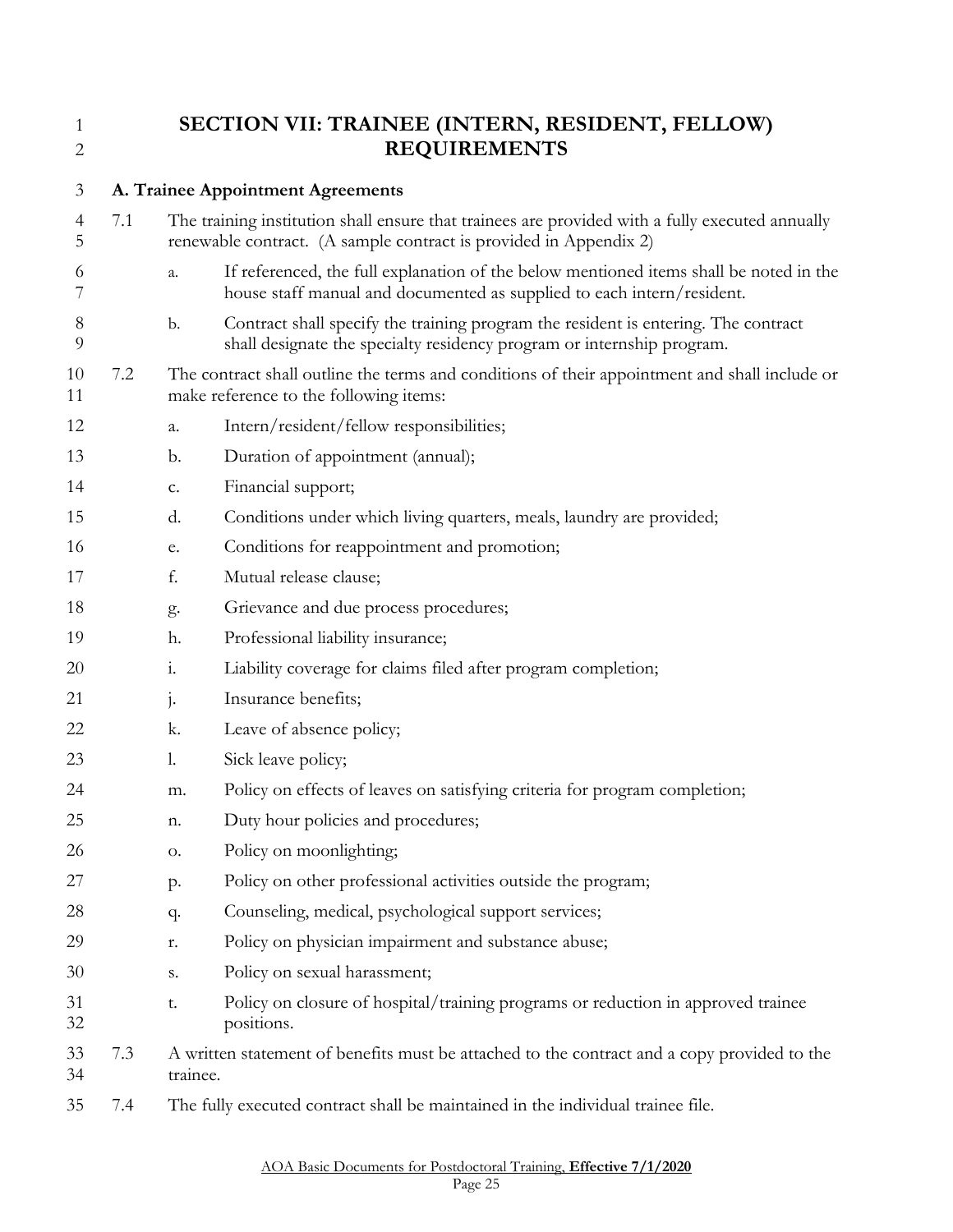# SECTION VII: TRAINEE (INTERN, RESIDENT, FELLOW) REQUIREMENTS

### A. Trainee Appointment Agreements

7.1 The training institution shall ensure that trainees are provided with a fully executed annually renewable contract. (A sample contract is provided in Appendix 2)

- a. If referenced, the full explanation of the below mentioned items shall be noted in the house staff manual and documented as supplied to each intern/resident.
- b. Contract shall specify the training program the resident is entering. The contract shall designate the specialty residency program or internship program.

7.2 The contract shall outline the terms and conditions of their appointment and shall include or make reference to the following items:

- a. Intern/resident/fellow responsibilities;
- b. Duration of appointment (annual);
- c. Financial support;
- d. Conditions under which living quarters, meals, laundry are provided;
- e. Conditions for reappointment and promotion;
- f. Mutual release clause;
- g. Grievance and due process procedures;
- h. Professional liability insurance;
- i. Liability coverage for claims filed after program completion;
- j. Insurance benefits;
- k. Leave of absence policy;
- l. Sick leave policy;
- m. Policy on effects of leaves on satisfying criteria for program completion;
- n. Duty hour policies and procedures;
- o. Policy on moonlighting;
- p. Policy on other professional activities outside the program;
- q. Counseling, medical, psychological support services;
- r. Policy on physician impairment and substance abuse;
- s. Policy on sexual harassment;
- t. Policy on closure of hospital/training programs or reduction in approved trainee positions.

7.3 A written statement of benefits must be attached to the contract and a copy provided to the trainee.

7.4 The fully executed contract shall be maintained in the individual trainee file.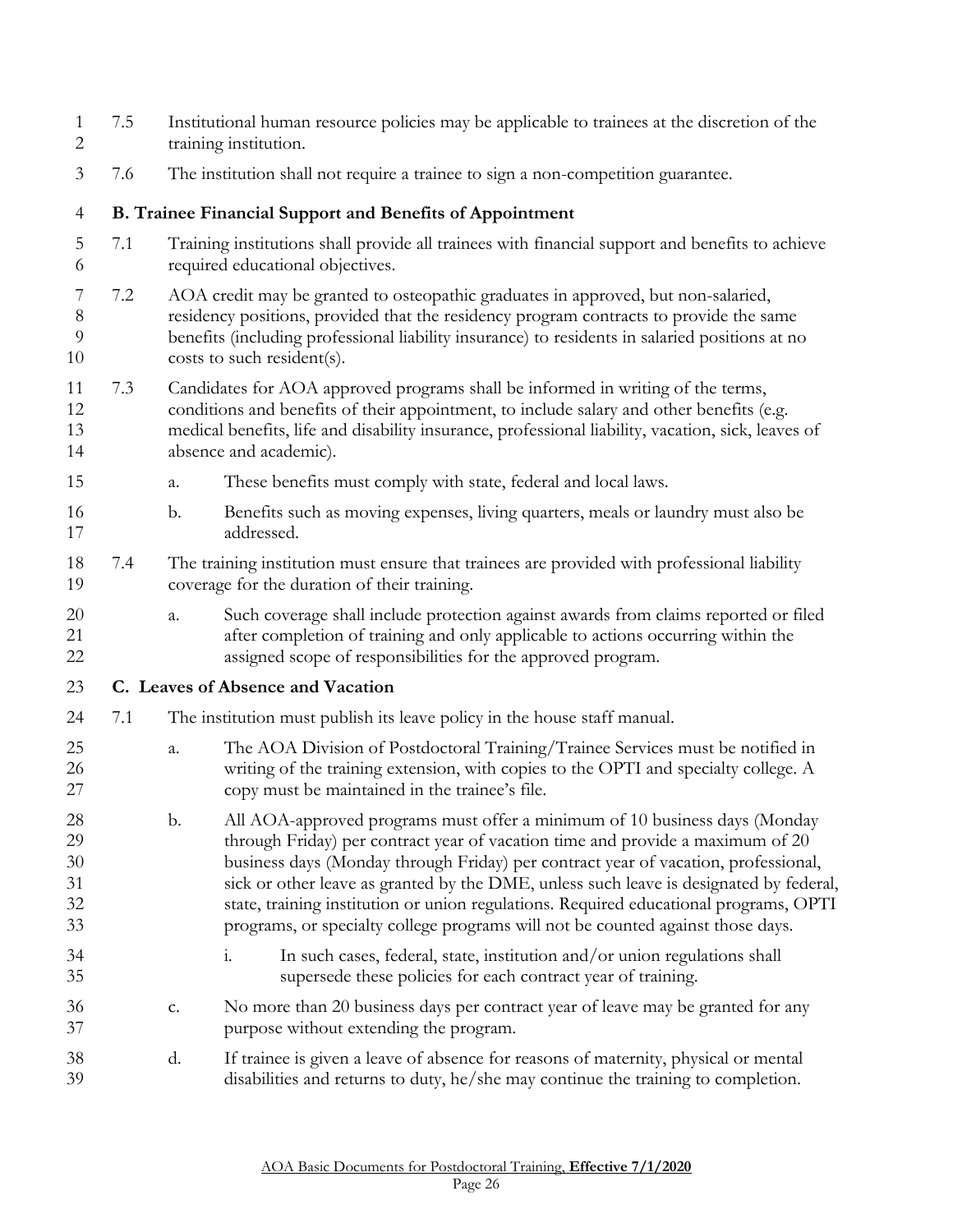7.5 Institutional human resource policies may be applicable to trainees at the discretion of the training institution.

7.6 The institution shall not require a trainee to sign a non-competition guarantee.

**B. Trainee Financial Support and Benefits of Appointment**

7.1 Training institutions shall provide all trainees with financial support and benefits to achieve required educational objectives.

7.2 AOA credit may be granted to osteopathic graduates in approved, but non-salaried, residency positions, provided that the residency program contracts to provide the same benefits (including professional liability insurance) to residents in salaried positions at no costs to such resident(s).

7.3 Candidates for AOA approved programs shall be informed in writing of the terms, conditions and benefits of their appointment, to include salary and other benefits (e.g. medical benefits, life and disability insurance, professional liability, vacation, sick, leaves of absence and academic).

- a. These benefits must comply with state, federal and local laws.
- b. Benefits such as moving expenses, living quarters, meals or laundry must also be addressed.

7.4 The training institution must ensure that trainees are provided with professional liability coverage for the duration of their training.

- a. Such coverage shall include protection against awards from claims reported or filed after completion of training and only applicable to actions occurring within the assigned scope of responsibilities for the approved program.

**C. Leaves of Absence and Vacation**

7.1 The institution must publish its leave policy in the house staff manual.

- a. The AOA Division of Postdoctoral Training/Trainee Services must be notified in writing of the training extension, with copies to the OPTI and specialty college. A copy must be maintained in the trainee's file.
- b. All AOA-approved programs must offer a minimum of 10 business days (Monday through Friday) per contract year of vacation time and provide a maximum of 20 business days (Monday through Friday) per contract year of vacation, professional, sick or other leave as granted by the DME, unless such leave is designated by federal, state, training institution or union regulations. Required educational programs, OPTI programs, or specialty college programs will not be counted against those days.
  - i. In such cases, federal, state, institution and/or union regulations shall supersede these policies for each contract year of training.
- c. No more than 20 business days per contract year of leave may be granted for any purpose without extending the program.
- d. If trainee is given a leave of absence for reasons of maternity, physical or mental disabilities and returns to duty, he/she may continue the training to completion.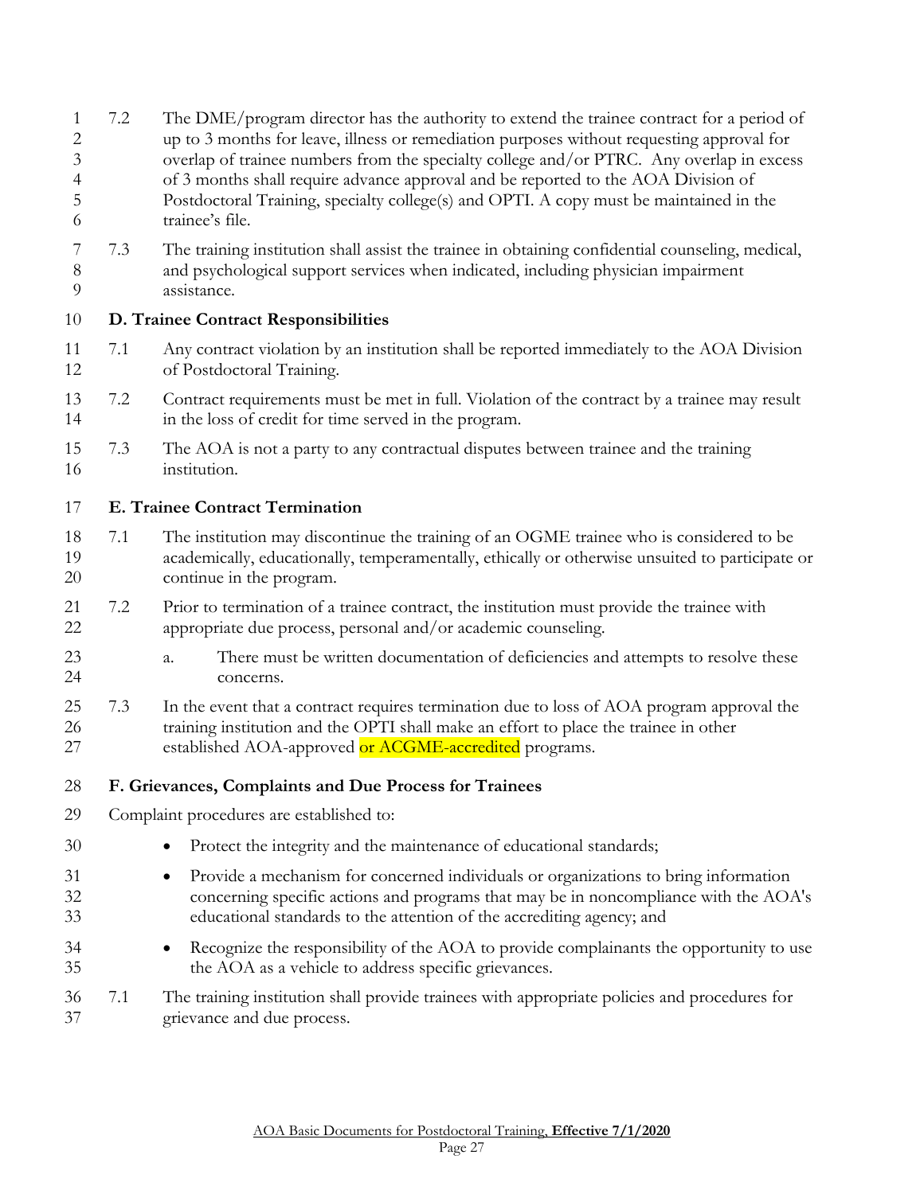7.2 The DME/program director has the authority to extend the trainee contract for a period of up to 3 months for leave, illness or remediation purposes without requesting approval for overlap of trainee numbers from the specialty college and/or PTRC. Any overlap in excess of 3 months shall require advance approval and be reported to the AOA Division of Postdoctoral Training, specialty college(s) and OPTI. A copy must be maintained in the trainee's file.

7.3 The training institution shall assist the trainee in obtaining confidential counseling, medical, and psychological support services when indicated, including physician impairment assistance.

**D. Trainee Contract Responsibilities**

7.1 Any contract violation by an institution shall be reported immediately to the AOA Division of Postdoctoral Training.

7.2 Contract requirements must be met in full. Violation of the contract by a trainee may result in the loss of credit for time served in the program.

7.3 The AOA is not a party to any contractual disputes between trainee and the training institution.

**E. Trainee Contract Termination**

7.1 The institution may discontinue the training of an OGME trainee who is considered to be academically, educationally, temperamentally, ethically or otherwise unsuited to participate or continue in the program.

7.2 Prior to termination of a trainee contract, the institution must provide the trainee with appropriate due process, personal and/or academic counseling.

a. There must be written documentation of deficiencies and attempts to resolve these concerns.

7.3 In the event that a contract requires termination due to loss of AOA program approval the training institution and the OPTI shall make an effort to place the trainee in other established AOA-approved or ACGME-accredited programs.

**F. Grievances, Complaints and Due Process for Trainees**

Complaint procedures are established to:

- Protect the integrity and the maintenance of educational standards;
- Provide a mechanism for concerned individuals or organizations to bring information concerning specific actions and programs that may be in noncompliance with the AOA's educational standards to the attention of the accrediting agency; and
- Recognize the responsibility of the AOA to provide complainants the opportunity to use the AOA as a vehicle to address specific grievances.

7.1 The training institution shall provide trainees with appropriate policies and procedures for grievance and due process.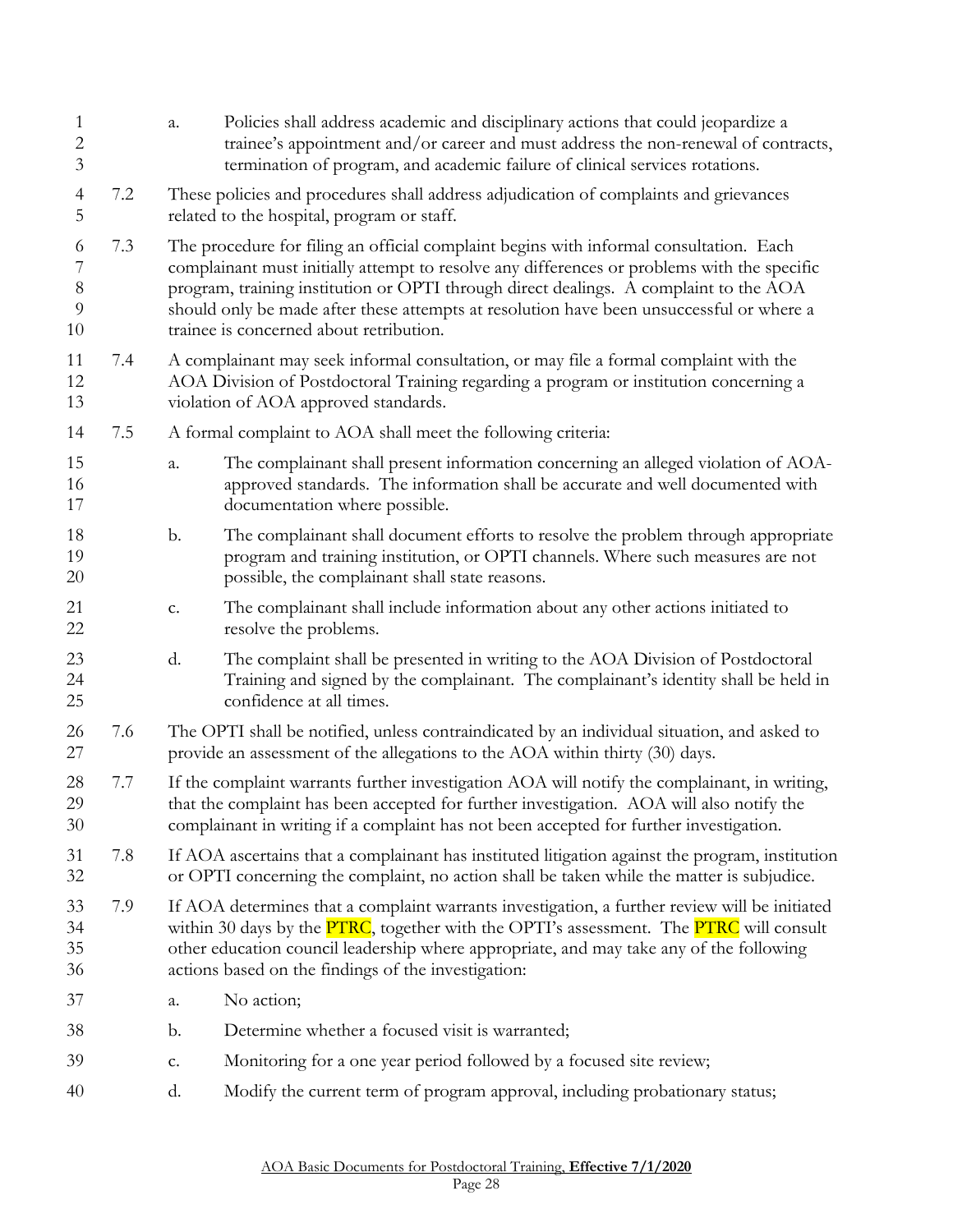a. Policies shall address academic and disciplinary actions that could jeopardize a trainee's appointment and/or career and must address the non-renewal of contracts, termination of program, and academic failure of clinical services rotations.

7.2 These policies and procedures shall address adjudication of complaints and grievances related to the hospital, program or staff.

7.3 The procedure for filing an official complaint begins with informal consultation. Each complainant must initially attempt to resolve any differences or problems with the specific program, training institution or OPTI through direct dealings. A complaint to the AOA should only be made after these attempts at resolution have been unsuccessful or where a trainee is concerned about retribution.

7.4 A complainant may seek informal consultation, or may file a formal complaint with the AOA Division of Postdoctoral Training regarding a program or institution concerning a violation of AOA approved standards.

7.5 A formal complaint to AOA shall meet the following criteria:

a. The complainant shall present information concerning an alleged violation of AOA-approved standards. The information shall be accurate and well documented with documentation where possible.

b. The complainant shall document efforts to resolve the problem through appropriate program and training institution, or OPTI channels. Where such measures are not possible, the complainant shall state reasons.

c. The complainant shall include information about any other actions initiated to resolve the problems.

d. The complaint shall be presented in writing to the AOA Division of Postdoctoral Training and signed by the complainant. The complainant's identity shall be held in confidence at all times.

7.6 The OPTI shall be notified, unless contraindicated by an individual situation, and asked to provide an assessment of the allegations to the AOA within thirty (30) days.

7.7 If the complaint warrants further investigation AOA will notify the complainant, in writing, that the complaint has been accepted for further investigation. AOA will also notify the complainant in writing if a complaint has not been accepted for further investigation.

7.8 If AOA ascertains that a complainant has instituted litigation against the program, institution or OPTI concerning the complaint, no action shall be taken while the matter is subjudice.

7.9 If AOA determines that a complaint warrants investigation, a further review will be initiated within 30 days by the PTRC, together with the OPTI's assessment. The PTRC will consult other education council leadership where appropriate, and may take any of the following actions based on the findings of the investigation:

a. No action;

b. Determine whether a focused visit is warranted;

c. Monitoring for a one year period followed by a focused site review;

d. Modify the current term of program approval, including probationary status;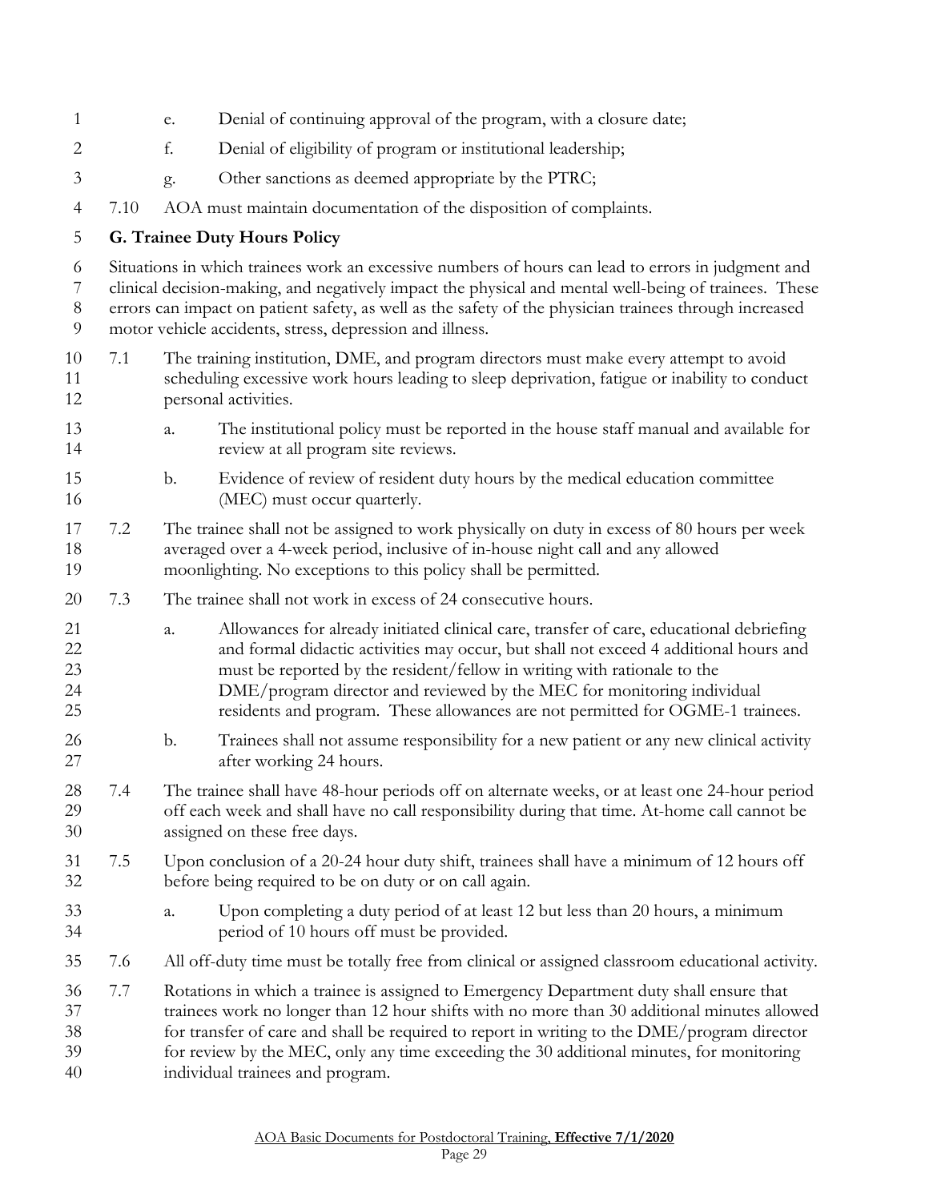e. Denial of continuing approval of the program, with a closure date;

f. Denial of eligibility of program or institutional leadership;

g. Other sanctions as deemed appropriate by the PTRC;

7.10 AOA must maintain documentation of the disposition of complaints.

### G. Trainee Duty Hours Policy

Situations in which trainees work an excessive numbers of hours can lead to errors in judgment and clinical decision-making, and negatively impact the physical and mental well-being of trainees. These errors can impact on patient safety, as well as the safety of the physician trainees through increased motor vehicle accidents, stress, depression and illness.

7.1 The training institution, DME, and program directors must make every attempt to avoid scheduling excessive work hours leading to sleep deprivation, fatigue or inability to conduct personal activities.

- a. The institutional policy must be reported in the house staff manual and available for review at all program site reviews.
- b. Evidence of review of resident duty hours by the medical education committee (MEC) must occur quarterly.

7.2 The trainee shall not be assigned to work physically on duty in excess of 80 hours per week averaged over a 4-week period, inclusive of in-house night call and any allowed moonlighting. No exceptions to this policy shall be permitted.

7.3 The trainee shall not work in excess of 24 consecutive hours.

- a. Allowances for already initiated clinical care, transfer of care, educational debriefing and formal didactic activities may occur, but shall not exceed 4 additional hours and must be reported by the resident/fellow in writing with rationale to the DME/program director and reviewed by the MEC for monitoring individual residents and program. These allowances are not permitted for OGME-1 trainees.
- b. Trainees shall not assume responsibility for a new patient or any new clinical activity after working 24 hours.

7.4 The trainee shall have 48-hour periods off on alternate weeks, or at least one 24-hour period off each week and shall have no call responsibility during that time. At-home call cannot be assigned on these free days.

7.5 Upon conclusion of a 20-24 hour duty shift, trainees shall have a minimum of 12 hours off before being required to be on duty or on call again.

- a. Upon completing a duty period of at least 12 but less than 20 hours, a minimum period of 10 hours off must be provided.

7.6 All off-duty time must be totally free from clinical or assigned classroom educational activity.

7.7 Rotations in which a trainee is assigned to Emergency Department duty shall ensure that trainees work no longer than 12 hour shifts with no more than 30 additional minutes allowed for transfer of care and shall be required to report in writing to the DME/program director for review by the MEC, only any time exceeding the 30 additional minutes, for monitoring individual trainees and program.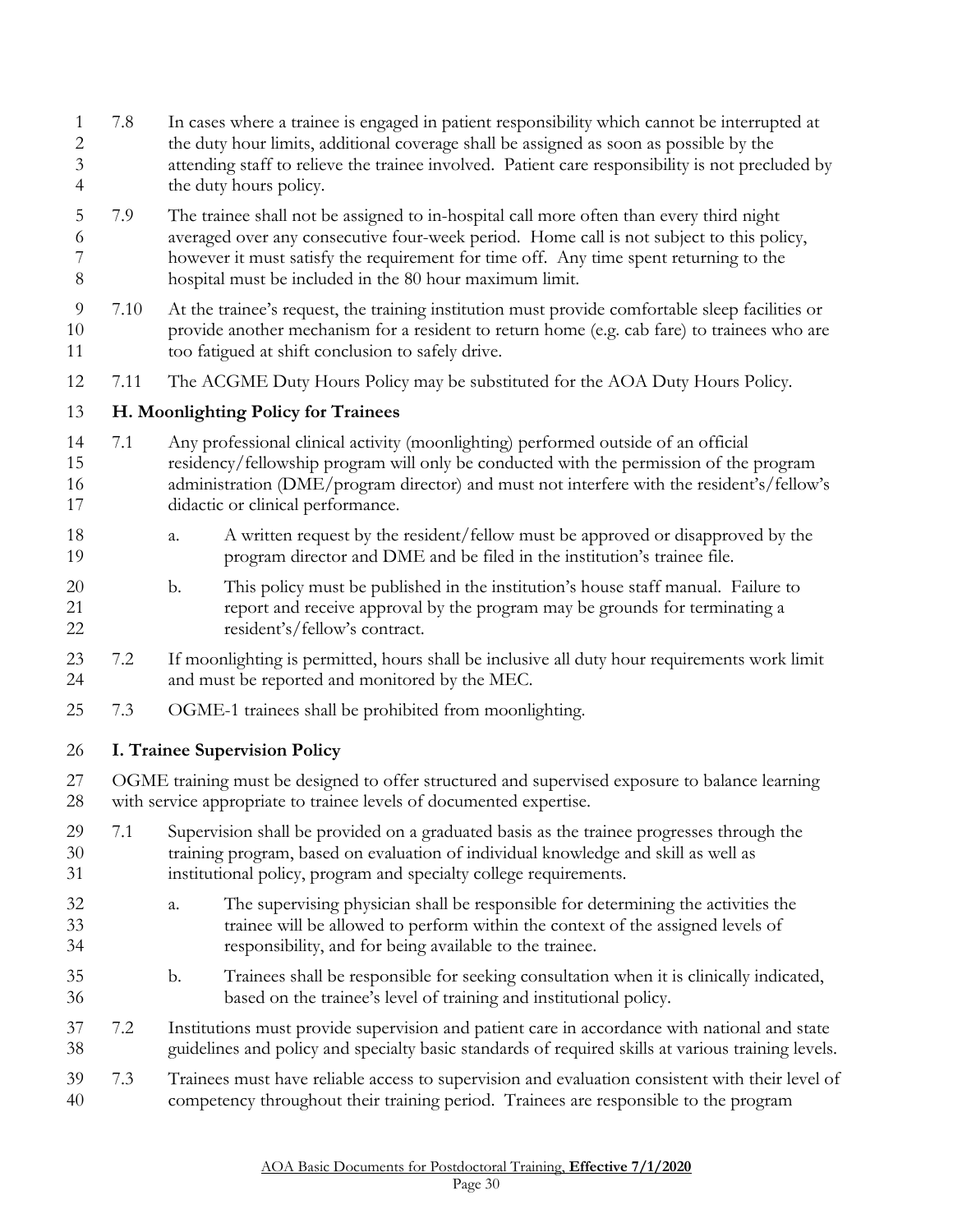7.8 In cases where a trainee is engaged in patient responsibility which cannot be interrupted at the duty hour limits, additional coverage shall be assigned as soon as possible by the attending staff to relieve the trainee involved. Patient care responsibility is not precluded by the duty hours policy.

7.9 The trainee shall not be assigned to in-hospital call more often than every third night averaged over any consecutive four-week period. Home call is not subject to this policy, however it must satisfy the requirement for time off. Any time spent returning to the hospital must be included in the 80 hour maximum limit.

7.10 At the trainee's request, the training institution must provide comfortable sleep facilities or provide another mechanism for a resident to return home (e.g. cab fare) to trainees who are too fatigued at shift conclusion to safely drive.

7.11 The ACGME Duty Hours Policy may be substituted for the AOA Duty Hours Policy.

### H. Moonlighting Policy for Trainees

7.1 Any professional clinical activity (moonlighting) performed outside of an official residency/fellowship program will only be conducted with the permission of the program administration (DME/program director) and must not interfere with the resident's/fellow's didactic or clinical performance.

a. A written request by the resident/fellow must be approved or disapproved by the program director and DME and be filed in the institution's trainee file.

b. This policy must be published in the institution's house staff manual. Failure to report and receive approval by the program may be grounds for terminating a resident's/fellow's contract.

7.2 If moonlighting is permitted, hours shall be inclusive all duty hour requirements work limit and must be reported and monitored by the MEC.

7.3 OGME-1 trainees shall be prohibited from moonlighting.

### I. Trainee Supervision Policy

OGME training must be designed to offer structured and supervised exposure to balance learning with service appropriate to trainee levels of documented expertise.

7.1 Supervision shall be provided on a graduated basis as the trainee progresses through the training program, based on evaluation of individual knowledge and skill as well as institutional policy, program and specialty college requirements.

a. The supervising physician shall be responsible for determining the activities the trainee will be allowed to perform within the context of the assigned levels of responsibility, and for being available to the trainee.

b. Trainees shall be responsible for seeking consultation when it is clinically indicated, based on the trainee's level of training and institutional policy.

7.2 Institutions must provide supervision and patient care in accordance with national and state guidelines and policy and specialty basic standards of required skills at various training levels.

7.3 Trainees must have reliable access to supervision and evaluation consistent with their level of competency throughout their training period. Trainees are responsible to the program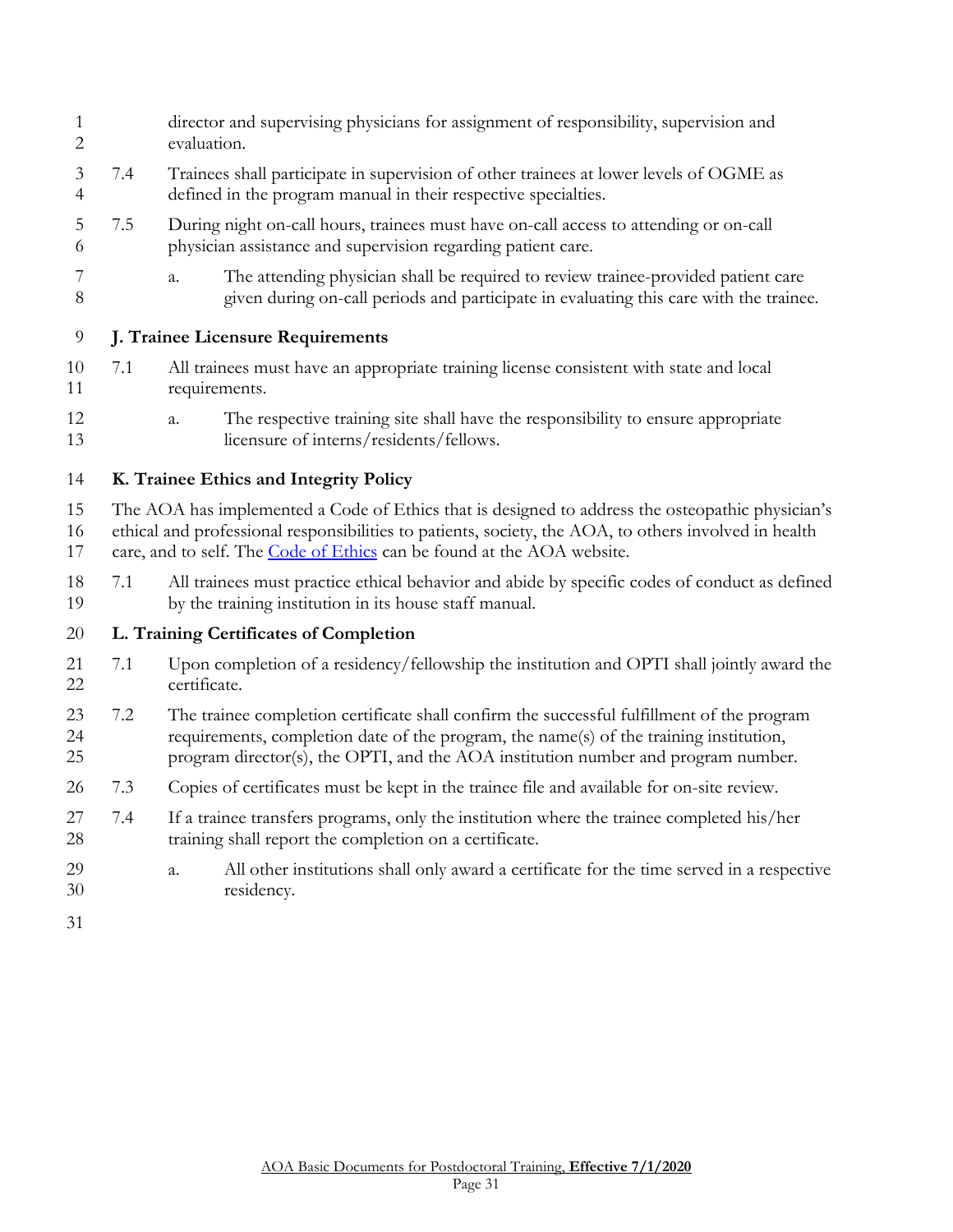director and supervising physicians for assignment of responsibility, supervision and evaluation.

7.4 Trainees shall participate in supervision of other trainees at lower levels of OGME as defined in the program manual in their respective specialties.

7.5 During night on-call hours, trainees must have on-call access to attending or on-call physician assistance and supervision regarding patient care.

  a. The attending physician shall be required to review trainee-provided patient care given during on-call periods and participate in evaluating this care with the trainee.

**J. Trainee Licensure Requirements**

7.1 All trainees must have an appropriate training license consistent with state and local requirements.

  a. The respective training site shall have the responsibility to ensure appropriate licensure of interns/residents/fellows.

**K. Trainee Ethics and Integrity Policy**

The AOA has implemented a Code of Ethics that is designed to address the osteopathic physician's ethical and professional responsibilities to patients, society, the AOA, to others involved in health care, and to self. The Code of Ethics can be found at the AOA website.

7.1 All trainees must practice ethical behavior and abide by specific codes of conduct as defined by the training institution in its house staff manual.

**L. Training Certificates of Completion**

7.1 Upon completion of a residency/fellowship the institution and OPTI shall jointly award the certificate.

7.2 The trainee completion certificate shall confirm the successful fulfillment of the program requirements, completion date of the program, the name(s) of the training institution, program director(s), the OPTI, and the AOA institution number and program number.

7.3 Copies of certificates must be kept in the trainee file and available for on-site review.

7.4 If a trainee transfers programs, only the institution where the trainee completed his/her training shall report the completion on a certificate.

  a. All other institutions shall only award a certificate for the time served in a respective residency.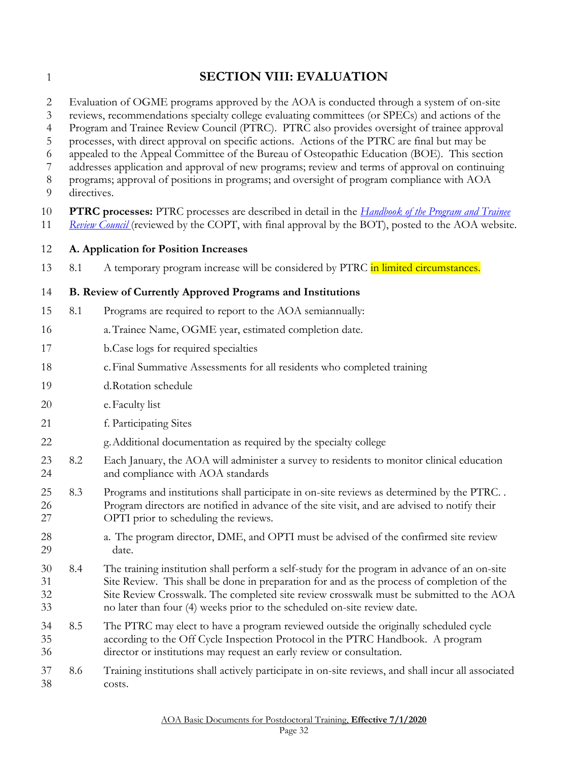# SECTION VIII: EVALUATION

Evaluation of OGME programs approved by the AOA is conducted through a system of on-site reviews, recommendations specialty college evaluating committees (or SPECs) and actions of the Program and Trainee Review Council (PTRC). PTRC also provides oversight of trainee approval processes, with direct approval on specific actions. Actions of the PTRC are final but may be appealed to the Appeal Committee of the Bureau of Osteopathic Education (BOE). This section addresses application and approval of new programs; review and terms of approval on continuing programs; approval of positions in programs; and oversight of program compliance with AOA directives.

**PTRC processes:** PTRC processes are described in detail in the *Handbook of the Program and Trainee Review Council* (reviewed by the COPT, with final approval by the BOT), posted to the AOA website.

### A. Application for Position Increases

8.1 A temporary program increase will be considered by PTRC in limited circumstances.

### B. Review of Currently Approved Programs and Institutions

8.1 Programs are required to report to the AOA semiannually:

a. Trainee Name, OGME year, estimated completion date.

b. Case logs for required specialties

c. Final Summative Assessments for all residents who completed training

d. Rotation schedule

e. Faculty list

f. Participating Sites

g. Additional documentation as required by the specialty college

8.2 Each January, the AOA will administer a survey to residents to monitor clinical education and compliance with AOA standards

8.3 Programs and institutions shall participate in on-site reviews as determined by the PTRC. . Program directors are notified in advance of the site visit, and are advised to notify their OPTI prior to scheduling the reviews.

a. The program director, DME, and OPTI must be advised of the confirmed site review date.

8.4 The training institution shall perform a self-study for the program in advance of an on-site Site Review. This shall be done in preparation for and as the process of completion of the Site Review Crosswalk. The completed site review crosswalk must be submitted to the AOA no later than four (4) weeks prior to the scheduled on-site review date.

8.5 The PTRC may elect to have a program reviewed outside the originally scheduled cycle according to the Off Cycle Inspection Protocol in the PTRC Handbook. A program director or institutions may request an early review or consultation.

8.6 Training institutions shall actively participate in on-site reviews, and shall incur all associated costs.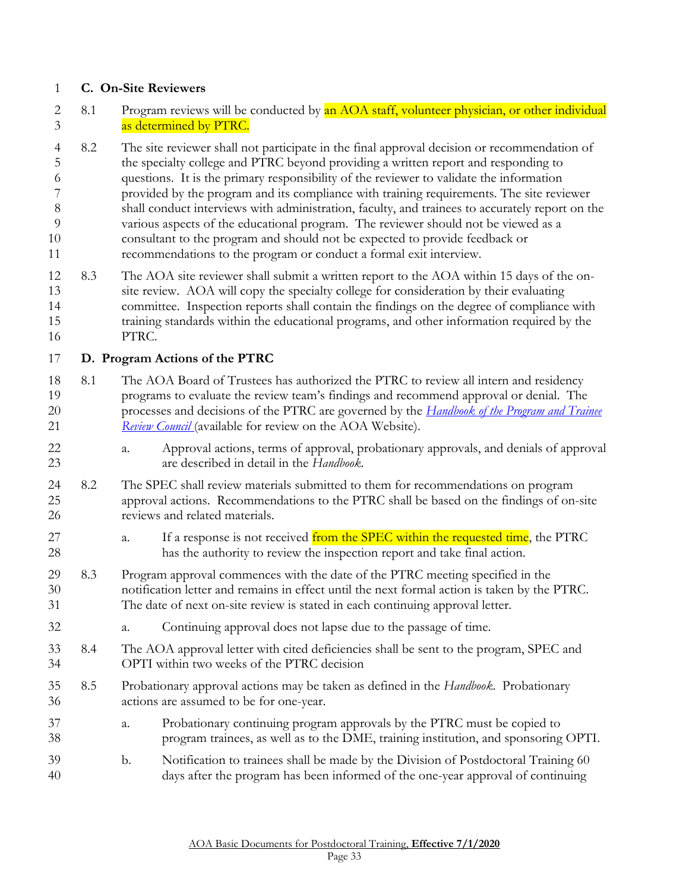### C. On-Site Reviewers

8.1 Program reviews will be conducted by an AOA staff, volunteer physician, or other individual as determined by PTRC.

8.2 The site reviewer shall not participate in the final approval decision or recommendation of the specialty college and PTRC beyond providing a written report and responding to questions. It is the primary responsibility of the reviewer to validate the information provided by the program and its compliance with training requirements. The site reviewer shall conduct interviews with administration, faculty, and trainees to accurately report on the various aspects of the educational program. The reviewer should not be viewed as a consultant to the program and should not be expected to provide feedback or recommendations to the program or conduct a formal exit interview.

8.3 The AOA site reviewer shall submit a written report to the AOA within 15 days of the on-site review. AOA will copy the specialty college for consideration by their evaluating committee. Inspection reports shall contain the findings on the degree of compliance with training standards within the educational programs, and other information required by the PTRC.

### D. Program Actions of the PTRC

8.1 The AOA Board of Trustees has authorized the PTRC to review all intern and residency programs to evaluate the review team's findings and recommend approval or denial. The processes and decisions of the PTRC are governed by the *Handbook of the Program and Trainee Review Council* (available for review on the AOA Website).

- a. Approval actions, terms of approval, probationary approvals, and denials of approval are described in detail in the *Handbook*.

8.2 The SPEC shall review materials submitted to them for recommendations on program approval actions. Recommendations to the PTRC shall be based on the findings of on-site reviews and related materials.

- a. If a response is not received from the SPEC within the requested time, the PTRC has the authority to review the inspection report and take final action.

8.3 Program approval commences with the date of the PTRC meeting specified in the notification letter and remains in effect until the next formal action is taken by the PTRC. The date of next on-site review is stated in each continuing approval letter.

- a. Continuing approval does not lapse due to the passage of time.

8.4 The AOA approval letter with cited deficiencies shall be sent to the program, SPEC and OPTI within two weeks of the PTRC decision

8.5 Probationary approval actions may be taken as defined in the *Handbook*. Probationary actions are assumed to be for one-year.

- a. Probationary continuing program approvals by the PTRC must be copied to program trainees, as well as to the DME, training institution, and sponsoring OPTI.
- b. Notification to trainees shall be made by the Division of Postdoctoral Training 60 days after the program has been informed of the one-year approval of continuing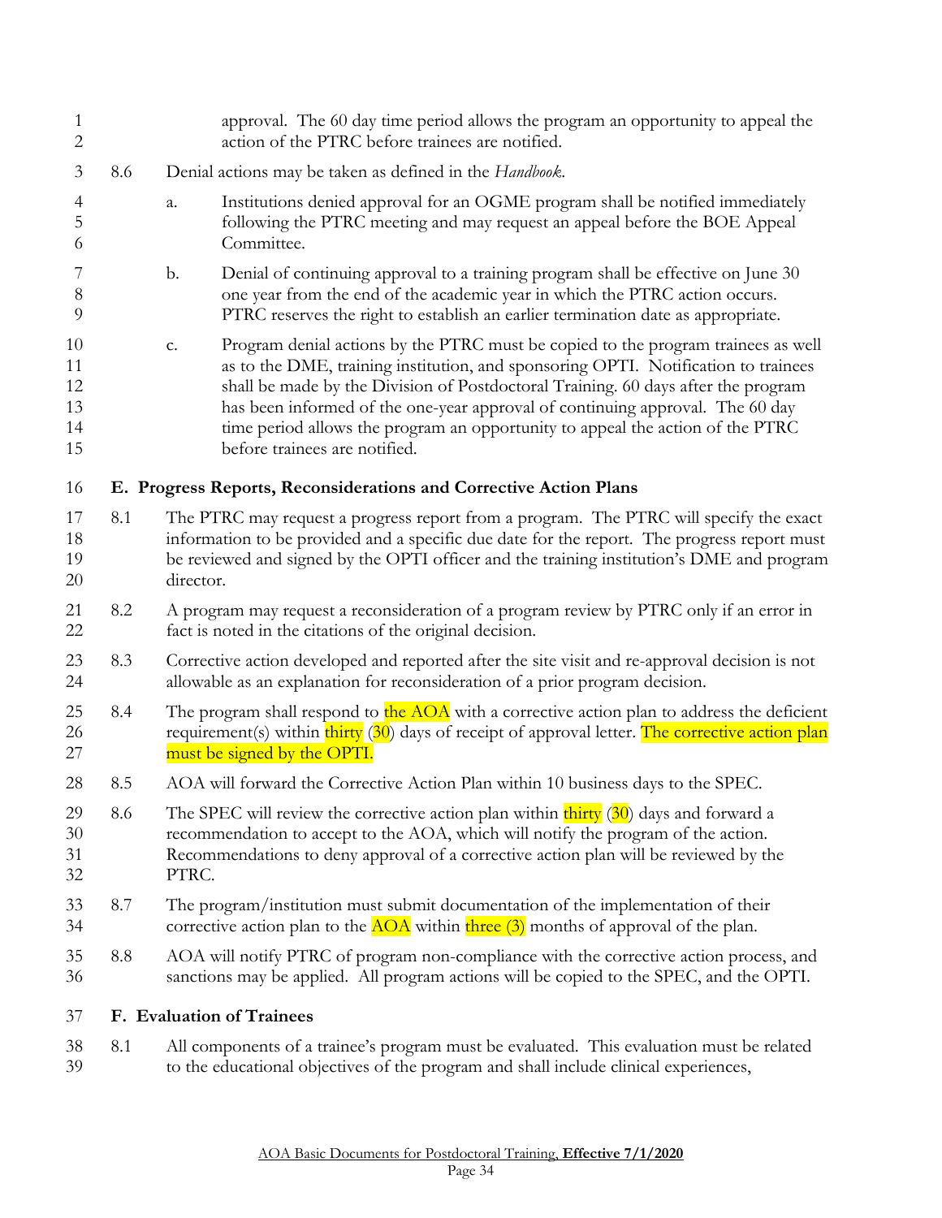approval. The 60 day time period allows the program an opportunity to appeal the action of the PTRC before trainees are notified.

8.6 Denial actions may be taken as defined in the *Handbook*.

a. Institutions denied approval for an OGME program shall be notified immediately following the PTRC meeting and may request an appeal before the BOE Appeal Committee.

b. Denial of continuing approval to a training program shall be effective on June 30 one year from the end of the academic year in which the PTRC action occurs. PTRC reserves the right to establish an earlier termination date as appropriate.

c. Program denial actions by the PTRC must be copied to the program trainees as well as to the DME, training institution, and sponsoring OPTI. Notification to trainees shall be made by the Division of Postdoctoral Training. 60 days after the program has been informed of the one-year approval of continuing approval. The 60 day time period allows the program an opportunity to appeal the action of the PTRC before trainees are notified.

### E. Progress Reports, Reconsiderations and Corrective Action Plans

8.1 The PTRC may request a progress report from a program. The PTRC will specify the exact information to be provided and a specific due date for the report. The progress report must be reviewed and signed by the OPTI officer and the training institution's DME and program director.

8.2 A program may request a reconsideration of a program review by PTRC only if an error in fact is noted in the citations of the original decision.

8.3 Corrective action developed and reported after the site visit and re-approval decision is not allowable as an explanation for reconsideration of a prior program decision.

8.4 The program shall respond to the AOA with a corrective action plan to address the deficient requirement(s) within thirty (30) days of receipt of approval letter. The corrective action plan must be signed by the OPTI.

8.5 AOA will forward the Corrective Action Plan within 10 business days to the SPEC.

8.6 The SPEC will review the corrective action plan within thirty (30) days and forward a recommendation to accept to the AOA, which will notify the program of the action. Recommendations to deny approval of a corrective action plan will be reviewed by the PTRC.

8.7 The program/institution must submit documentation of the implementation of their corrective action plan to the AOA within three (3) months of approval of the plan.

8.8 AOA will notify PTRC of program non-compliance with the corrective action process, and sanctions may be applied. All program actions will be copied to the SPEC, and the OPTI.

### F. Evaluation of Trainees

8.1 All components of a trainee's program must be evaluated. This evaluation must be related to the educational objectives of the program and shall include clinical experiences,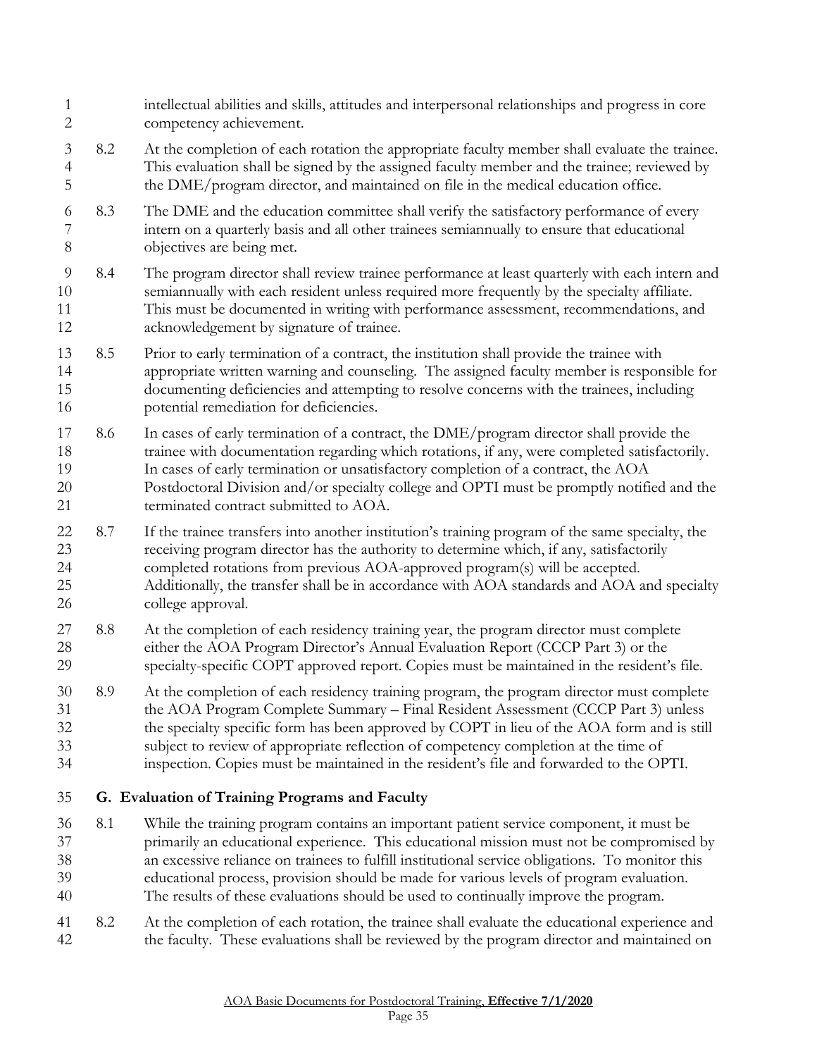intellectual abilities and skills, attitudes and interpersonal relationships and progress in core competency achievement.

8.2 At the completion of each rotation the appropriate faculty member shall evaluate the trainee. This evaluation shall be signed by the assigned faculty member and the trainee; reviewed by the DME/program director, and maintained on file in the medical education office.

8.3 The DME and the education committee shall verify the satisfactory performance of every intern on a quarterly basis and all other trainees semiannually to ensure that educational objectives are being met.

8.4 The program director shall review trainee performance at least quarterly with each intern and semiannually with each resident unless required more frequently by the specialty affiliate. This must be documented in writing with performance assessment, recommendations, and acknowledgement by signature of trainee.

8.5 Prior to early termination of a contract, the institution shall provide the trainee with appropriate written warning and counseling. The assigned faculty member is responsible for documenting deficiencies and attempting to resolve concerns with the trainees, including potential remediation for deficiencies.

8.6 In cases of early termination of a contract, the DME/program director shall provide the trainee with documentation regarding which rotations, if any, were completed satisfactorily. In cases of early termination or unsatisfactory completion of a contract, the AOA Postdoctoral Division and/or specialty college and OPTI must be promptly notified and the terminated contract submitted to AOA.

8.7 If the trainee transfers into another institution's training program of the same specialty, the receiving program director has the authority to determine which, if any, satisfactorily completed rotations from previous AOA-approved program(s) will be accepted. Additionally, the transfer shall be in accordance with AOA standards and AOA and specialty college approval.

8.8 At the completion of each residency training year, the program director must complete either the AOA Program Director's Annual Evaluation Report (CCCP Part 3) or the specialty-specific COPT approved report. Copies must be maintained in the resident's file.

8.9 At the completion of each residency training program, the program director must complete the AOA Program Complete Summary – Final Resident Assessment (CCCP Part 3) unless the specialty specific form has been approved by COPT in lieu of the AOA form and is still subject to review of appropriate reflection of competency completion at the time of inspection. Copies must be maintained in the resident's file and forwarded to the OPTI.

## G. Evaluation of Training Programs and Faculty

8.1 While the training program contains an important patient service component, it must be primarily an educational experience. This educational mission must not be compromised by an excessive reliance on trainees to fulfill institutional service obligations. To monitor this educational process, provision should be made for various levels of program evaluation. The results of these evaluations should be used to continually improve the program.

8.2 At the completion of each rotation, the trainee shall evaluate the educational experience and the faculty. These evaluations shall be reviewed by the program director and maintained on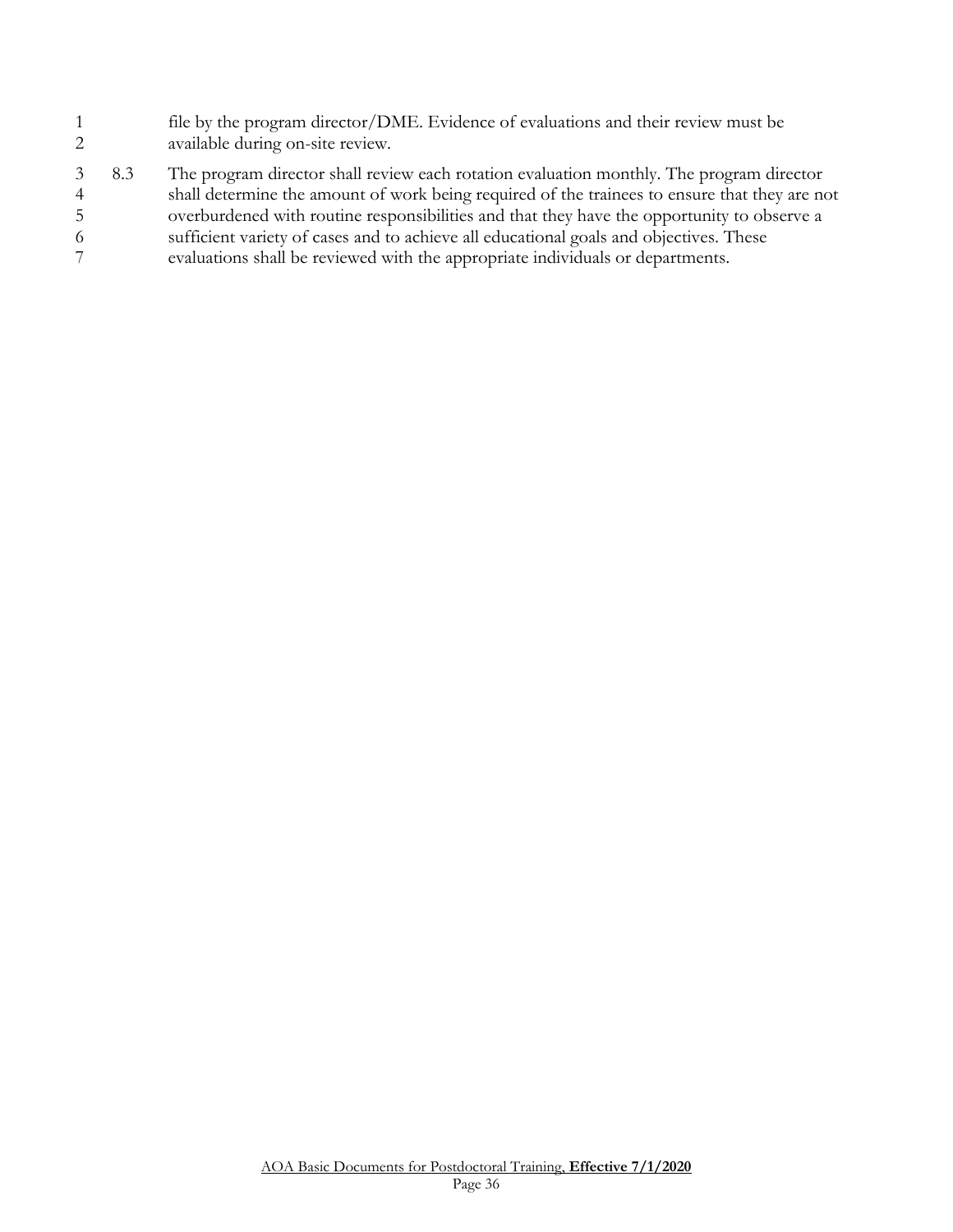file by the program director/DME. Evidence of evaluations and their review must be available during on-site review.

8.3 The program director shall review each rotation evaluation monthly. The program director shall determine the amount of work being required of the trainees to ensure that they are not overburdened with routine responsibilities and that they have the opportunity to observe a sufficient variety of cases and to achieve all educational goals and objectives. These evaluations shall be reviewed with the appropriate individuals or departments.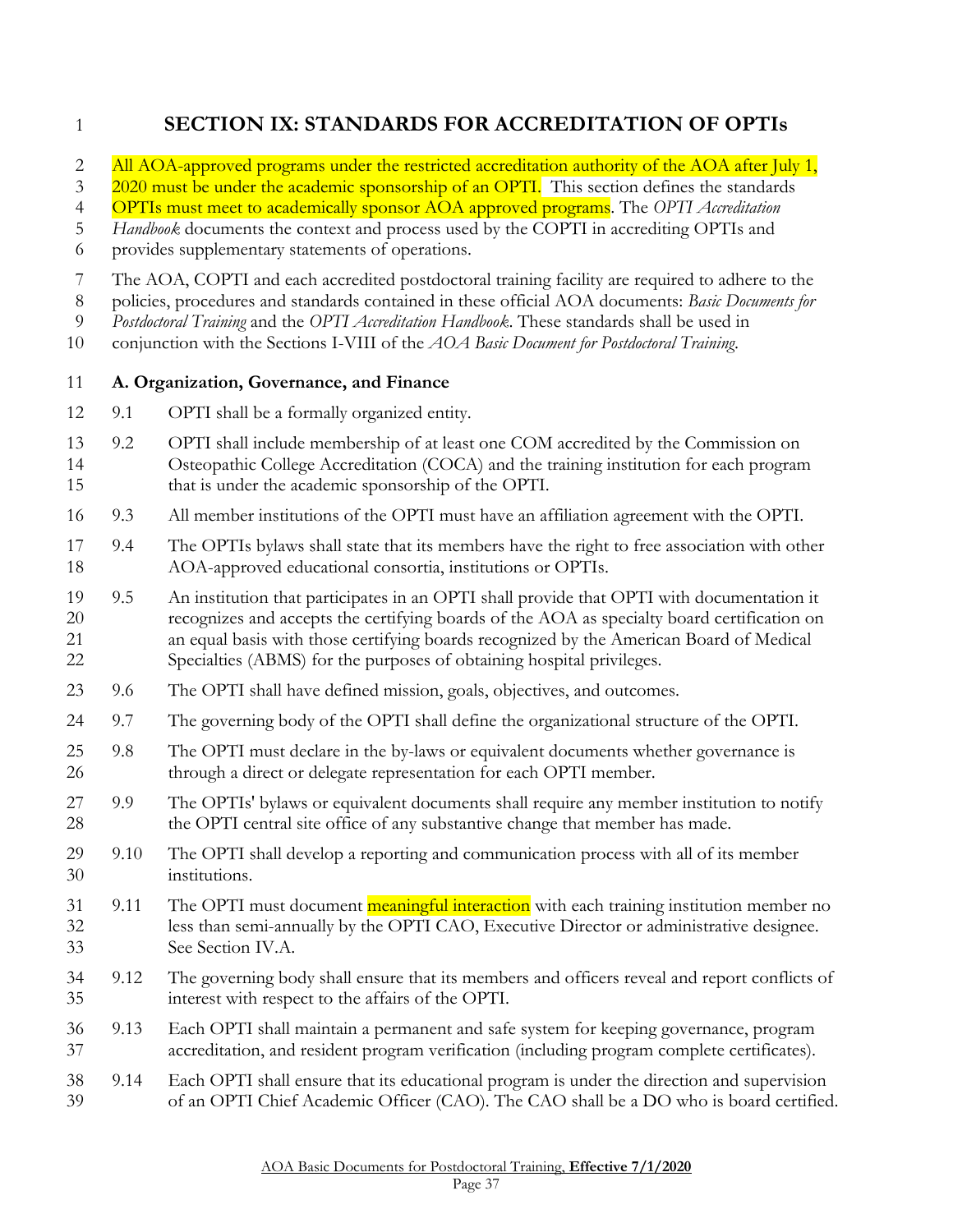# SECTION IX: STANDARDS FOR ACCREDITATION OF OPTIs

All AOA-approved programs under the restricted accreditation authority of the AOA after July 1, 2020 must be under the academic sponsorship of an OPTI. This section defines the standards OPTIs must meet to academically sponsor AOA approved programs. The *OPTI Accreditation Handbook* documents the context and process used by the COPTI in accrediting OPTIs and provides supplementary statements of operations.

The AOA, COPTI and each accredited postdoctoral training facility are required to adhere to the policies, procedures and standards contained in these official AOA documents: *Basic Documents for Postdoctoral Training* and the *OPTI Accreditation Handbook*. These standards shall be used in conjunction with the Sections I-VIII of the *AOA Basic Document for Postdoctoral Training.*

**A. Organization, Governance, and Finance**

9.1 OPTI shall be a formally organized entity.

9.2 OPTI shall include membership of at least one COM accredited by the Commission on Osteopathic College Accreditation (COCA) and the training institution for each program that is under the academic sponsorship of the OPTI.

9.3 All member institutions of the OPTI must have an affiliation agreement with the OPTI.

9.4 The OPTIs bylaws shall state that its members have the right to free association with other AOA-approved educational consortia, institutions or OPTIs.

9.5 An institution that participates in an OPTI shall provide that OPTI with documentation it recognizes and accepts the certifying boards of the AOA as specialty board certification on an equal basis with those certifying boards recognized by the American Board of Medical Specialties (ABMS) for the purposes of obtaining hospital privileges.

9.6 The OPTI shall have defined mission, goals, objectives, and outcomes.

9.7 The governing body of the OPTI shall define the organizational structure of the OPTI.

9.8 The OPTI must declare in the by-laws or equivalent documents whether governance is through a direct or delegate representation for each OPTI member.

9.9 The OPTIs' bylaws or equivalent documents shall require any member institution to notify the OPTI central site office of any substantive change that member has made.

9.10 The OPTI shall develop a reporting and communication process with all of its member institutions.

9.11 The OPTI must document meaningful interaction with each training institution member no less than semi-annually by the OPTI CAO, Executive Director or administrative designee. See Section IV.A.

9.12 The governing body shall ensure that its members and officers reveal and report conflicts of interest with respect to the affairs of the OPTI.

9.13 Each OPTI shall maintain a permanent and safe system for keeping governance, program accreditation, and resident program verification (including program complete certificates).

9.14 Each OPTI shall ensure that its educational program is under the direction and supervision of an OPTI Chief Academic Officer (CAO). The CAO shall be a DO who is board certified.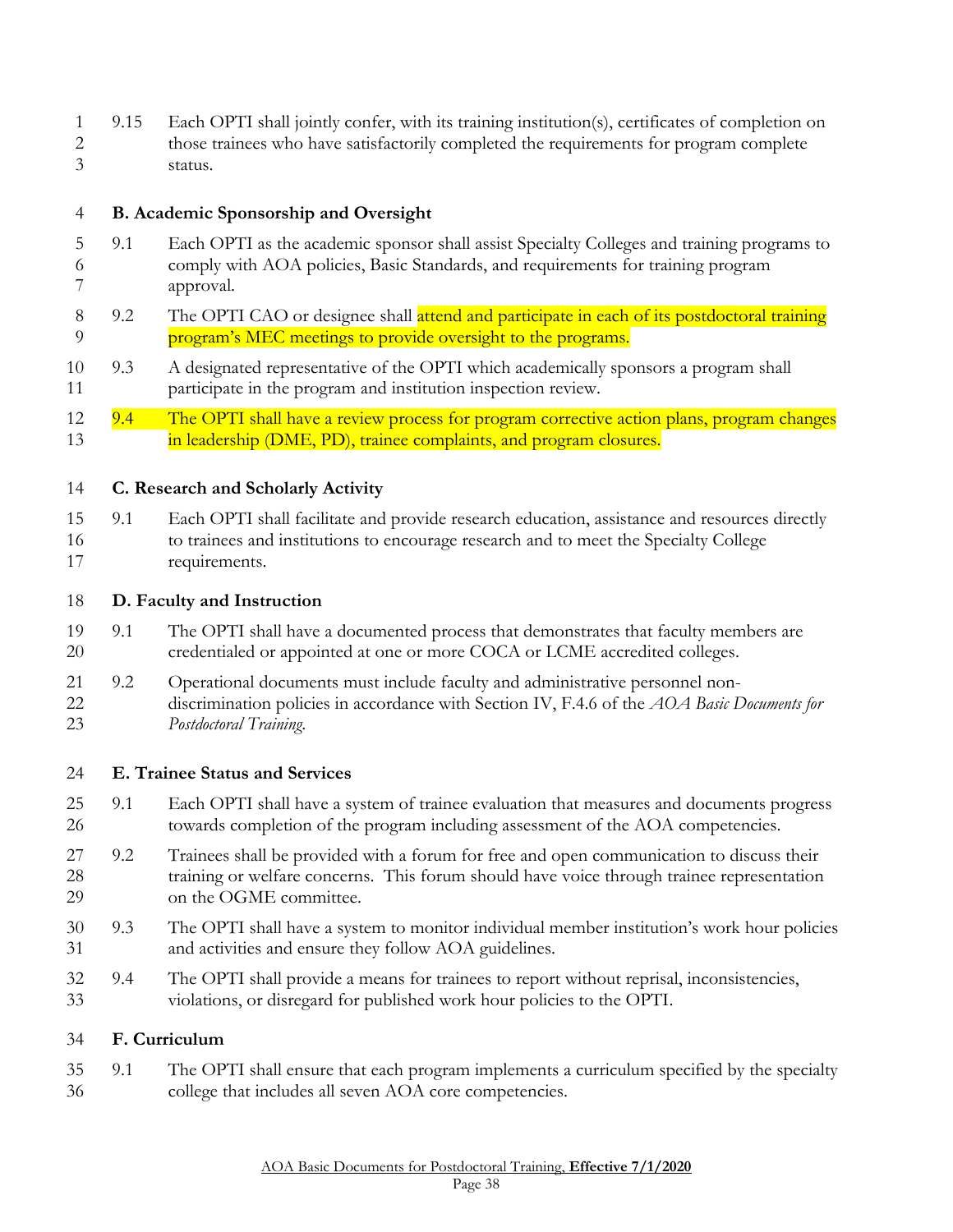9.15 Each OPTI shall jointly confer, with its training institution(s), certificates of completion on those trainees who have satisfactorily completed the requirements for program complete status.

**B. Academic Sponsorship and Oversight**

9.1 Each OPTI as the academic sponsor shall assist Specialty Colleges and training programs to comply with AOA policies, Basic Standards, and requirements for training program approval.

9.2 The OPTI CAO or designee shall attend and participate in each of its postdoctoral training program's MEC meetings to provide oversight to the programs.

9.3 A designated representative of the OPTI which academically sponsors a program shall participate in the program and institution inspection review.

9.4 The OPTI shall have a review process for program corrective action plans, program changes in leadership (DME, PD), trainee complaints, and program closures.

**C. Research and Scholarly Activity**

9.1 Each OPTI shall facilitate and provide research education, assistance and resources directly to trainees and institutions to encourage research and to meet the Specialty College requirements.

**D. Faculty and Instruction**

9.1 The OPTI shall have a documented process that demonstrates that faculty members are credentialed or appointed at one or more COCA or LCME accredited colleges.

9.2 Operational documents must include faculty and administrative personnel non-discrimination policies in accordance with Section IV, F.4.6 of the *AOA Basic Documents for Postdoctoral Training.*

**E. Trainee Status and Services**

9.1 Each OPTI shall have a system of trainee evaluation that measures and documents progress towards completion of the program including assessment of the AOA competencies.

9.2 Trainees shall be provided with a forum for free and open communication to discuss their training or welfare concerns. This forum should have voice through trainee representation on the OGME committee.

9.3 The OPTI shall have a system to monitor individual member institution's work hour policies and activities and ensure they follow AOA guidelines.

9.4 The OPTI shall provide a means for trainees to report without reprisal, inconsistencies, violations, or disregard for published work hour policies to the OPTI.

**F. Curriculum**

9.1 The OPTI shall ensure that each program implements a curriculum specified by the specialty college that includes all seven AOA core competencies.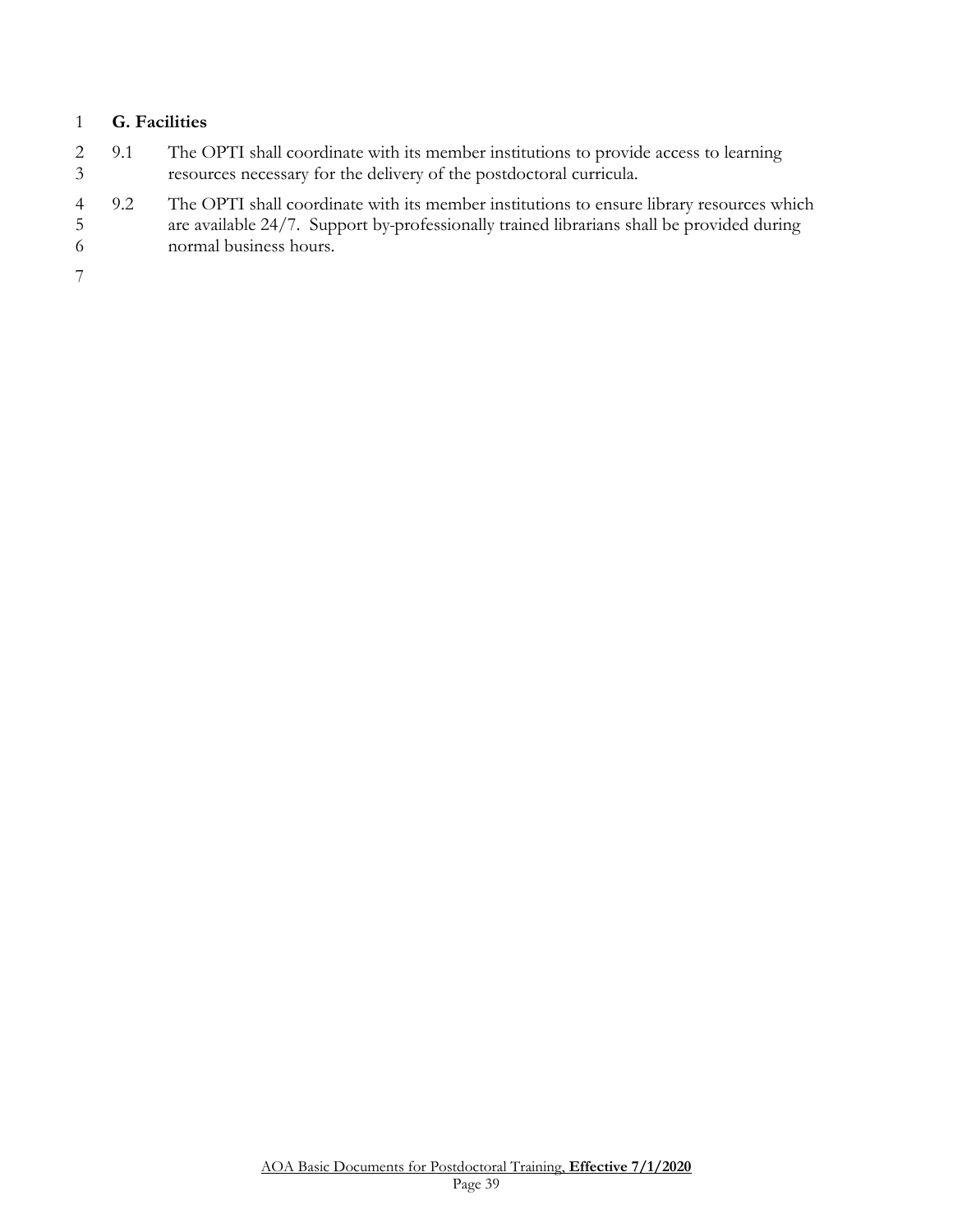**G. Facilities**

9.1 The OPTI shall coordinate with its member institutions to provide access to learning resources necessary for the delivery of the postdoctoral curricula.

9.2 The OPTI shall coordinate with its member institutions to ensure library resources which are available 24/7. Support by-professionally trained librarians shall be provided during normal business hours.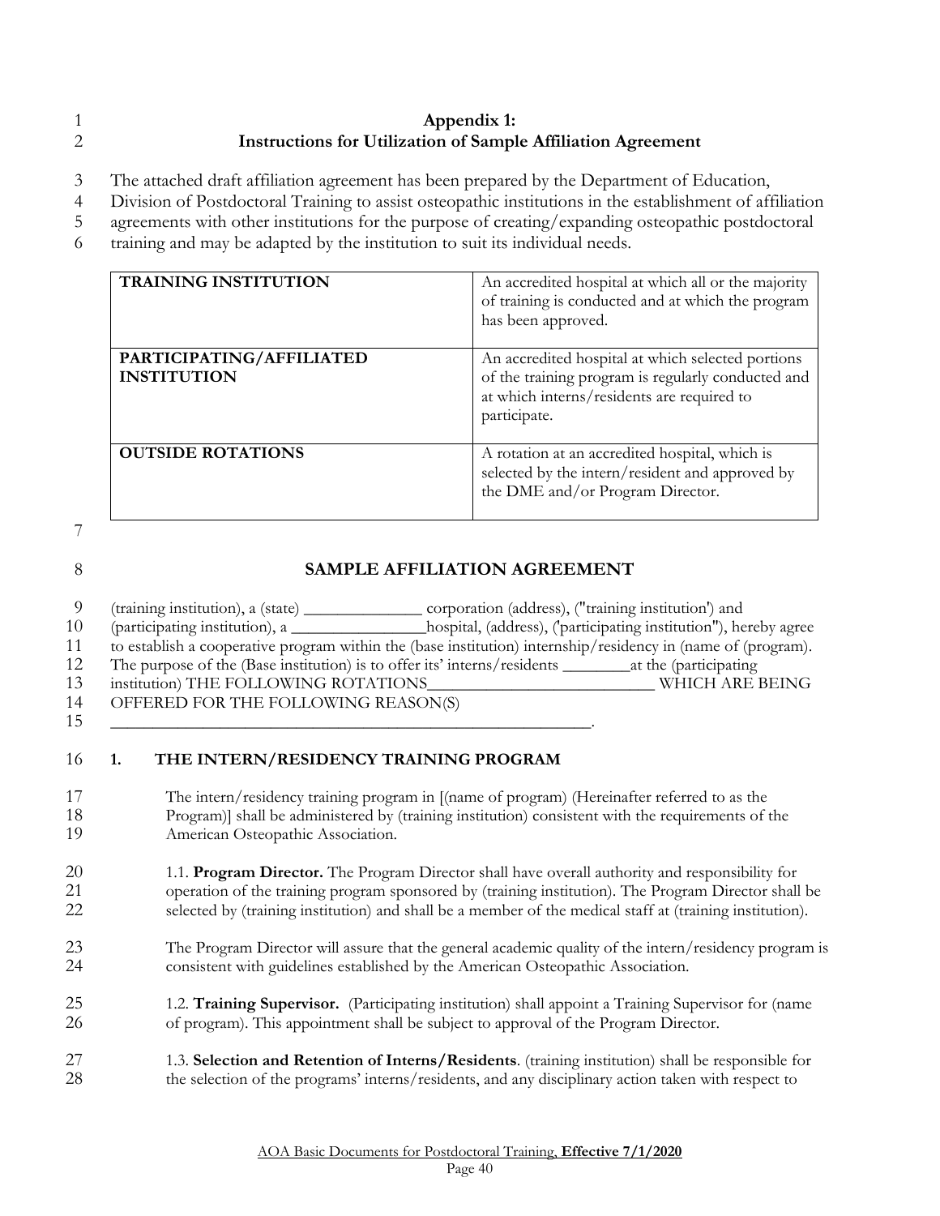# Appendix 1:
## Instructions for Utilization of Sample Affiliation Agreement

The attached draft affiliation agreement has been prepared by the Department of Education, Division of Postdoctoral Training to assist osteopathic institutions in the establishment of affiliation agreements with other institutions for the purpose of creating/expanding osteopathic postdoctoral training and may be adapted by the institution to suit its individual needs.

| | |
|---|---|
| **TRAINING INSTITUTION** | An accredited hospital at which all or the majority of training is conducted and at which the program has been approved. |
| **PARTICIPATING/AFFILIATED INSTITUTION** | An accredited hospital at which selected portions of the training program is regularly conducted and at which interns/residents are required to participate. |
| **OUTSIDE ROTATIONS** | A rotation at an accredited hospital, which is selected by the intern/resident and approved by the DME and/or Program Director. |

## SAMPLE AFFILIATION AGREEMENT

(training institution), a (state) ______________ corporation (address), ("training institution') and (participating institution), a ________________hospital, (address), ('participating institution"), hereby agree to establish a cooperative program within the (base institution) internship/residency in (name of (program). The purpose of the (Base institution) is to offer its' interns/residents ________at the (participating institution) THE FOLLOWING ROTATIONS__________________________ WHICH ARE BEING OFFERED FOR THE FOLLOWING REASON(S) _______________________________________________________.

### 1. THE INTERN/RESIDENCY TRAINING PROGRAM

The intern/residency training program in [(name of program) (Hereinafter referred to as the Program)] shall be administered by (training institution) consistent with the requirements of the American Osteopathic Association.

1.1. **Program Director.** The Program Director shall have overall authority and responsibility for operation of the training program sponsored by (training institution). The Program Director shall be selected by (training institution) and shall be a member of the medical staff at (training institution).

The Program Director will assure that the general academic quality of the intern/residency program is consistent with guidelines established by the American Osteopathic Association.

1.2. **Training Supervisor.** (Participating institution) shall appoint a Training Supervisor for (name of program). This appointment shall be subject to approval of the Program Director.

1.3. **Selection and Retention of Interns/Residents**. (training institution) shall be responsible for the selection of the programs' interns/residents, and any disciplinary action taken with respect to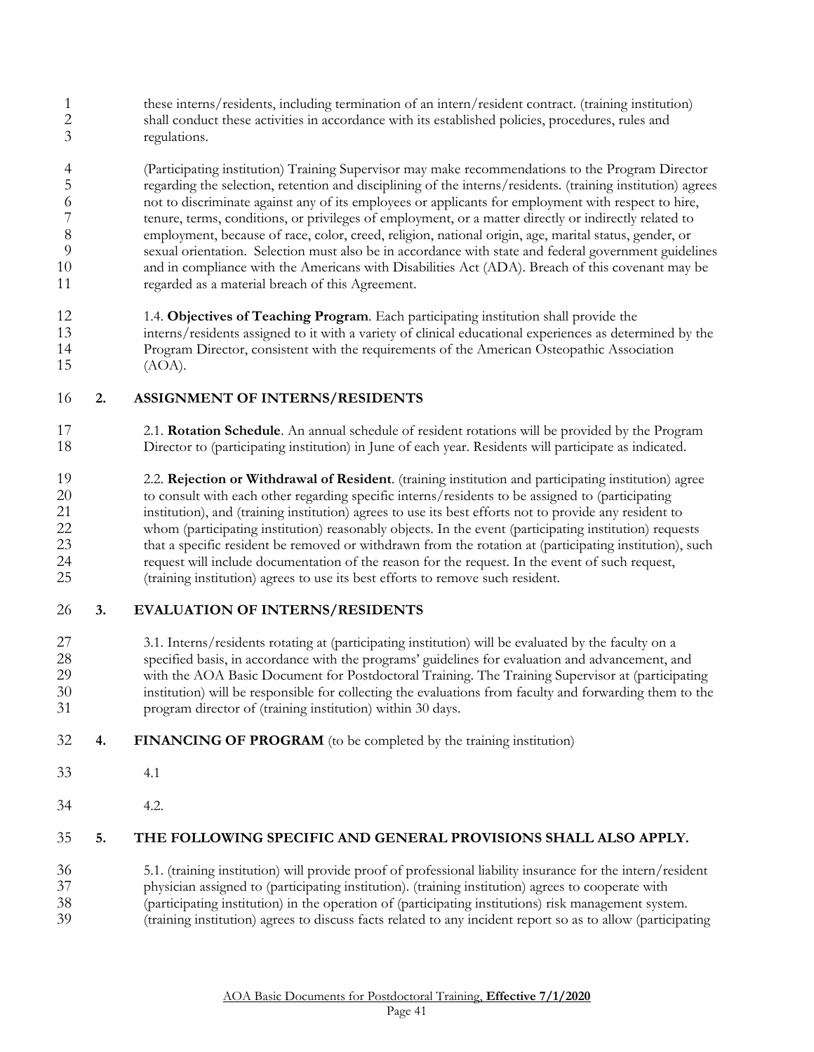these interns/residents, including termination of an intern/resident contract. (training institution) shall conduct these activities in accordance with its established policies, procedures, rules and regulations.

(Participating institution) Training Supervisor may make recommendations to the Program Director regarding the selection, retention and disciplining of the interns/residents. (training institution) agrees not to discriminate against any of its employees or applicants for employment with respect to hire, tenure, terms, conditions, or privileges of employment, or a matter directly or indirectly related to employment, because of race, color, creed, religion, national origin, age, marital status, gender, or sexual orientation. Selection must also be in accordance with state and federal government guidelines and in compliance with the Americans with Disabilities Act (ADA). Breach of this covenant may be regarded as a material breach of this Agreement.

1.4. **Objectives of Teaching Program**. Each participating institution shall provide the interns/residents assigned to it with a variety of clinical educational experiences as determined by the Program Director, consistent with the requirements of the American Osteopathic Association (AOA).

## 2. ASSIGNMENT OF INTERNS/RESIDENTS

2.1. **Rotation Schedule**. An annual schedule of resident rotations will be provided by the Program Director to (participating institution) in June of each year. Residents will participate as indicated.

2.2. **Rejection or Withdrawal of Resident**. (training institution and participating institution) agree to consult with each other regarding specific interns/residents to be assigned to (participating institution), and (training institution) agrees to use its best efforts not to provide any resident to whom (participating institution) reasonably objects. In the event (participating institution) requests that a specific resident be removed or withdrawn from the rotation at (participating institution), such request will include documentation of the reason for the request. In the event of such request, (training institution) agrees to use its best efforts to remove such resident.

## 3. EVALUATION OF INTERNS/RESIDENTS

3.1. Interns/residents rotating at (participating institution) will be evaluated by the faculty on a specified basis, in accordance with the programs' guidelines for evaluation and advancement, and with the AOA Basic Document for Postdoctoral Training. The Training Supervisor at (participating institution) will be responsible for collecting the evaluations from faculty and forwarding them to the program director of (training institution) within 30 days.

## 4. FINANCING OF PROGRAM (to be completed by the training institution)

4.1

4.2.

## 5. THE FOLLOWING SPECIFIC AND GENERAL PROVISIONS SHALL ALSO APPLY.

5.1. (training institution) will provide proof of professional liability insurance for the intern/resident physician assigned to (participating institution). (training institution) agrees to cooperate with (participating institution) in the operation of (participating institutions) risk management system. (training institution) agrees to discuss facts related to any incident report so as to allow (participating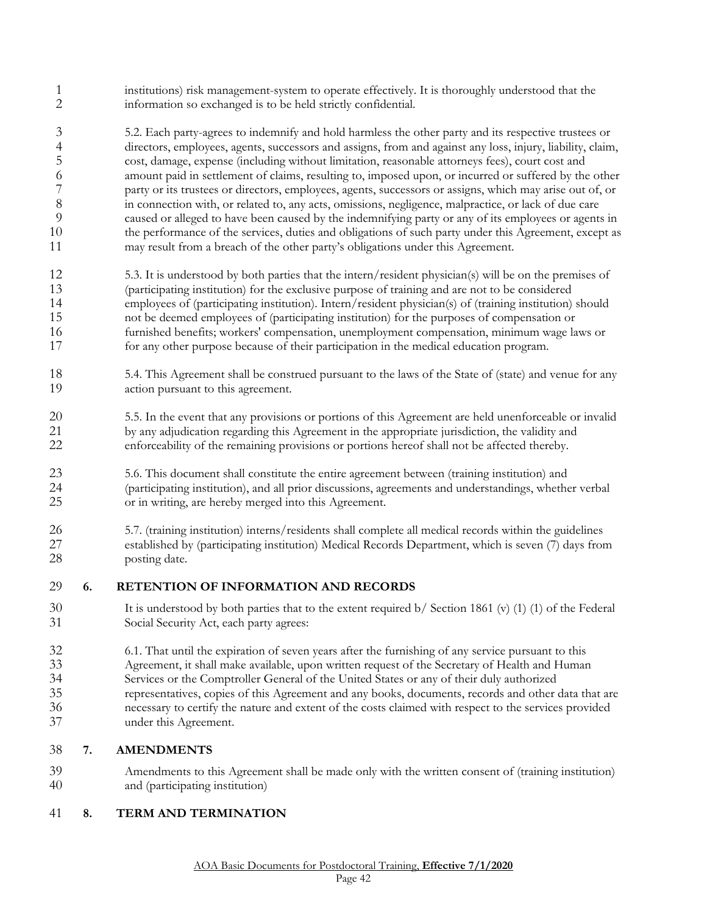institutions) risk management-system to operate effectively. It is thoroughly understood that the information so exchanged is to be held strictly confidential.

5.2. Each party-agrees to indemnify and hold harmless the other party and its respective trustees or directors, employees, agents, successors and assigns, from and against any loss, injury, liability, claim, cost, damage, expense (including without limitation, reasonable attorneys fees), court cost and amount paid in settlement of claims, resulting to, imposed upon, or incurred or suffered by the other party or its trustees or directors, employees, agents, successors or assigns, which may arise out of, or in connection with, or related to, any acts, omissions, negligence, malpractice, or lack of due care caused or alleged to have been caused by the indemnifying party or any of its employees or agents in the performance of the services, duties and obligations of such party under this Agreement, except as may result from a breach of the other party's obligations under this Agreement.

5.3. It is understood by both parties that the intern/resident physician(s) will be on the premises of (participating institution) for the exclusive purpose of training and are not to be considered employees of (participating institution). Intern/resident physician(s) of (training institution) should not be deemed employees of (participating institution) for the purposes of compensation or furnished benefits; workers' compensation, unemployment compensation, minimum wage laws or for any other purpose because of their participation in the medical education program.

5.4. This Agreement shall be construed pursuant to the laws of the State of (state) and venue for any action pursuant to this agreement.

5.5. In the event that any provisions or portions of this Agreement are held unenforceable or invalid by any adjudication regarding this Agreement in the appropriate jurisdiction, the validity and enforceability of the remaining provisions or portions hereof shall not be affected thereby.

5.6. This document shall constitute the entire agreement between (training institution) and (participating institution), and all prior discussions, agreements and understandings, whether verbal or in writing, are hereby merged into this Agreement.

5.7. (training institution) interns/residents shall complete all medical records within the guidelines established by (participating institution) Medical Records Department, which is seven (7) days from posting date.

## 6. RETENTION OF INFORMATION AND RECORDS

It is understood by both parties that to the extent required b/ Section 1861 (v) (1) (1) of the Federal Social Security Act, each party agrees:

6.1. That until the expiration of seven years after the furnishing of any service pursuant to this Agreement, it shall make available, upon written request of the Secretary of Health and Human Services or the Comptroller General of the United States or any of their duly authorized representatives, copies of this Agreement and any books, documents, records and other data that are necessary to certify the nature and extent of the costs claimed with respect to the services provided under this Agreement.

## 7. AMENDMENTS

Amendments to this Agreement shall be made only with the written consent of (training institution) and (participating institution)

## 8. TERM AND TERMINATION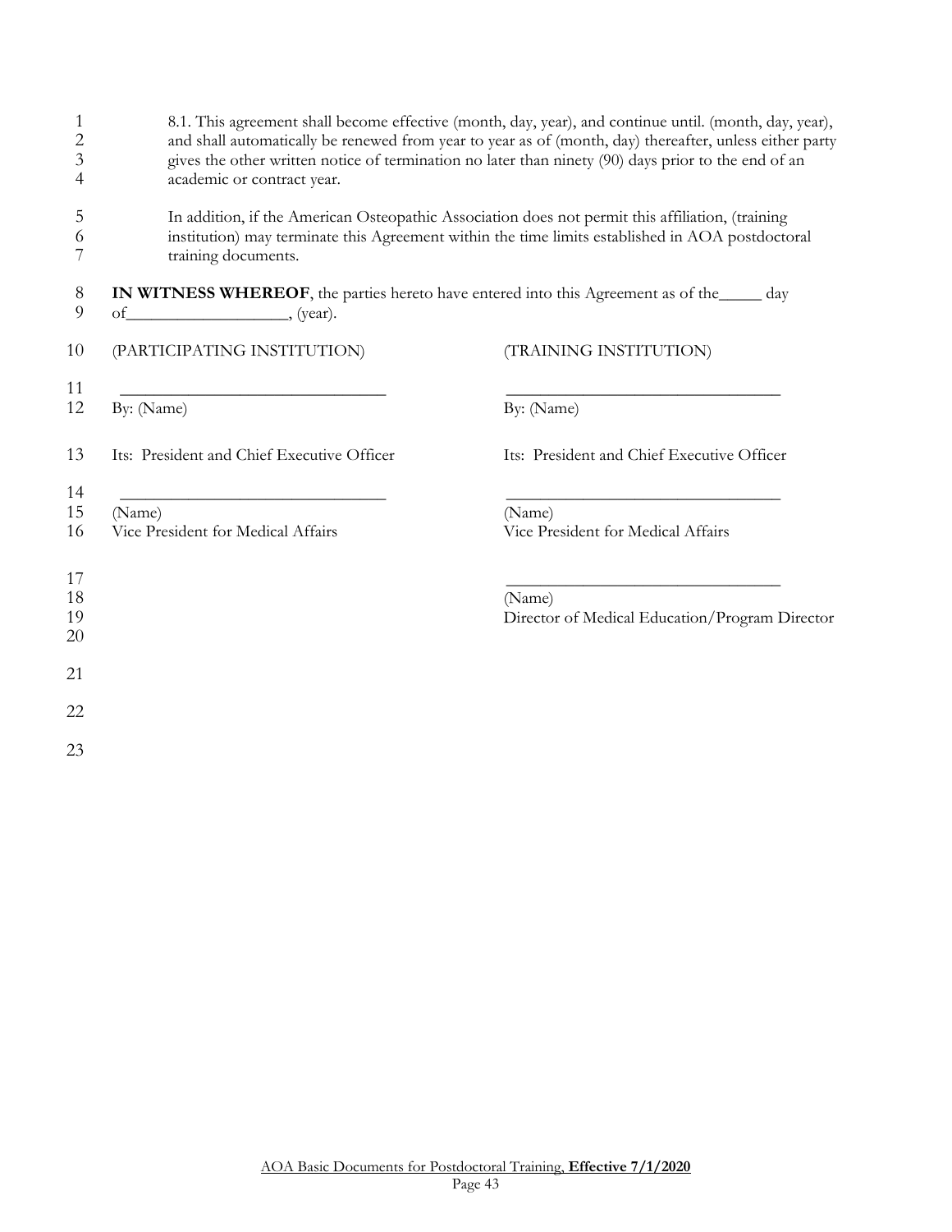8.1. This agreement shall become effective (month, day, year), and continue until. (month, day, year), and shall automatically be renewed from year to year as of (month, day) thereafter, unless either party gives the other written notice of termination no later than ninety (90) days prior to the end of an academic or contract year.

In addition, if the American Osteopathic Association does not permit this affiliation, (training institution) may terminate this Agreement within the time limits established in AOA postdoctoral training documents.

**IN WITNESS WHEREOF**, the parties hereto have entered into this Agreement as of the_____ day of___________________, (year).

| (PARTICIPATING INSTITUTION) | (TRAINING INSTITUTION) |
|---|---|
| _______________________________ | _______________________________ |
| By: (Name) | By: (Name) |
| Its: President and Chief Executive Officer | Its: President and Chief Executive Officer |
| _______________________________ | _______________________________ |
| (Name) | (Name) |
| Vice President for Medical Affairs | Vice President for Medical Affairs |
| | _______________________________ |
| | (Name) |
| | Director of Medical Education/Program Director |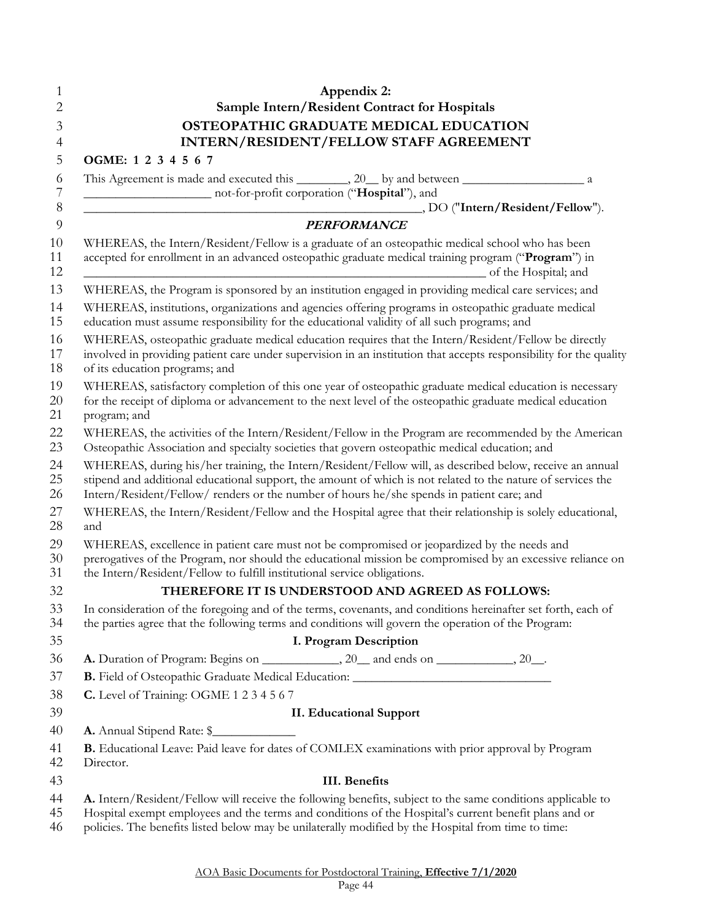# Appendix 2:
# Sample Intern/Resident Contract for Hospitals

## OSTEOPATHIC GRADUATE MEDICAL EDUCATION INTERN/RESIDENT/FELLOW STAFF AGREEMENT

**OGME: 1 2 3 4 5 6 7**

This Agreement is made and executed this ________, 20__ by and between ___________________ a ___________________ not-for-profit corporation ("**Hospital**"), and _____________________________________________________, DO ("**Intern/Resident/Fellow**").

### *PERFORMANCE*

WHEREAS, the Intern/Resident/Fellow is a graduate of an osteopathic medical school who has been accepted for enrollment in an advanced osteopathic graduate medical training program ("**Program**") in _______________________________________________________________ of the Hospital; and

WHEREAS, the Program is sponsored by an institution engaged in providing medical care services; and

WHEREAS, institutions, organizations and agencies offering programs in osteopathic graduate medical education must assume responsibility for the educational validity of all such programs; and

WHEREAS, osteopathic graduate medical education requires that the Intern/Resident/Fellow be directly involved in providing patient care under supervision in an institution that accepts responsibility for the quality of its education programs; and

WHEREAS, satisfactory completion of this one year of osteopathic graduate medical education is necessary for the receipt of diploma or advancement to the next level of the osteopathic graduate medical education program; and

WHEREAS, the activities of the Intern/Resident/Fellow in the Program are recommended by the American Osteopathic Association and specialty societies that govern osteopathic medical education; and

WHEREAS, during his/her training, the Intern/Resident/Fellow will, as described below, receive an annual stipend and additional educational support, the amount of which is not related to the nature of services the Intern/Resident/Fellow/ renders or the number of hours he/she spends in patient care; and

WHEREAS, the Intern/Resident/Fellow and the Hospital agree that their relationship is solely educational, and

WHEREAS, excellence in patient care must not be compromised or jeopardized by the needs and prerogatives of the Program, nor should the educational mission be compromised by an excessive reliance on the Intern/Resident/Fellow to fulfill institutional service obligations.

### THEREFORE IT IS UNDERSTOOD AND AGREED AS FOLLOWS:

In consideration of the foregoing and of the terms, covenants, and conditions hereinafter set forth, each of the parties agree that the following terms and conditions will govern the operation of the Program:

### I. Program Description

**A.** Duration of Program: Begins on ____________, 20__ and ends on ____________, 20__.

**B.** Field of Osteopathic Graduate Medical Education: _______________________________

**C.** Level of Training: OGME 1 2 3 4 5 6 7

### II. Educational Support

**A.** Annual Stipend Rate: $_____________

**B.** Educational Leave: Paid leave for dates of COMLEX examinations with prior approval by Program Director.

### III. Benefits

**A.** Intern/Resident/Fellow will receive the following benefits, subject to the same conditions applicable to Hospital exempt employees and the terms and conditions of the Hospital's current benefit plans and or policies. The benefits listed below may be unilaterally modified by the Hospital from time to time: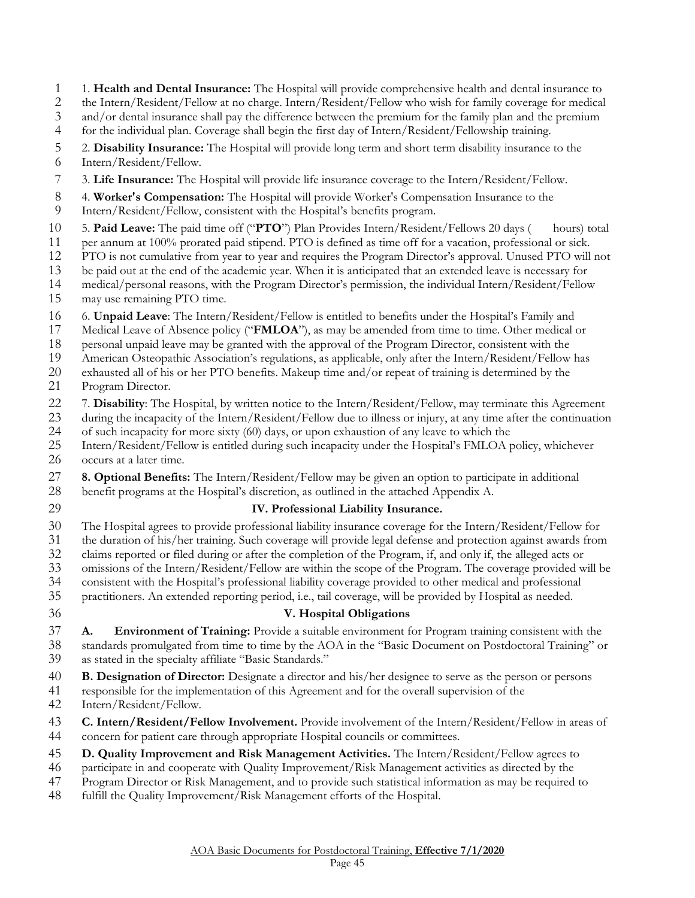1. **Health and Dental Insurance:** The Hospital will provide comprehensive health and dental insurance to the Intern/Resident/Fellow at no charge. Intern/Resident/Fellow who wish for family coverage for medical and/or dental insurance shall pay the difference between the premium for the family plan and the premium for the individual plan. Coverage shall begin the first day of Intern/Resident/Fellowship training.

2. **Disability Insurance:** The Hospital will provide long term and short term disability insurance to the Intern/Resident/Fellow.

3. **Life Insurance:** The Hospital will provide life insurance coverage to the Intern/Resident/Fellow.

4. **Worker's Compensation:** The Hospital will provide Worker's Compensation Insurance to the Intern/Resident/Fellow, consistent with the Hospital's benefits program.

5. **Paid Leave:** The paid time off ("**PTO**") Plan Provides Intern/Resident/Fellows 20 days (      hours) total per annum at 100% prorated paid stipend. PTO is defined as time off for a vacation, professional or sick. PTO is not cumulative from year to year and requires the Program Director's approval. Unused PTO will not be paid out at the end of the academic year. When it is anticipated that an extended leave is necessary for medical/personal reasons, with the Program Director's permission, the individual Intern/Resident/Fellow may use remaining PTO time.

6. **Unpaid Leave**: The Intern/Resident/Fellow is entitled to benefits under the Hospital's Family and Medical Leave of Absence policy ("**FMLOA**"), as may be amended from time to time. Other medical or personal unpaid leave may be granted with the approval of the Program Director, consistent with the American Osteopathic Association's regulations, as applicable, only after the Intern/Resident/Fellow has exhausted all of his or her PTO benefits. Makeup time and/or repeat of training is determined by the Program Director.

7. **Disability**: The Hospital, by written notice to the Intern/Resident/Fellow, may terminate this Agreement during the incapacity of the Intern/Resident/Fellow due to illness or injury, at any time after the continuation of such incapacity for more sixty (60) days, or upon exhaustion of any leave to which the Intern/Resident/Fellow is entitled during such incapacity under the Hospital's FMLOA policy, whichever occurs at a later time.

**8. Optional Benefits:** The Intern/Resident/Fellow may be given an option to participate in additional benefit programs at the Hospital's discretion, as outlined in the attached Appendix A.

## IV. Professional Liability Insurance.

The Hospital agrees to provide professional liability insurance coverage for the Intern/Resident/Fellow for the duration of his/her training. Such coverage will provide legal defense and protection against awards from claims reported or filed during or after the completion of the Program, if, and only if, the alleged acts or omissions of the Intern/Resident/Fellow are within the scope of the Program. The coverage provided will be consistent with the Hospital's professional liability coverage provided to other medical and professional practitioners. An extended reporting period, i.e., tail coverage, will be provided by Hospital as needed.

## V. Hospital Obligations

**A. Environment of Training:** Provide a suitable environment for Program training consistent with the standards promulgated from time to time by the AOA in the "Basic Document on Postdoctoral Training" or as stated in the specialty affiliate "Basic Standards."

**B. Designation of Director:** Designate a director and his/her designee to serve as the person or persons responsible for the implementation of this Agreement and for the overall supervision of the Intern/Resident/Fellow.

**C. Intern/Resident/Fellow Involvement.** Provide involvement of the Intern/Resident/Fellow in areas of concern for patient care through appropriate Hospital councils or committees.

**D. Quality Improvement and Risk Management Activities.** The Intern/Resident/Fellow agrees to participate in and cooperate with Quality Improvement/Risk Management activities as directed by the Program Director or Risk Management, and to provide such statistical information as may be required to fulfill the Quality Improvement/Risk Management efforts of the Hospital.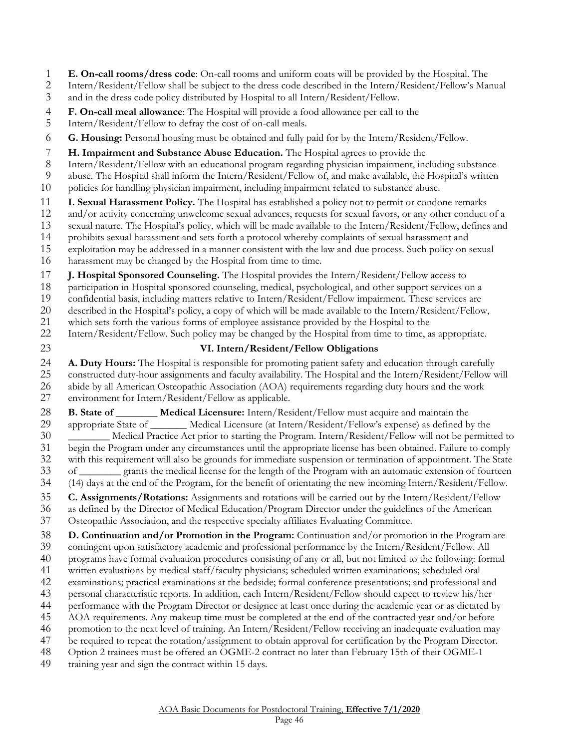**E. On-call rooms/dress code**: On-call rooms and uniform coats will be provided by the Hospital. The Intern/Resident/Fellow shall be subject to the dress code described in the Intern/Resident/Fellow's Manual and in the dress code policy distributed by Hospital to all Intern/Resident/Fellow.

**F. On-call meal allowance**: The Hospital will provide a food allowance per call to the Intern/Resident/Fellow to defray the cost of on-call meals.

**G. Housing:** Personal housing must be obtained and fully paid for by the Intern/Resident/Fellow.

**H. Impairment and Substance Abuse Education.** The Hospital agrees to provide the Intern/Resident/Fellow with an educational program regarding physician impairment, including substance abuse. The Hospital shall inform the Intern/Resident/Fellow of, and make available, the Hospital's written policies for handling physician impairment, including impairment related to substance abuse.

**I. Sexual Harassment Policy.** The Hospital has established a policy not to permit or condone remarks and/or activity concerning unwelcome sexual advances, requests for sexual favors, or any other conduct of a sexual nature. The Hospital's policy, which will be made available to the Intern/Resident/Fellow, defines and prohibits sexual harassment and sets forth a protocol whereby complaints of sexual harassment and exploitation may be addressed in a manner consistent with the law and due process. Such policy on sexual harassment may be changed by the Hospital from time to time.

**J. Hospital Sponsored Counseling.** The Hospital provides the Intern/Resident/Fellow access to participation in Hospital sponsored counseling, medical, psychological, and other support services on a confidential basis, including matters relative to Intern/Resident/Fellow impairment. These services are described in the Hospital's policy, a copy of which will be made available to the Intern/Resident/Fellow, which sets forth the various forms of employee assistance provided by the Hospital to the Intern/Resident/Fellow. Such policy may be changed by the Hospital from time to time, as appropriate.

## VI. Intern/Resident/Fellow Obligations

**A. Duty Hours:** The Hospital is responsible for promoting patient safety and education through carefully constructed duty-hour assignments and faculty availability. The Hospital and the Intern/Resident/Fellow will abide by all American Osteopathic Association (AOA) requirements regarding duty hours and the work environment for Intern/Resident/Fellow as applicable.

**B. State of ________ Medical Licensure:** Intern/Resident/Fellow must acquire and maintain the appropriate State of _______ Medical Licensure (at Intern/Resident/Fellow's expense) as defined by the ________ Medical Practice Act prior to starting the Program. Intern/Resident/Fellow will not be permitted to begin the Program under any circumstances until the appropriate license has been obtained. Failure to comply with this requirement will also be grounds for immediate suspension or termination of appointment. The State of ________ grants the medical license for the length of the Program with an automatic extension of fourteen (14) days at the end of the Program, for the benefit of orientating the new incoming Intern/Resident/Fellow.

**C. Assignments/Rotations:** Assignments and rotations will be carried out by the Intern/Resident/Fellow as defined by the Director of Medical Education/Program Director under the guidelines of the American Osteopathic Association, and the respective specialty affiliates Evaluating Committee.

**D. Continuation and/or Promotion in the Program:** Continuation and/or promotion in the Program are contingent upon satisfactory academic and professional performance by the Intern/Resident/Fellow. All programs have formal evaluation procedures consisting of any or all, but not limited to the following: formal written evaluations by medical staff/faculty physicians; scheduled written examinations; scheduled oral examinations; practical examinations at the bedside; formal conference presentations; and professional and personal characteristic reports. In addition, each Intern/Resident/Fellow should expect to review his/her performance with the Program Director or designee at least once during the academic year or as dictated by AOA requirements. Any makeup time must be completed at the end of the contracted year and/or before promotion to the next level of training. An Intern/Resident/Fellow receiving an inadequate evaluation may be required to repeat the rotation/assignment to obtain approval for certification by the Program Director. Option 2 trainees must be offered an OGME-2 contract no later than February 15th of their OGME-1 training year and sign the contract within 15 days.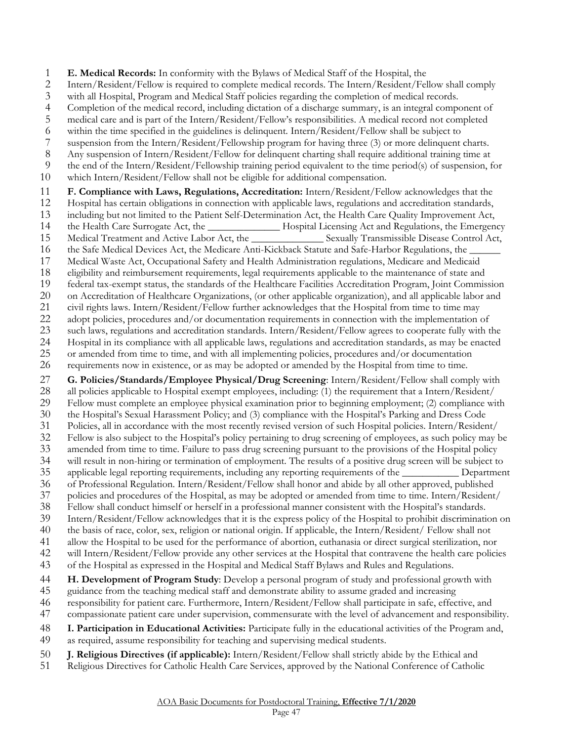**E. Medical Records:** In conformity with the Bylaws of Medical Staff of the Hospital, the Intern/Resident/Fellow is required to complete medical records. The Intern/Resident/Fellow shall comply with all Hospital, Program and Medical Staff policies regarding the completion of medical records. Completion of the medical record, including dictation of a discharge summary, is an integral component of medical care and is part of the Intern/Resident/Fellow's responsibilities. A medical record not completed within the time specified in the guidelines is delinquent. Intern/Resident/Fellow shall be subject to suspension from the Intern/Resident/Fellowship program for having three (3) or more delinquent charts. Any suspension of Intern/Resident/Fellow for delinquent charting shall require additional training time at the end of the Intern/Resident/Fellowship training period equivalent to the time period(s) of suspension, for which Intern/Resident/Fellow shall not be eligible for additional compensation.

**F. Compliance with Laws, Regulations, Accreditation:** Intern/Resident/Fellow acknowledges that the Hospital has certain obligations in connection with applicable laws, regulations and accreditation standards, including but not limited to the Patient Self-Determination Act, the Health Care Quality Improvement Act, the Health Care Surrogate Act, the ______________ Hospital Licensing Act and Regulations, the Emergency Medical Treatment and Active Labor Act, the ______________ Sexually Transmissible Disease Control Act, the Safe Medical Devices Act, the Medicare Anti-Kickback Statute and Safe-Harbor Regulations, the ______ Medical Waste Act, Occupational Safety and Health Administration regulations, Medicare and Medicaid eligibility and reimbursement requirements, legal requirements applicable to the maintenance of state and federal tax-exempt status, the standards of the Healthcare Facilities Accreditation Program, Joint Commission on Accreditation of Healthcare Organizations, (or other applicable organization), and all applicable labor and civil rights laws. Intern/Resident/Fellow further acknowledges that the Hospital from time to time may adopt policies, procedures and/or documentation requirements in connection with the implementation of such laws, regulations and accreditation standards. Intern/Resident/Fellow agrees to cooperate fully with the Hospital in its compliance with all applicable laws, regulations and accreditation standards, as may be enacted or amended from time to time, and with all implementing policies, procedures and/or documentation requirements now in existence, or as may be adopted or amended by the Hospital from time to time.

**G. Policies/Standards/Employee Physical/Drug Screening**: Intern/Resident/Fellow shall comply with all policies applicable to Hospital exempt employees, including: (1) the requirement that a Intern/Resident/Fellow must complete an employee physical examination prior to beginning employment; (2) compliance with the Hospital's Sexual Harassment Policy; and (3) compliance with the Hospital's Parking and Dress Code Policies, all in accordance with the most recently revised version of such Hospital policies. Intern/Resident/Fellow is also subject to the Hospital's policy pertaining to drug screening of employees, as such policy may be amended from time to time. Failure to pass drug screening pursuant to the provisions of the Hospital policy will result in non-hiring or termination of employment. The results of a positive drug screen will be subject to applicable legal reporting requirements, including any reporting requirements of the ___________ Department of Professional Regulation. Intern/Resident/Fellow shall honor and abide by all other approved, published policies and procedures of the Hospital, as may be adopted or amended from time to time. Intern/Resident/Fellow shall conduct himself or herself in a professional manner consistent with the Hospital's standards. Intern/Resident/Fellow acknowledges that it is the express policy of the Hospital to prohibit discrimination on the basis of race, color, sex, religion or national origin. If applicable, the Intern/Resident/ Fellow shall not allow the Hospital to be used for the performance of abortion, euthanasia or direct surgical sterilization, nor will Intern/Resident/Fellow provide any other services at the Hospital that contravene the health care policies of the Hospital as expressed in the Hospital and Medical Staff Bylaws and Rules and Regulations.

**H. Development of Program Study**: Develop a personal program of study and professional growth with guidance from the teaching medical staff and demonstrate ability to assume graded and increasing responsibility for patient care. Furthermore, Intern/Resident/Fellow shall participate in safe, effective, and compassionate patient care under supervision, commensurate with the level of advancement and responsibility.

**I. Participation in Educational Activities:** Participate fully in the educational activities of the Program and, as required, assume responsibility for teaching and supervising medical students.

**J. Religious Directives (if applicable):** Intern/Resident/Fellow shall strictly abide by the Ethical and Religious Directives for Catholic Health Care Services, approved by the National Conference of Catholic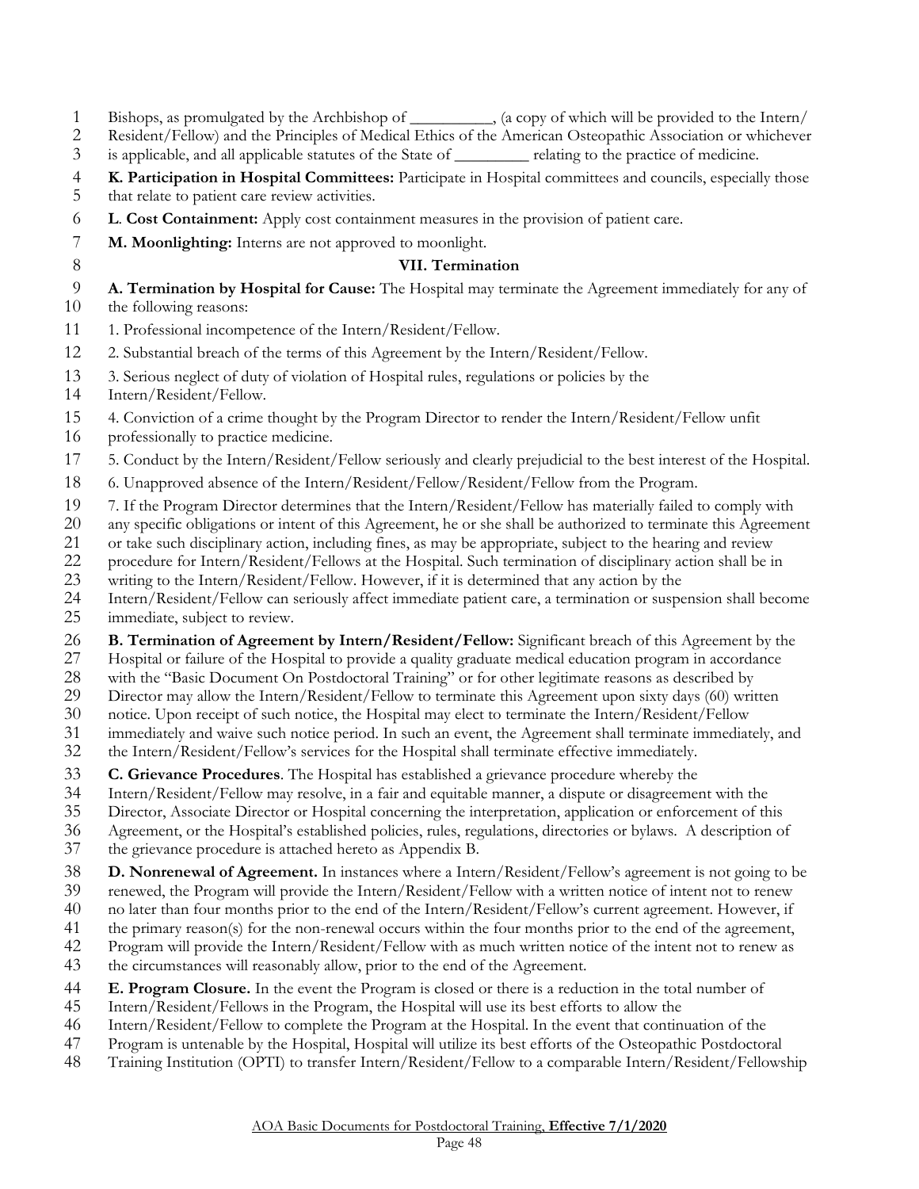Bishops, as promulgated by the Archbishop of __________, (a copy of which will be provided to the Intern/Resident/Fellow) and the Principles of Medical Ethics of the American Osteopathic Association or whichever is applicable, and all applicable statutes of the State of _________ relating to the practice of medicine.

**K. Participation in Hospital Committees:** Participate in Hospital committees and councils, especially those that relate to patient care review activities.

**L. Cost Containment:** Apply cost containment measures in the provision of patient care.

**M. Moonlighting:** Interns are not approved to moonlight.

## VII. Termination

**A. Termination by Hospital for Cause:** The Hospital may terminate the Agreement immediately for any of the following reasons:

1. Professional incompetence of the Intern/Resident/Fellow.
2. Substantial breach of the terms of this Agreement by the Intern/Resident/Fellow.
3. Serious neglect of duty of violation of Hospital rules, regulations or policies by the Intern/Resident/Fellow.
4. Conviction of a crime thought by the Program Director to render the Intern/Resident/Fellow unfit professionally to practice medicine.
5. Conduct by the Intern/Resident/Fellow seriously and clearly prejudicial to the best interest of the Hospital.
6. Unapproved absence of the Intern/Resident/Fellow/Resident/Fellow from the Program.
7. If the Program Director determines that the Intern/Resident/Fellow has materially failed to comply with any specific obligations or intent of this Agreement, he or she shall be authorized to terminate this Agreement or take such disciplinary action, including fines, as may be appropriate, subject to the hearing and review procedure for Intern/Resident/Fellows at the Hospital. Such termination of disciplinary action shall be in writing to the Intern/Resident/Fellow. However, if it is determined that any action by the Intern/Resident/Fellow can seriously affect immediate patient care, a termination or suspension shall become immediate, subject to review.

**B. Termination of Agreement by Intern/Resident/Fellow:** Significant breach of this Agreement by the Hospital or failure of the Hospital to provide a quality graduate medical education program in accordance with the "Basic Document On Postdoctoral Training" or for other legitimate reasons as described by Director may allow the Intern/Resident/Fellow to terminate this Agreement upon sixty days (60) written notice. Upon receipt of such notice, the Hospital may elect to terminate the Intern/Resident/Fellow immediately and waive such notice period. In such an event, the Agreement shall terminate immediately, and the Intern/Resident/Fellow's services for the Hospital shall terminate effective immediately.

**C. Grievance Procedures**. The Hospital has established a grievance procedure whereby the Intern/Resident/Fellow may resolve, in a fair and equitable manner, a dispute or disagreement with the Director, Associate Director or Hospital concerning the interpretation, application or enforcement of this Agreement, or the Hospital's established policies, rules, regulations, directories or bylaws. A description of the grievance procedure is attached hereto as Appendix B.

**D. Nonrenewal of Agreement.** In instances where a Intern/Resident/Fellow's agreement is not going to be renewed, the Program will provide the Intern/Resident/Fellow with a written notice of intent not to renew no later than four months prior to the end of the Intern/Resident/Fellow's current agreement. However, if the primary reason(s) for the non-renewal occurs within the four months prior to the end of the agreement, Program will provide the Intern/Resident/Fellow with as much written notice of the intent not to renew as the circumstances will reasonably allow, prior to the end of the Agreement.

**E. Program Closure.** In the event the Program is closed or there is a reduction in the total number of Intern/Resident/Fellows in the Program, the Hospital will use its best efforts to allow the Intern/Resident/Fellow to complete the Program at the Hospital. In the event that continuation of the Program is untenable by the Hospital, Hospital will utilize its best efforts of the Osteopathic Postdoctoral Training Institution (OPTI) to transfer Intern/Resident/Fellow to a comparable Intern/Resident/Fellowship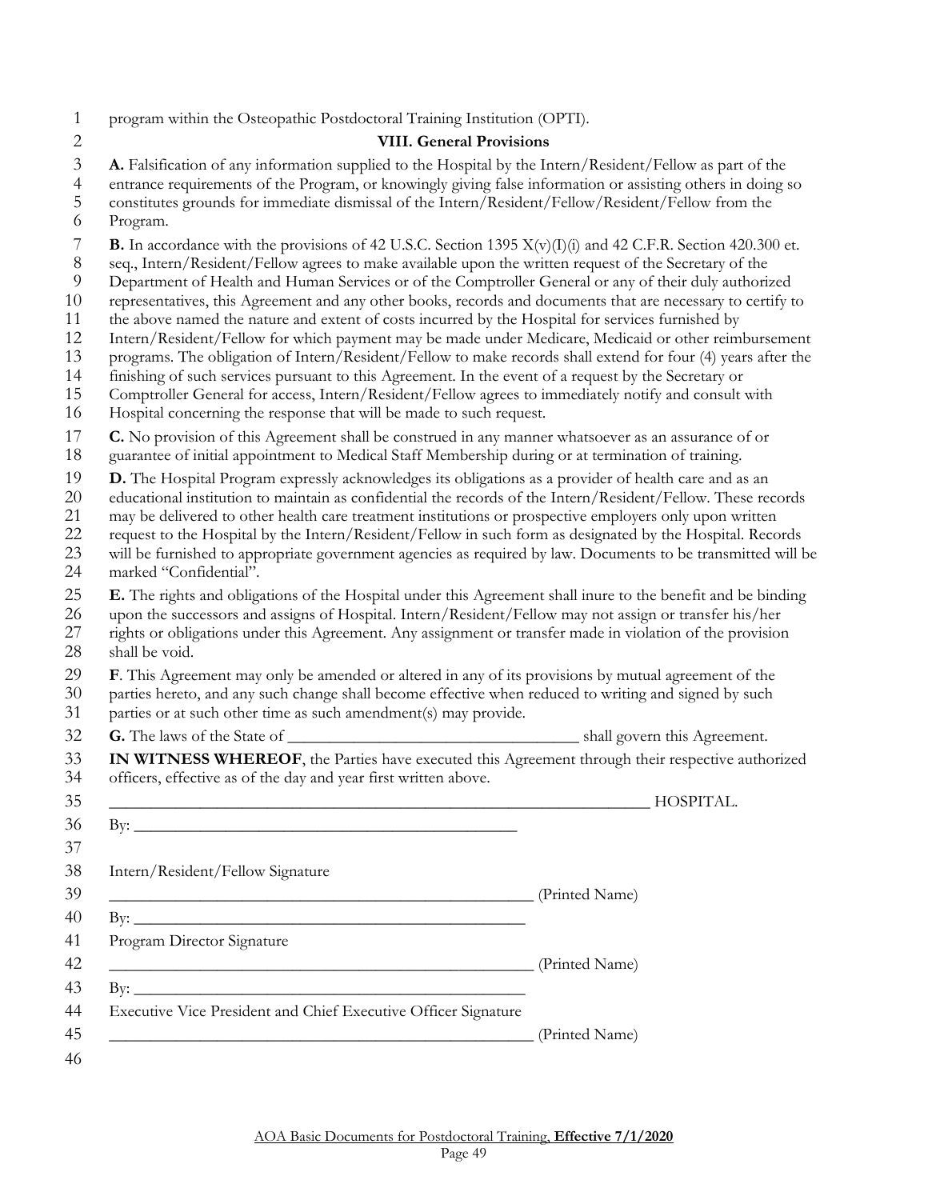program within the Osteopathic Postdoctoral Training Institution (OPTI).

## VIII. General Provisions

**A.** Falsification of any information supplied to the Hospital by the Intern/Resident/Fellow as part of the entrance requirements of the Program, or knowingly giving false information or assisting others in doing so constitutes grounds for immediate dismissal of the Intern/Resident/Fellow/Resident/Fellow from the Program.

**B.** In accordance with the provisions of 42 U.S.C. Section 1395 X(v)(I)(i) and 42 C.F.R. Section 420.300 et. seq., Intern/Resident/Fellow agrees to make available upon the written request of the Secretary of the Department of Health and Human Services or of the Comptroller General or any of their duly authorized representatives, this Agreement and any other books, records and documents that are necessary to certify to the above named the nature and extent of costs incurred by the Hospital for services furnished by Intern/Resident/Fellow for which payment may be made under Medicare, Medicaid or other reimbursement programs. The obligation of Intern/Resident/Fellow to make records shall extend for four (4) years after the finishing of such services pursuant to this Agreement. In the event of a request by the Secretary or Comptroller General for access, Intern/Resident/Fellow agrees to immediately notify and consult with Hospital concerning the response that will be made to such request.

**C.** No provision of this Agreement shall be construed in any manner whatsoever as an assurance of or guarantee of initial appointment to Medical Staff Membership during or at termination of training.

**D.** The Hospital Program expressly acknowledges its obligations as a provider of health care and as an educational institution to maintain as confidential the records of the Intern/Resident/Fellow. These records may be delivered to other health care treatment institutions or prospective employers only upon written request to the Hospital by the Intern/Resident/Fellow in such form as designated by the Hospital. Records will be furnished to appropriate government agencies as required by law. Documents to be transmitted will be marked "Confidential".

**E.** The rights and obligations of the Hospital under this Agreement shall inure to the benefit and be binding upon the successors and assigns of Hospital. Intern/Resident/Fellow may not assign or transfer his/her rights or obligations under this Agreement. Any assignment or transfer made in violation of the provision shall be void.

**F**. This Agreement may only be amended or altered in any of its provisions by mutual agreement of the parties hereto, and any such change shall become effective when reduced to writing and signed by such parties or at such other time as such amendment(s) may provide.

**G.** The laws of the State of ___________________________________ shall govern this Agreement.

**IN WITNESS WHEREOF**, the Parties have executed this Agreement through their respective authorized officers, effective as of the day and year first written above.

__________________________________________________________________ HOSPITAL.

By: _______________________________________________

Intern/Resident/Fellow Signature

____________________________________________________ (Printed Name)

By: _______________________________________________

Program Director Signature

____________________________________________________ (Printed Name)

By: _______________________________________________

Executive Vice President and Chief Executive Officer Signature

____________________________________________________ (Printed Name)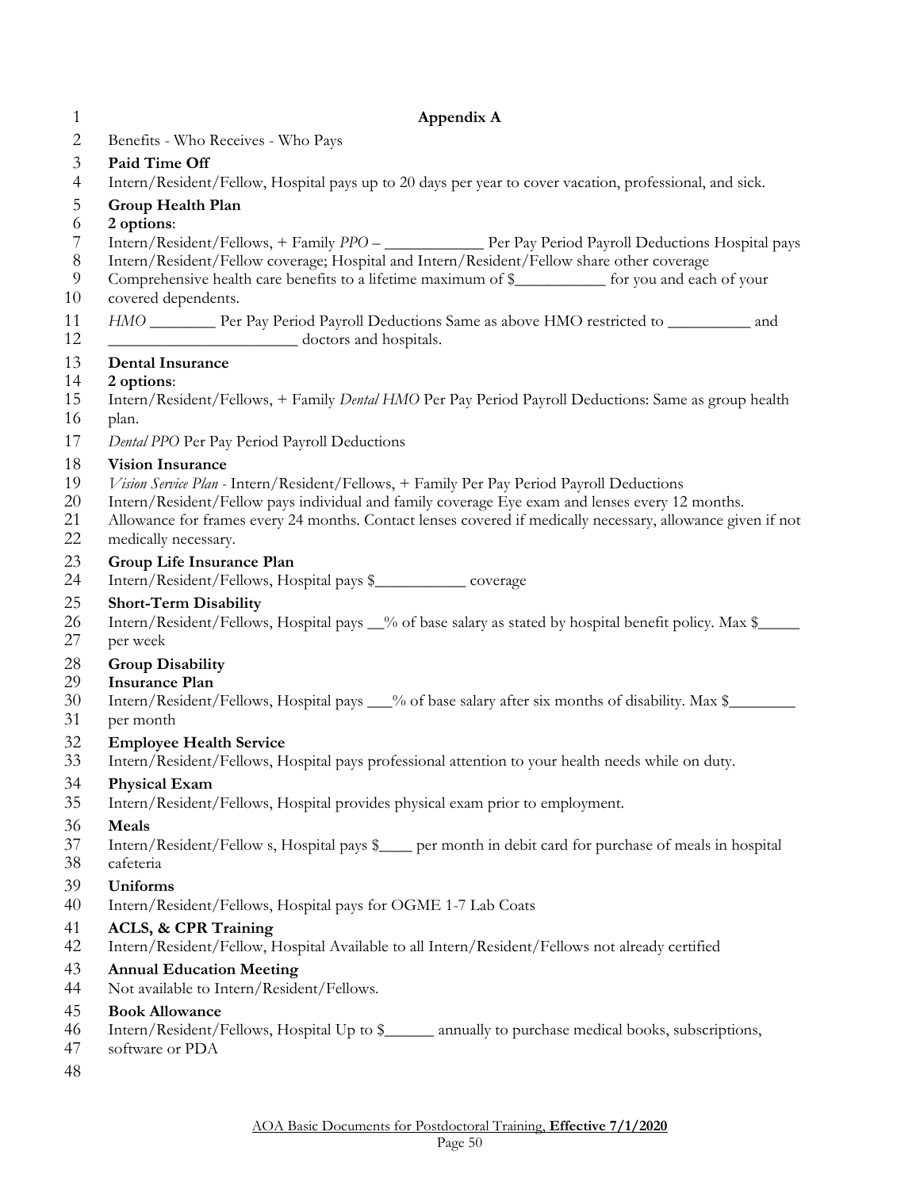# Appendix A

Benefits - Who Receives - Who Pays

**Paid Time Off**
Intern/Resident/Fellow, Hospital pays up to 20 days per year to cover vacation, professional, and sick.

**Group Health Plan**
**2 options**:
Intern/Resident/Fellows, + Family *PPO* – ____________ Per Pay Period Payroll Deductions Hospital pays Intern/Resident/Fellow coverage; Hospital and Intern/Resident/Fellow share other coverage Comprehensive health care benefits to a lifetime maximum of $___________ for you and each of your covered dependents.

*HMO* ________ Per Pay Period Payroll Deductions Same as above HMO restricted to __________ and _______________________ doctors and hospitals.

**Dental Insurance**
**2 options**:
Intern/Resident/Fellows, + Family *Dental HMO* Per Pay Period Payroll Deductions: Same as group health plan.

*Dental PPO* Per Pay Period Payroll Deductions

**Vision Insurance**
*Vision Service Plan* - Intern/Resident/Fellows, + Family Per Pay Period Payroll Deductions
Intern/Resident/Fellow pays individual and family coverage Eye exam and lenses every 12 months. Allowance for frames every 24 months. Contact lenses covered if medically necessary, allowance given if not medically necessary.

**Group Life Insurance Plan**
Intern/Resident/Fellows, Hospital pays $___________ coverage

**Short-Term Disability**
Intern/Resident/Fellows, Hospital pays __% of base salary as stated by hospital benefit policy. Max $_____ per week

**Group Disability Insurance Plan**
Intern/Resident/Fellows, Hospital pays ___% of base salary after six months of disability. Max $________ per month

**Employee Health Service**
Intern/Resident/Fellows, Hospital pays professional attention to your health needs while on duty.

**Physical Exam**
Intern/Resident/Fellows, Hospital provides physical exam prior to employment.

**Meals**
Intern/Resident/Fellow s, Hospital pays $____ per month in debit card for purchase of meals in hospital cafeteria

**Uniforms**
Intern/Resident/Fellows, Hospital pays for OGME 1-7 Lab Coats

**ACLS, & CPR Training**
Intern/Resident/Fellow, Hospital Available to all Intern/Resident/Fellows not already certified

**Annual Education Meeting**
Not available to Intern/Resident/Fellows.

**Book Allowance**
Intern/Resident/Fellows, Hospital Up to $______ annually to purchase medical books, subscriptions, software or PDA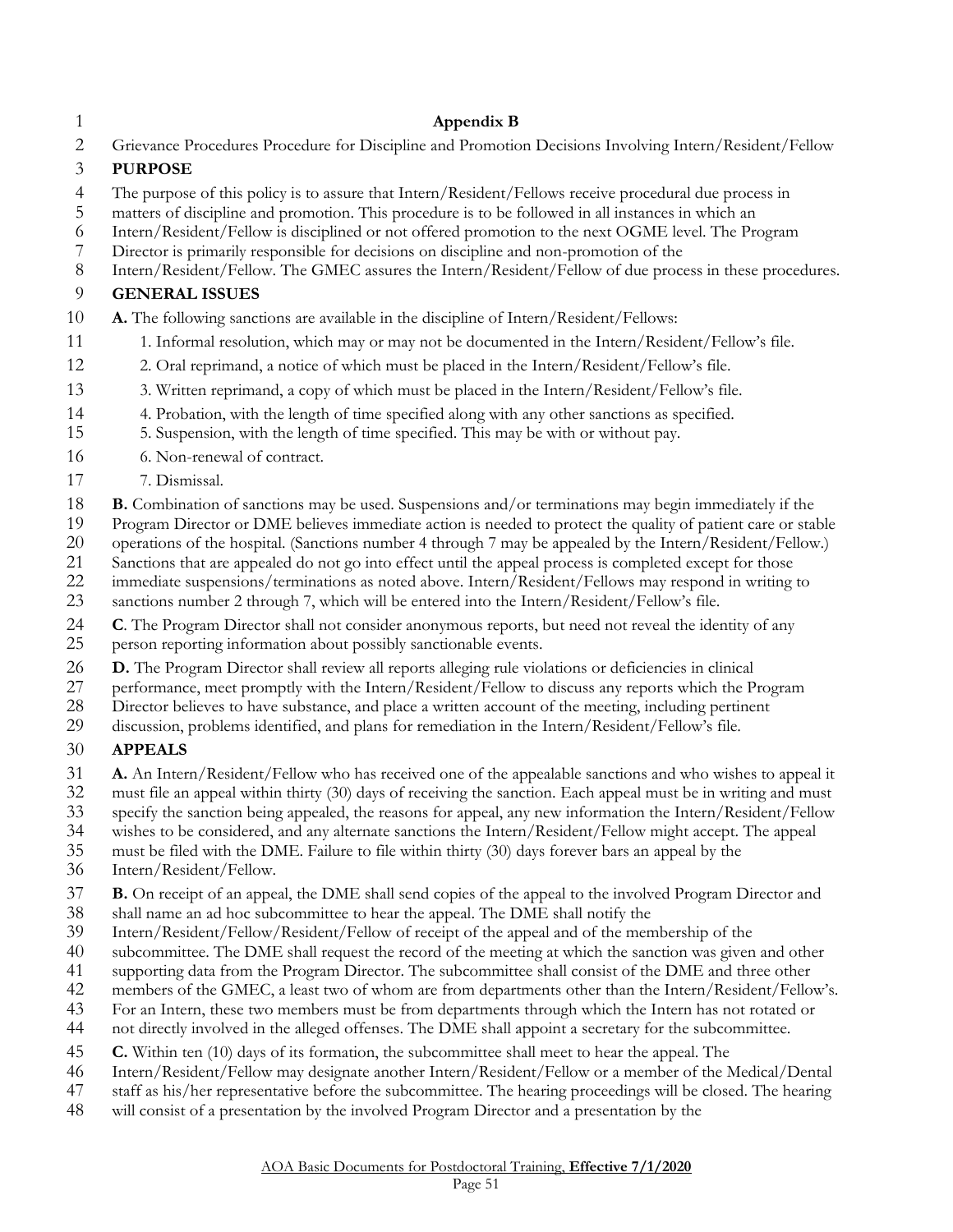# Appendix B

Grievance Procedures Procedure for Discipline and Promotion Decisions Involving Intern/Resident/Fellow

## PURPOSE

The purpose of this policy is to assure that Intern/Resident/Fellows receive procedural due process in matters of discipline and promotion. This procedure is to be followed in all instances in which an Intern/Resident/Fellow is disciplined or not offered promotion to the next OGME level. The Program Director is primarily responsible for decisions on discipline and non-promotion of the Intern/Resident/Fellow. The GMEC assures the Intern/Resident/Fellow of due process in these procedures.

## GENERAL ISSUES

**A.** The following sanctions are available in the discipline of Intern/Resident/Fellows:

1. Informal resolution, which may or may not be documented in the Intern/Resident/Fellow's file.
2. Oral reprimand, a notice of which must be placed in the Intern/Resident/Fellow's file.
3. Written reprimand, a copy of which must be placed in the Intern/Resident/Fellow's file.
4. Probation, with the length of time specified along with any other sanctions as specified.
5. Suspension, with the length of time specified. This may be with or without pay.
6. Non-renewal of contract.
7. Dismissal.

**B.** Combination of sanctions may be used. Suspensions and/or terminations may begin immediately if the Program Director or DME believes immediate action is needed to protect the quality of patient care or stable operations of the hospital. (Sanctions number 4 through 7 may be appealed by the Intern/Resident/Fellow.) Sanctions that are appealed do not go into effect until the appeal process is completed except for those immediate suspensions/terminations as noted above. Intern/Resident/Fellows may respond in writing to sanctions number 2 through 7, which will be entered into the Intern/Resident/Fellow's file.

**C**. The Program Director shall not consider anonymous reports, but need not reveal the identity of any person reporting information about possibly sanctionable events.

**D.** The Program Director shall review all reports alleging rule violations or deficiencies in clinical performance, meet promptly with the Intern/Resident/Fellow to discuss any reports which the Program Director believes to have substance, and place a written account of the meeting, including pertinent discussion, problems identified, and plans for remediation in the Intern/Resident/Fellow's file.

## APPEALS

**A.** An Intern/Resident/Fellow who has received one of the appealable sanctions and who wishes to appeal it must file an appeal within thirty (30) days of receiving the sanction. Each appeal must be in writing and must specify the sanction being appealed, the reasons for appeal, any new information the Intern/Resident/Fellow wishes to be considered, and any alternate sanctions the Intern/Resident/Fellow might accept. The appeal must be filed with the DME. Failure to file within thirty (30) days forever bars an appeal by the Intern/Resident/Fellow.

**B.** On receipt of an appeal, the DME shall send copies of the appeal to the involved Program Director and shall name an ad hoc subcommittee to hear the appeal. The DME shall notify the Intern/Resident/Fellow/Resident/Fellow of receipt of the appeal and of the membership of the subcommittee. The DME shall request the record of the meeting at which the sanction was given and other supporting data from the Program Director. The subcommittee shall consist of the DME and three other members of the GMEC, a least two of whom are from departments other than the Intern/Resident/Fellow's. For an Intern, these two members must be from departments through which the Intern has not rotated or not directly involved in the alleged offenses. The DME shall appoint a secretary for the subcommittee.

**C.** Within ten (10) days of its formation, the subcommittee shall meet to hear the appeal. The Intern/Resident/Fellow may designate another Intern/Resident/Fellow or a member of the Medical/Dental staff as his/her representative before the subcommittee. The hearing proceedings will be closed. The hearing will consist of a presentation by the involved Program Director and a presentation by the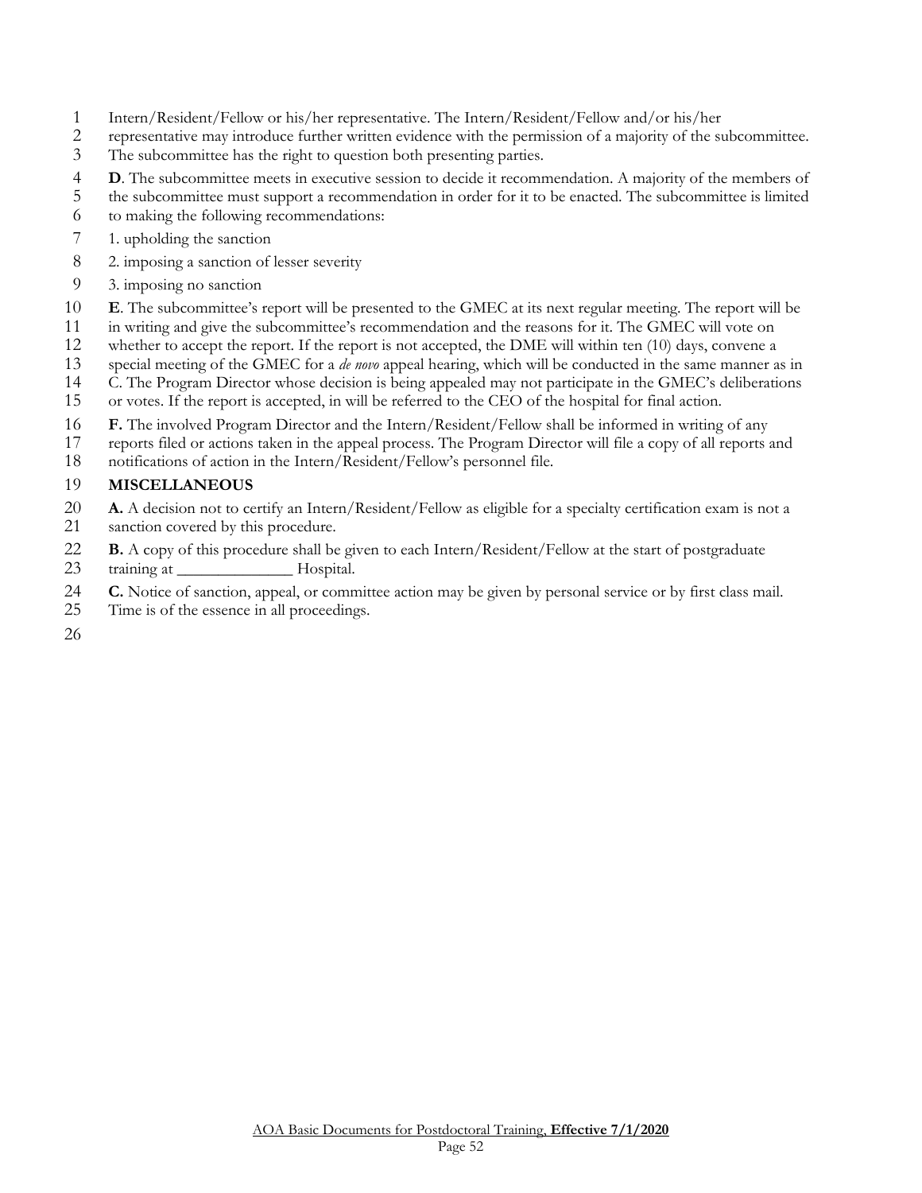Intern/Resident/Fellow or his/her representative. The Intern/Resident/Fellow and/or his/her representative may introduce further written evidence with the permission of a majority of the subcommittee. The subcommittee has the right to question both presenting parties.

**D**. The subcommittee meets in executive session to decide it recommendation. A majority of the members of the subcommittee must support a recommendation in order for it to be enacted. The subcommittee is limited to making the following recommendations:

1. upholding the sanction
2. imposing a sanction of lesser severity
3. imposing no sanction

**E**. The subcommittee's report will be presented to the GMEC at its next regular meeting. The report will be in writing and give the subcommittee's recommendation and the reasons for it. The GMEC will vote on whether to accept the report. If the report is not accepted, the DME will within ten (10) days, convene a special meeting of the GMEC for a *de novo* appeal hearing, which will be conducted in the same manner as in C. The Program Director whose decision is being appealed may not participate in the GMEC's deliberations or votes. If the report is accepted, in will be referred to the CEO of the hospital for final action.

**F.** The involved Program Director and the Intern/Resident/Fellow shall be informed in writing of any reports filed or actions taken in the appeal process. The Program Director will file a copy of all reports and notifications of action in the Intern/Resident/Fellow's personnel file.

## MISCELLANEOUS

**A.** A decision not to certify an Intern/Resident/Fellow as eligible for a specialty certification exam is not a sanction covered by this procedure.

**B.** A copy of this procedure shall be given to each Intern/Resident/Fellow at the start of postgraduate training at ______________ Hospital.

**C.** Notice of sanction, appeal, or committee action may be given by personal service or by first class mail. Time is of the essence in all proceedings.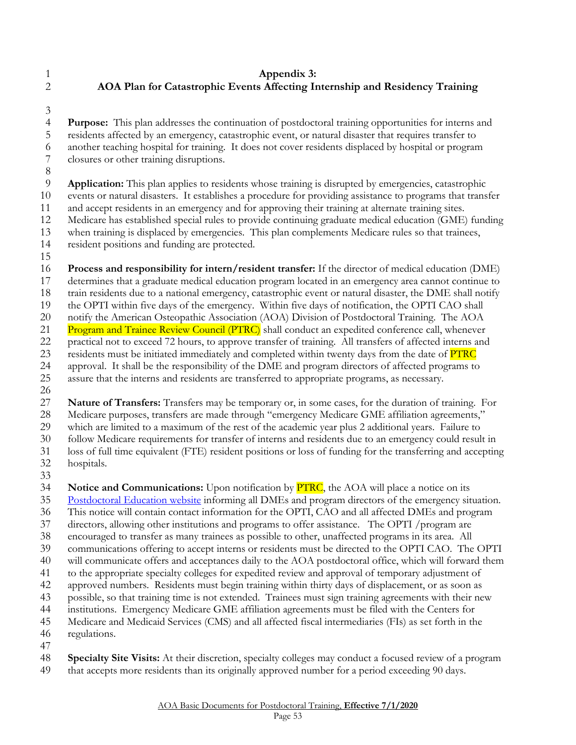# Appendix 3:
## AOA Plan for Catastrophic Events Affecting Internship and Residency Training

**Purpose:** This plan addresses the continuation of postdoctoral training opportunities for interns and residents affected by an emergency, catastrophic event, or natural disaster that requires transfer to another teaching hospital for training. It does not cover residents displaced by hospital or program closures or other training disruptions.

**Application:** This plan applies to residents whose training is disrupted by emergencies, catastrophic events or natural disasters. It establishes a procedure for providing assistance to programs that transfer and accept residents in an emergency and for approving their training at alternate training sites. Medicare has established special rules to provide continuing graduate medical education (GME) funding when training is displaced by emergencies. This plan complements Medicare rules so that trainees, resident positions and funding are protected.

**Process and responsibility for intern/resident transfer:** If the director of medical education (DME) determines that a graduate medical education program located in an emergency area cannot continue to train residents due to a national emergency, catastrophic event or natural disaster, the DME shall notify the OPTI within five days of the emergency. Within five days of notification, the OPTI CAO shall notify the American Osteopathic Association (AOA) Division of Postdoctoral Training. The AOA Program and Trainee Review Council (PTRC) shall conduct an expedited conference call, whenever practical not to exceed 72 hours, to approve transfer of training. All transfers of affected interns and residents must be initiated immediately and completed within twenty days from the date of PTRC approval. It shall be the responsibility of the DME and program directors of affected programs to assure that the interns and residents are transferred to appropriate programs, as necessary.

**Nature of Transfers:** Transfers may be temporary or, in some cases, for the duration of training. For Medicare purposes, transfers are made through "emergency Medicare GME affiliation agreements," which are limited to a maximum of the rest of the academic year plus 2 additional years. Failure to follow Medicare requirements for transfer of interns and residents due to an emergency could result in loss of full time equivalent (FTE) resident positions or loss of funding for the transferring and accepting hospitals.

**Notice and Communications:** Upon notification by PTRC, the AOA will place a notice on its Postdoctoral Education website informing all DMEs and program directors of the emergency situation. This notice will contain contact information for the OPTI, CAO and all affected DMEs and program directors, allowing other institutions and programs to offer assistance. The OPTI /program are encouraged to transfer as many trainees as possible to other, unaffected programs in its area. All communications offering to accept interns or residents must be directed to the OPTI CAO. The OPTI will communicate offers and acceptances daily to the AOA postdoctoral office, which will forward them to the appropriate specialty colleges for expedited review and approval of temporary adjustment of approved numbers. Residents must begin training within thirty days of displacement, or as soon as possible, so that training time is not extended. Trainees must sign training agreements with their new institutions. Emergency Medicare GME affiliation agreements must be filed with the Centers for Medicare and Medicaid Services (CMS) and all affected fiscal intermediaries (FIs) as set forth in the regulations.

**Specialty Site Visits:** At their discretion, specialty colleges may conduct a focused review of a program that accepts more residents than its originally approved number for a period exceeding 90 days.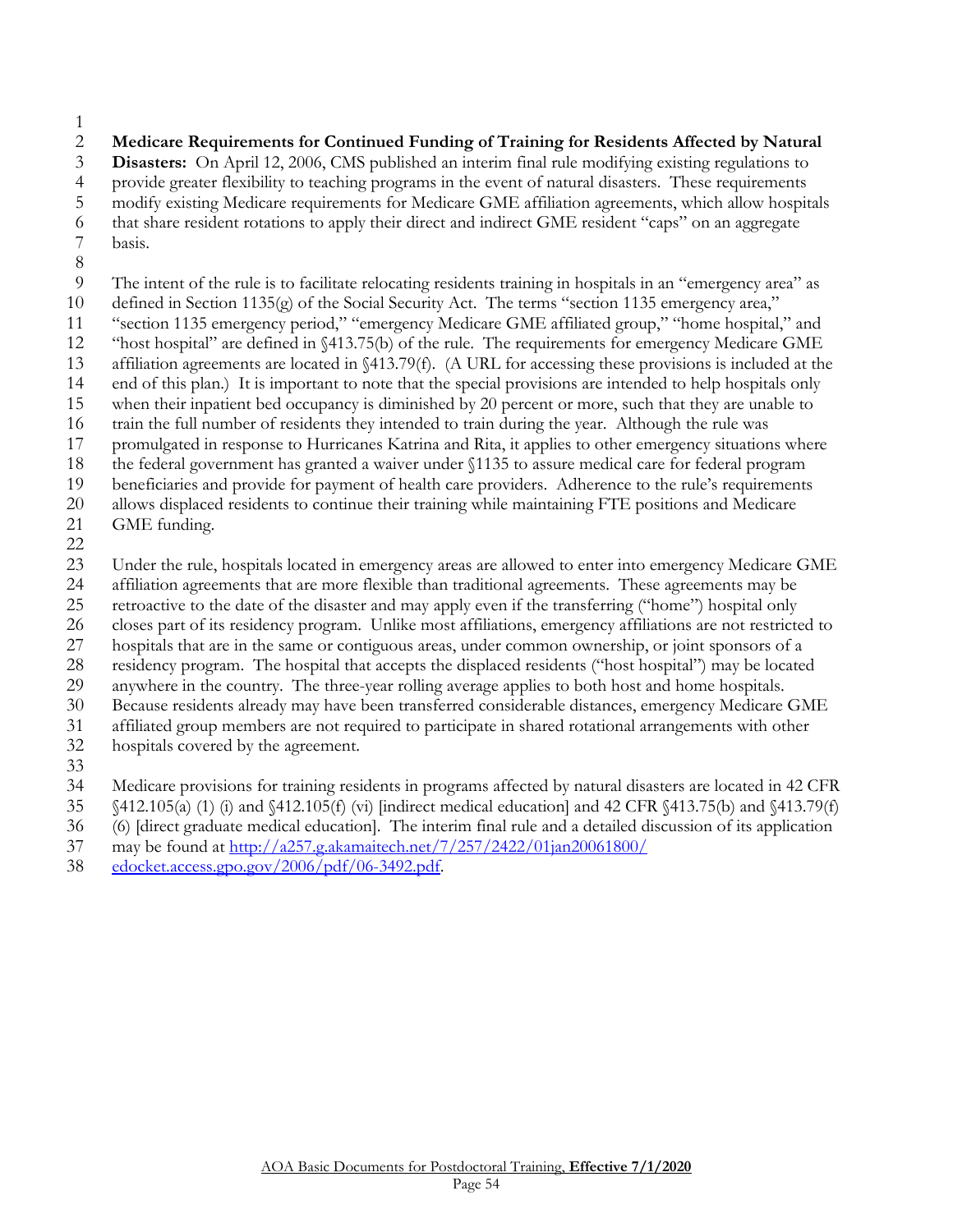**Medicare Requirements for Continued Funding of Training for Residents Affected by Natural Disasters:** On April 12, 2006, CMS published an interim final rule modifying existing regulations to provide greater flexibility to teaching programs in the event of natural disasters. These requirements modify existing Medicare requirements for Medicare GME affiliation agreements, which allow hospitals that share resident rotations to apply their direct and indirect GME resident "caps" on an aggregate basis.

The intent of the rule is to facilitate relocating residents training in hospitals in an "emergency area" as defined in Section 1135(g) of the Social Security Act. The terms "section 1135 emergency area," "section 1135 emergency period," "emergency Medicare GME affiliated group," "home hospital," and "host hospital" are defined in §413.75(b) of the rule. The requirements for emergency Medicare GME affiliation agreements are located in §413.79(f). (A URL for accessing these provisions is included at the end of this plan.) It is important to note that the special provisions are intended to help hospitals only when their inpatient bed occupancy is diminished by 20 percent or more, such that they are unable to train the full number of residents they intended to train during the year. Although the rule was promulgated in response to Hurricanes Katrina and Rita, it applies to other emergency situations where the federal government has granted a waiver under §1135 to assure medical care for federal program beneficiaries and provide for payment of health care providers. Adherence to the rule's requirements allows displaced residents to continue their training while maintaining FTE positions and Medicare GME funding.

Under the rule, hospitals located in emergency areas are allowed to enter into emergency Medicare GME affiliation agreements that are more flexible than traditional agreements. These agreements may be retroactive to the date of the disaster and may apply even if the transferring ("home") hospital only closes part of its residency program. Unlike most affiliations, emergency affiliations are not restricted to hospitals that are in the same or contiguous areas, under common ownership, or joint sponsors of a residency program. The hospital that accepts the displaced residents ("host hospital") may be located anywhere in the country. The three-year rolling average applies to both host and home hospitals. Because residents already may have been transferred considerable distances, emergency Medicare GME affiliated group members are not required to participate in shared rotational arrangements with other hospitals covered by the agreement.

Medicare provisions for training residents in programs affected by natural disasters are located in 42 CFR §412.105(a) (1) (i) and §412.105(f) (vi) [indirect medical education] and 42 CFR §413.75(b) and §413.79(f) (6) [direct graduate medical education]. The interim final rule and a detailed discussion of its application may be found at http://a257.g.akamaitech.net/7/257/2422/01jan20061800/edocket.access.gpo.gov/2006/pdf/06-3492.pdf.